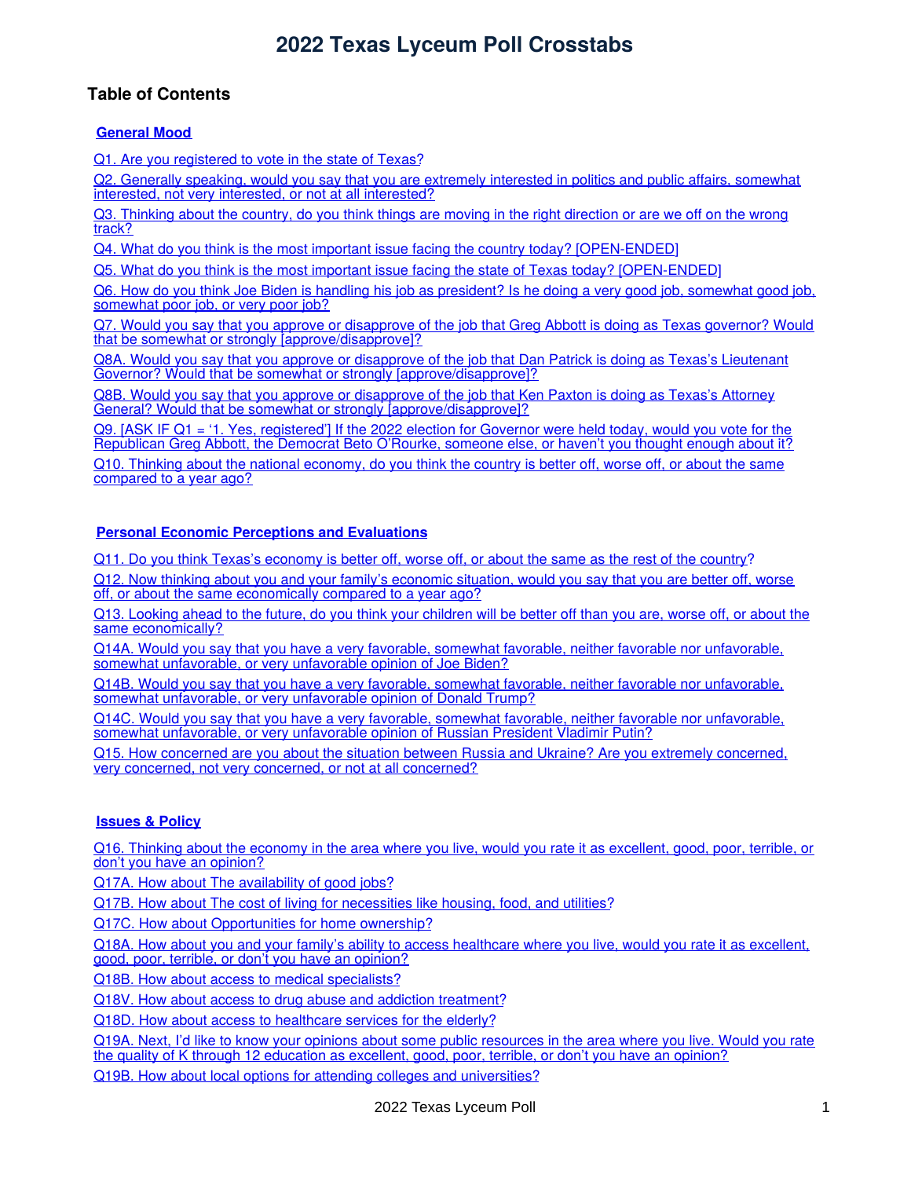# 2022 Texas Lyceum Poll Crosstabs

## Table of Contents

### General Mood

Q1. Are you registered to vote in the state of Texas?

Q2. Generally speaking, would you say that you are extremely interested in politics and public affairs, somewhat interested, not very interested, or not at all interested?

Q3. Thinking about the country, do you think things are moving in the right direction or are we off on the wrong track?

Q4. What do you think is the most important issue facing the country today? [OPEN-ENDED]

Q5. What do you think is the most important issue facing the state of Texas today? [OPEN-ENDED]

Q6. How do you think Joe Biden is handling his job as president? Is he doing a very good job, somewhat good job, somewhat poor job, or very poor job?

Q7. Would you say that you approve or disapprove of the job that Greg Abbott is doing as Texas governor? Would that be somewhat or strongly [approve/disapprove]?

Q8A. Would you say that you approve or disapprove of the job that Dan Patrick is doing as Texas's Lieutenant Governor? Would that be somewhat or strongly [approve/disapprove]?

Q8B. Would you say that you approve or disapprove of the job that Ken Paxton is doing as Texas's Attorney General? Would that be somewhat or strongly [approve/disapprove]?

Q9. [ASK IF Q1 = '1. Yes, registered'] If the 2022 election for Governor were held today, would you vote for the Republican Greg Abbott, the Democrat Beto O'Rourke, someone else, or haven't you thought enough about it?

Q10. Thinking about the national economy, do you think the country is better off, worse off, or about the same compared to a year ago?

### Personal Economic Perceptions and Evaluations

Q11. Do you think Texas's economy is better off, worse off, or about the same as the rest of the country?

Q12. Now thinking about you and your family's economic situation, would you say that you are better off, worse off, or about the same economically compared to a year ago?

Q13. Looking ahead to the future, do you think your children will be better off than you are, worse off, or about the same economically?

Q14A. Would you say that you have a very favorable, somewhat favorable, neither favorable nor unfavorable, somewhat unfavorable, or very unfavorable opinion of Joe Biden?

Q14B. Would you say that you have a very favorable, somewhat favorable, neither favorable nor unfavorable, somewhat unfavorable, or very unfavorable opinion of Donald Trump?

Q14C. Would you say that you have a very favorable, somewhat favorable, neither favorable nor unfavorable, somewhat unfavorable, or very unfavorable opinion of Russian President Vladimir Putin?

Q15. How concerned are you about the situation between Russia and Ukraine? Are you extremely concerned, very concerned, not very concerned, or not at all concerned?

### Issues & Policy

Q16. Thinking about the economy in the area where you live, would you rate it as excellent, good, poor, terrible, or don't you have an opinion?

Q17A. How about The availability of good jobs?

Q17B. How about The cost of living for necessities like housing, food, and utilities?

Q17C. How about Opportunities for home ownership?

Q18A. How about you and your family's ability to access healthcare where you live, would you rate it as excellent, good, poor, terrible, or don't you have an opinion?

Q18B. How about access to medical specialists?

Q18V. How about access to drug abuse and addiction treatment?

Q18D. How about access to healthcare services for the elderly?

Q19A. Next, I'd like to know your opinions about some public resources in the area where you live. Would you rate the quality of K through 12 education as excellent, good, poor, terrible, or don't you have an opinion?

Q19B. How about local options for attending colleges and universities?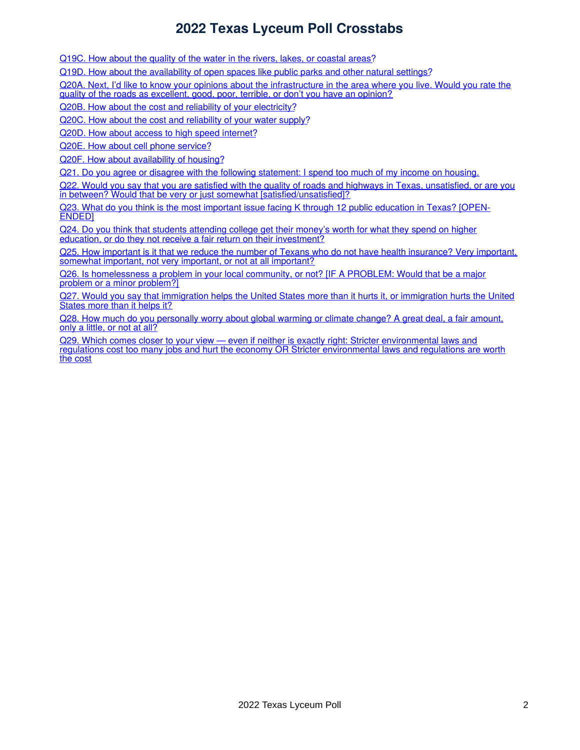Q19C. How about the quality of the water in the rivers, lakes, or coastal areas?

Q19D. How about the availability of open spaces like public parks and other natural settings?

Q20A. Next, I'd like to know your opinions about the infrastructure in the area where you live. Would you rate the quality of the roads as excellent, good, poor, terrible, or don't you have an opinion?

Q20B. How about the cost and reliability of your electricity?

Q20C. How about the cost and reliability of your water supply?

Q20D. How about access to high speed internet?

Q20E. How about cell phone service?

Q20F. How about availability of housing?

Q21. Do you agree or disagree with the following statement: I spend too much of my income on housing.

Q22. Would you say that you are satisfied with the quality of roads and highways in Texas, unsatisfied, or are you in between? Would that be very or just somewhat [satisfied/unsatisfied]?

Q23. What do you think is the most important issue facing K through 12 public education in Texas? [OPEN-ENDED]

Q24. Do you think that students attending college get their money's worth for what they spend on higher education, or do they not receive a fair return on their investment?

Q25. How important is it that we reduce the number of Texans who do not have health insurance? Very important, somewhat important, not very important, or not at all important?

Q26. Is homelessness a problem in your local community, or not? [IF A PROBLEM: Would that be a major problem or a minor problem?]

Q27. Would you say that immigration helps the United States more than it hurts it, or immigration hurts the United States more than it helps it?

Q28. How much do you personally worry about global warming or climate change? A great deal, a fair amount, only a little, or not at all?

Q29. Which comes closer to your view — even if neither is exactly right: Stricter environmental laws and regulations cost too many jobs and hurt the economy OR Stricter environmental laws and regulations are worth the cost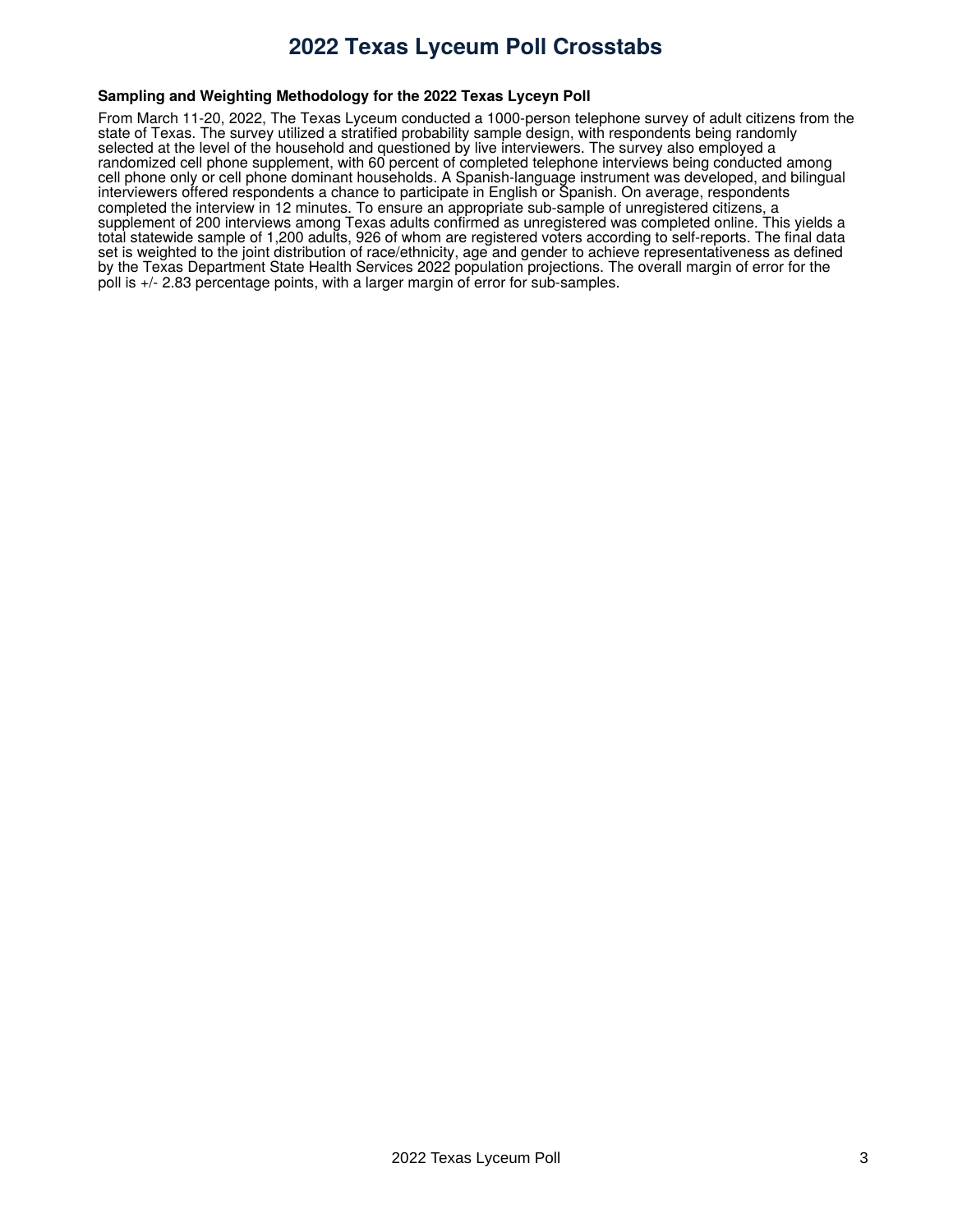# 2022 Texas Lyceum Poll Crosstabs

**Sampling and Weighting Methodology for the 2022 Texas Lyceyn Poll**

From March 11-20, 2022, The Texas Lyceum conducted a 1000-person telephone survey of adult citizens from the state of Texas. The survey utilized a stratified probability sample design, with respondents being randomly selected at the level of the household and questioned by live interviewers. The survey also employed a randomized cell phone supplement, with 60 percent of completed telephone interviews being conducted among cell phone only or cell phone dominant households. A Spanish-language instrument was developed, and bilingual interviewers offered respondents a chance to participate in English or Spanish. On average, respondents completed the interview in 12 minutes. To ensure an appropriate sub-sample of unregistered citizens, a supplement of 200 interviews among Texas adults confirmed as unregistered was completed online. This yields a total statewide sample of 1,200 adults, 926 of whom are registered voters according to self-reports. The final data set is weighted to the joint distribution of race/ethnicity, age and gender to achieve representativeness as defined by the Texas Department State Health Services 2022 population projections. The overall margin of error for the poll is +/- 2.83 percentage points, with a larger margin of error for sub-samples.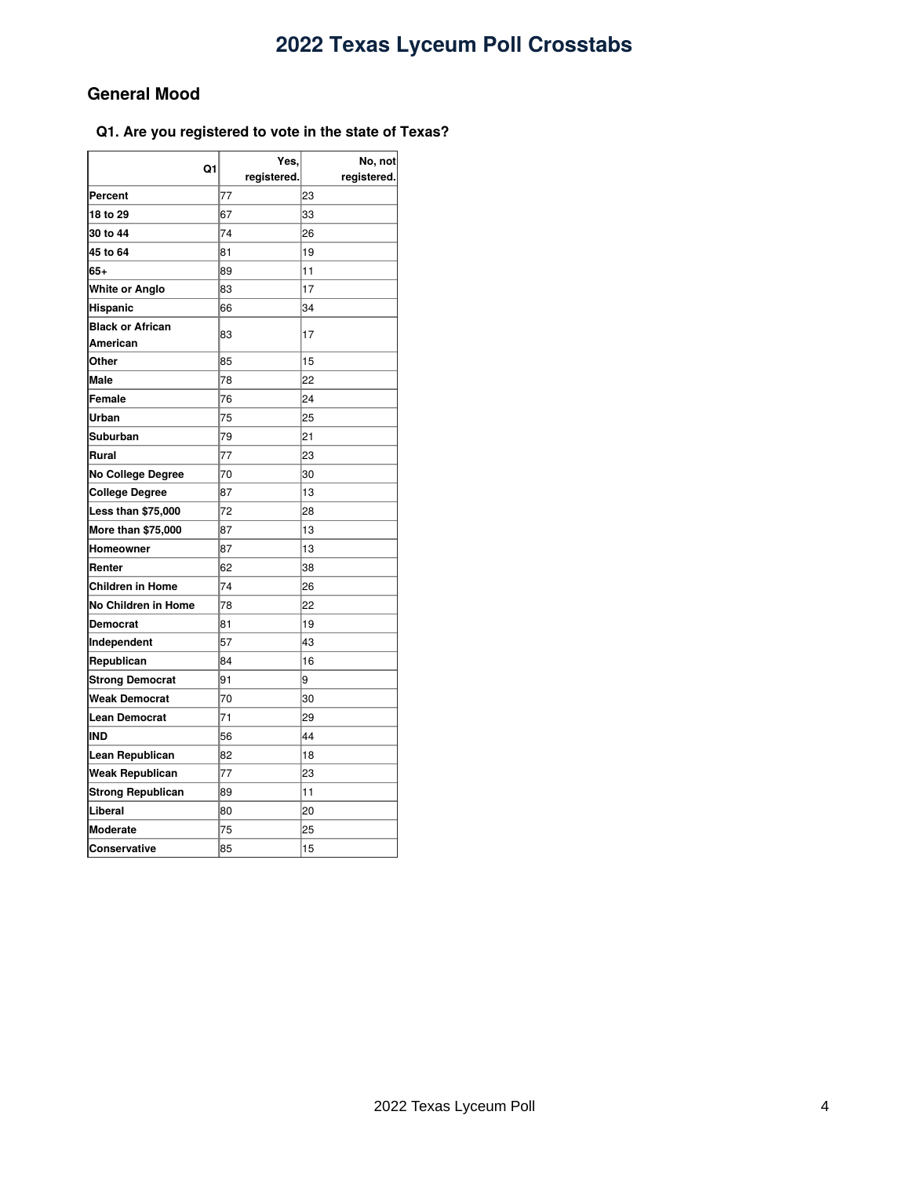# 2022 Texas Lyceum Poll Crosstabs

## General Mood

### Q1. Are you registered to vote in the state of Texas?

| Q1 | Yes, registered. | No, not registered. |
|---|---|---|
| **Percent** | 77 | 23 |
| **18 to 29** | 67 | 33 |
| **30 to 44** | 74 | 26 |
| **45 to 64** | 81 | 19 |
| **65+** | 89 | 11 |
| **White or Anglo** | 83 | 17 |
| **Hispanic** | 66 | 34 |
| **Black or African American** | 83 | 17 |
| **Other** | 85 | 15 |
| **Male** | 78 | 22 |
| **Female** | 76 | 24 |
| **Urban** | 75 | 25 |
| **Suburban** | 79 | 21 |
| **Rural** | 77 | 23 |
| **No College Degree** | 70 | 30 |
| **College Degree** | 87 | 13 |
| **Less than $75,000** | 72 | 28 |
| **More than $75,000** | 87 | 13 |
| **Homeowner** | 87 | 13 |
| **Renter** | 62 | 38 |
| **Children in Home** | 74 | 26 |
| **No Children in Home** | 78 | 22 |
| **Democrat** | 81 | 19 |
| **Independent** | 57 | 43 |
| **Republican** | 84 | 16 |
| **Strong Democrat** | 91 | 9 |
| **Weak Democrat** | 70 | 30 |
| **Lean Democrat** | 71 | 29 |
| **IND** | 56 | 44 |
| **Lean Republican** | 82 | 18 |
| **Weak Republican** | 77 | 23 |
| **Strong Republican** | 89 | 11 |
| **Liberal** | 80 | 20 |
| **Moderate** | 75 | 25 |
| **Conservative** | 85 | 15 |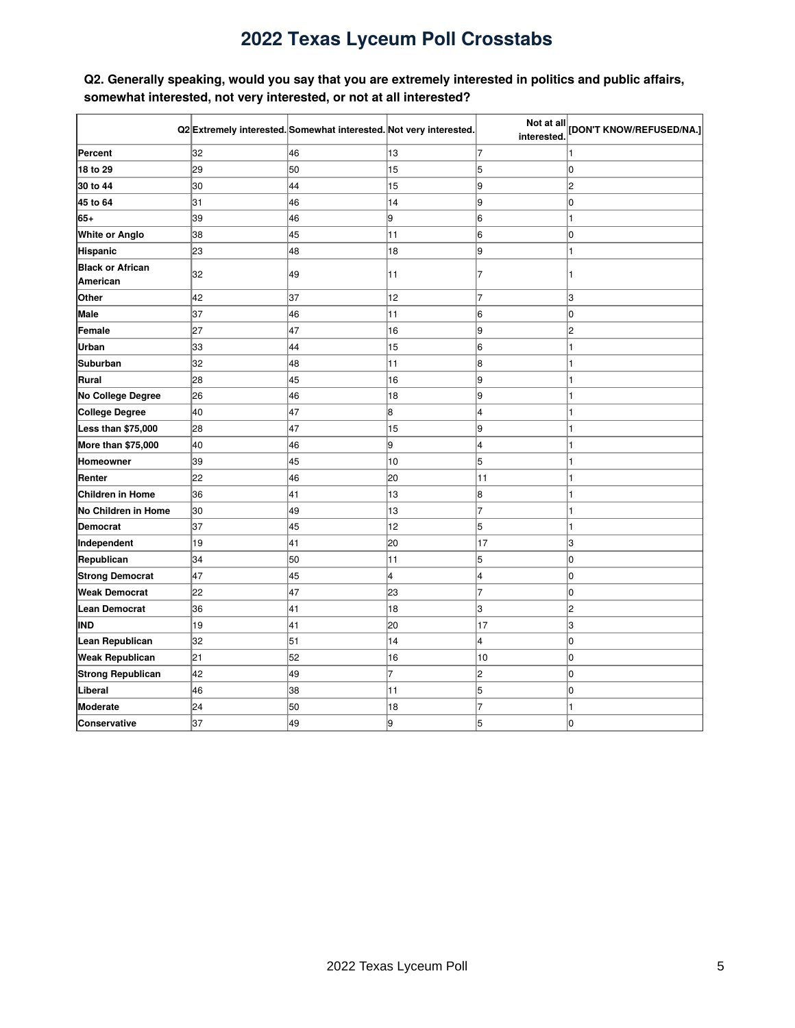# 2022 Texas Lyceum Poll Crosstabs

**Q2. Generally speaking, would you say that you are extremely interested in politics and public affairs, somewhat interested, not very interested, or not at all interested?**

| Q2 | Extremely interested. | Somewhat interested. | Not very interested. | Not at all interested. | [DON'T KNOW/REFUSED/NA.] |
|---|---|---|---|---|---|
| **Percent** | 32 | 46 | 13 | 7 | 1 |
| **18 to 29** | 29 | 50 | 15 | 5 | 0 |
| **30 to 44** | 30 | 44 | 15 | 9 | 2 |
| **45 to 64** | 31 | 46 | 14 | 9 | 0 |
| **65+** | 39 | 46 | 9 | 6 | 1 |
| **White or Anglo** | 38 | 45 | 11 | 6 | 0 |
| **Hispanic** | 23 | 48 | 18 | 9 | 1 |
| **Black or African American** | 32 | 49 | 11 | 7 | 1 |
| **Other** | 42 | 37 | 12 | 7 | 3 |
| **Male** | 37 | 46 | 11 | 6 | 0 |
| **Female** | 27 | 47 | 16 | 9 | 2 |
| **Urban** | 33 | 44 | 15 | 6 | 1 |
| **Suburban** | 32 | 48 | 11 | 8 | 1 |
| **Rural** | 28 | 45 | 16 | 9 | 1 |
| **No College Degree** | 26 | 46 | 18 | 9 | 1 |
| **College Degree** | 40 | 47 | 8 | 4 | 1 |
| **Less than $75,000** | 28 | 47 | 15 | 9 | 1 |
| **More than $75,000** | 40 | 46 | 9 | 4 | 1 |
| **Homeowner** | 39 | 45 | 10 | 5 | 1 |
| **Renter** | 22 | 46 | 20 | 11 | 1 |
| **Children in Home** | 36 | 41 | 13 | 8 | 1 |
| **No Children in Home** | 30 | 49 | 13 | 7 | 1 |
| **Democrat** | 37 | 45 | 12 | 5 | 1 |
| **Independent** | 19 | 41 | 20 | 17 | 3 |
| **Republican** | 34 | 50 | 11 | 5 | 0 |
| **Strong Democrat** | 47 | 45 | 4 | 4 | 0 |
| **Weak Democrat** | 22 | 47 | 23 | 7 | 0 |
| **Lean Democrat** | 36 | 41 | 18 | 3 | 2 |
| **IND** | 19 | 41 | 20 | 17 | 3 |
| **Lean Republican** | 32 | 51 | 14 | 4 | 0 |
| **Weak Republican** | 21 | 52 | 16 | 10 | 0 |
| **Strong Republican** | 42 | 49 | 7 | 2 | 0 |
| **Liberal** | 46 | 38 | 11 | 5 | 0 |
| **Moderate** | 24 | 50 | 18 | 7 | 1 |
| **Conservative** | 37 | 49 | 9 | 5 | 0 |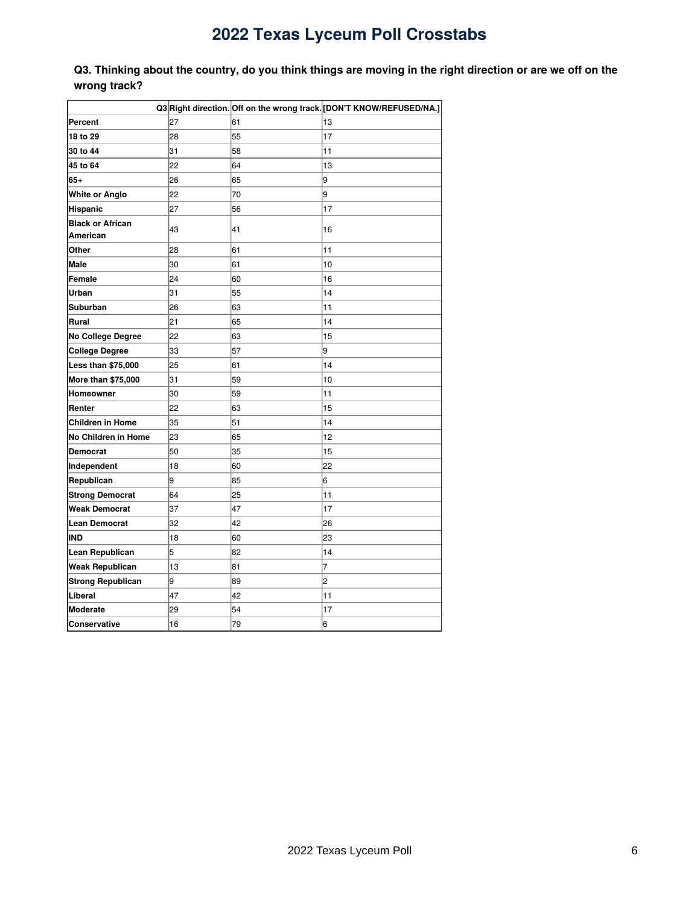# 2022 Texas Lyceum Poll Crosstabs

**Q3. Thinking about the country, do you think things are moving in the right direction or are we off on the wrong track?**

| Q3 | Right direction. | Off on the wrong track. | [DON'T KNOW/REFUSED/NA.] |
|---|---|---|---|
| **Percent** | 27 | 61 | 13 |
| **18 to 29** | 28 | 55 | 17 |
| **30 to 44** | 31 | 58 | 11 |
| **45 to 64** | 22 | 64 | 13 |
| **65+** | 26 | 65 | 9 |
| **White or Anglo** | 22 | 70 | 9 |
| **Hispanic** | 27 | 56 | 17 |
| **Black or African American** | 43 | 41 | 16 |
| **Other** | 28 | 61 | 11 |
| **Male** | 30 | 61 | 10 |
| **Female** | 24 | 60 | 16 |
| **Urban** | 31 | 55 | 14 |
| **Suburban** | 26 | 63 | 11 |
| **Rural** | 21 | 65 | 14 |
| **No College Degree** | 22 | 63 | 15 |
| **College Degree** | 33 | 57 | 9 |
| **Less than $75,000** | 25 | 61 | 14 |
| **More than $75,000** | 31 | 59 | 10 |
| **Homeowner** | 30 | 59 | 11 |
| **Renter** | 22 | 63 | 15 |
| **Children in Home** | 35 | 51 | 14 |
| **No Children in Home** | 23 | 65 | 12 |
| **Democrat** | 50 | 35 | 15 |
| **Independent** | 18 | 60 | 22 |
| **Republican** | 9 | 85 | 6 |
| **Strong Democrat** | 64 | 25 | 11 |
| **Weak Democrat** | 37 | 47 | 17 |
| **Lean Democrat** | 32 | 42 | 26 |
| **IND** | 18 | 60 | 23 |
| **Lean Republican** | 5 | 82 | 14 |
| **Weak Republican** | 13 | 81 | 7 |
| **Strong Republican** | 9 | 89 | 2 |
| **Liberal** | 47 | 42 | 11 |
| **Moderate** | 29 | 54 | 17 |
| **Conservative** | 16 | 79 | 6 |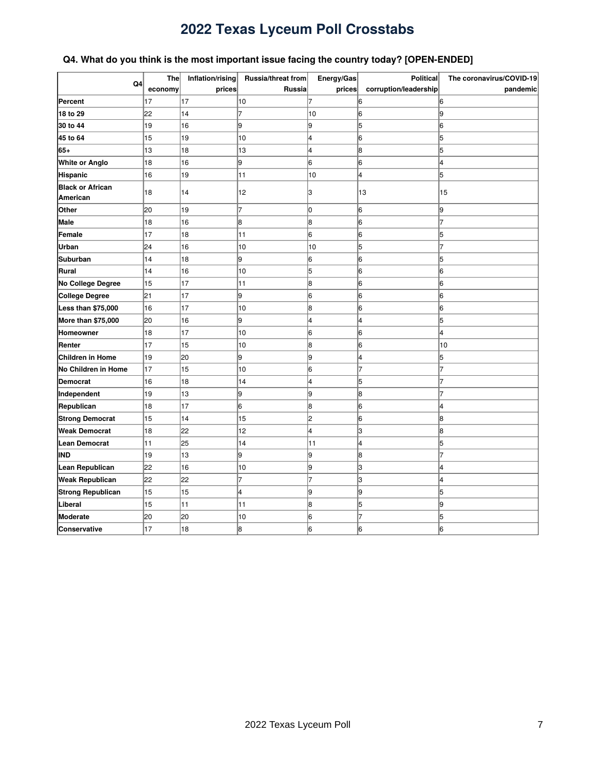# 2022 Texas Lyceum Poll Crosstabs

### Q4. What do you think is the most important issue facing the country today? [OPEN-ENDED]

| Q4 | The economy | Inflation/rising prices | Russia/threat from Russia | Energy/Gas prices | Political corruption/leadership | The coronavirus/COVID-19 pandemic |
|---|---|---|---|---|---|---|
| **Percent** | 17 | 17 | 10 | 7 | 6 | 6 |
| **18 to 29** | 22 | 14 | 7 | 10 | 6 | 9 |
| **30 to 44** | 19 | 16 | 9 | 9 | 5 | 6 |
| **45 to 64** | 15 | 19 | 10 | 4 | 6 | 5 |
| **65+** | 13 | 18 | 13 | 4 | 8 | 5 |
| **White or Anglo** | 18 | 16 | 9 | 6 | 6 | 4 |
| **Hispanic** | 16 | 19 | 11 | 10 | 4 | 5 |
| **Black or African American** | 18 | 14 | 12 | 3 | 13 | 15 |
| **Other** | 20 | 19 | 7 | 0 | 6 | 9 |
| **Male** | 18 | 16 | 8 | 8 | 6 | 7 |
| **Female** | 17 | 18 | 11 | 6 | 6 | 5 |
| **Urban** | 24 | 16 | 10 | 10 | 5 | 7 |
| **Suburban** | 14 | 18 | 9 | 6 | 6 | 5 |
| **Rural** | 14 | 16 | 10 | 5 | 6 | 6 |
| **No College Degree** | 15 | 17 | 11 | 8 | 6 | 6 |
| **College Degree** | 21 | 17 | 9 | 6 | 6 | 6 |
| **Less than $75,000** | 16 | 17 | 10 | 8 | 6 | 6 |
| **More than $75,000** | 20 | 16 | 9 | 4 | 4 | 5 |
| **Homeowner** | 18 | 17 | 10 | 6 | 6 | 4 |
| **Renter** | 17 | 15 | 10 | 8 | 6 | 10 |
| **Children in Home** | 19 | 20 | 9 | 9 | 4 | 5 |
| **No Children in Home** | 17 | 15 | 10 | 6 | 7 | 7 |
| **Democrat** | 16 | 18 | 14 | 4 | 5 | 7 |
| **Independent** | 19 | 13 | 9 | 9 | 8 | 7 |
| **Republican** | 18 | 17 | 6 | 8 | 6 | 4 |
| **Strong Democrat** | 15 | 14 | 15 | 2 | 6 | 8 |
| **Weak Democrat** | 18 | 22 | 12 | 4 | 3 | 8 |
| **Lean Democrat** | 11 | 25 | 14 | 11 | 4 | 5 |
| **IND** | 19 | 13 | 9 | 9 | 8 | 7 |
| **Lean Republican** | 22 | 16 | 10 | 9 | 3 | 4 |
| **Weak Republican** | 22 | 22 | 7 | 7 | 3 | 4 |
| **Strong Republican** | 15 | 15 | 4 | 9 | 9 | 5 |
| **Liberal** | 15 | 11 | 11 | 8 | 5 | 9 |
| **Moderate** | 20 | 20 | 10 | 6 | 7 | 5 |
| **Conservative** | 17 | 18 | 8 | 6 | 6 | 6 |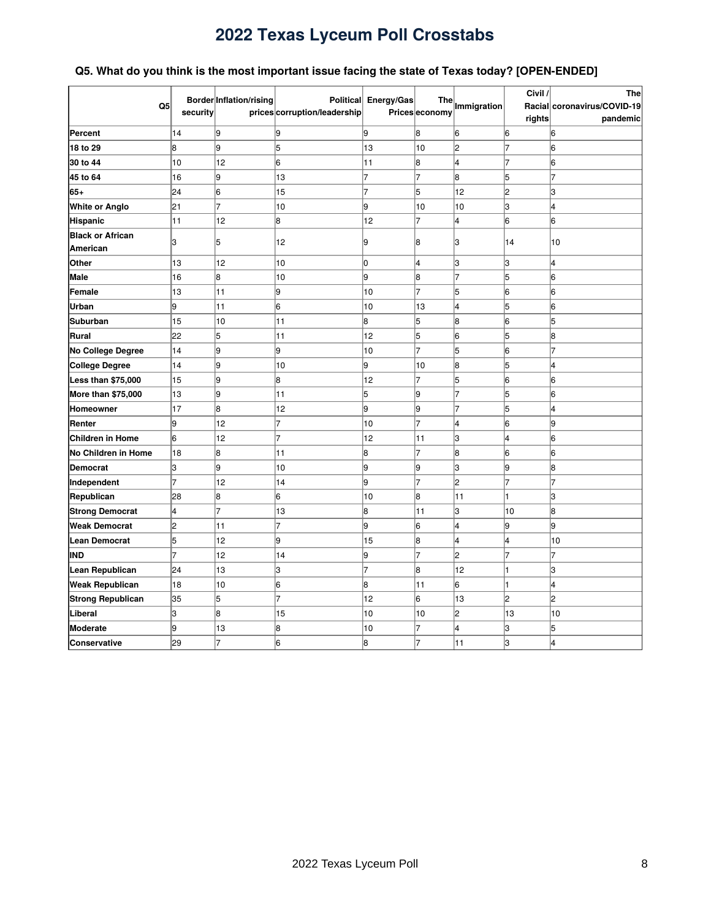# 2022 Texas Lyceum Poll Crosstabs

### Q5. What do you think is the most important issue facing the state of Texas today? [OPEN-ENDED]

| Q5 | Border security | Inflation/rising prices | Political corruption/leadership | Energy/Gas Prices | The economy | Immigration | Civil / Racial rights | The coronavirus/COVID-19 pandemic |
|---|---|---|---|---|---|---|---|---|
| Percent | 14 | 9 | 9 | 9 | 8 | 6 | 6 | 6 |
| 18 to 29 | 8 | 9 | 5 | 13 | 10 | 2 | 7 | 6 |
| 30 to 44 | 10 | 12 | 6 | 11 | 8 | 4 | 7 | 6 |
| 45 to 64 | 16 | 9 | 13 | 7 | 7 | 8 | 5 | 7 |
| 65+ | 24 | 6 | 15 | 7 | 5 | 12 | 2 | 3 |
| White or Anglo | 21 | 7 | 10 | 9 | 10 | 10 | 3 | 4 |
| Hispanic | 11 | 12 | 8 | 12 | 7 | 4 | 6 | 6 |
| Black or African American | 3 | 5 | 12 | 9 | 8 | 3 | 14 | 10 |
| Other | 13 | 12 | 10 | 0 | 4 | 3 | 3 | 4 |
| Male | 16 | 8 | 10 | 9 | 8 | 7 | 5 | 6 |
| Female | 13 | 11 | 9 | 10 | 7 | 5 | 6 | 6 |
| Urban | 9 | 11 | 6 | 10 | 13 | 4 | 5 | 6 |
| Suburban | 15 | 10 | 11 | 8 | 5 | 8 | 6 | 5 |
| Rural | 22 | 5 | 11 | 12 | 5 | 6 | 5 | 8 |
| No College Degree | 14 | 9 | 9 | 10 | 7 | 5 | 6 | 7 |
| College Degree | 14 | 9 | 10 | 9 | 10 | 8 | 5 | 4 |
| Less than $75,000 | 15 | 9 | 8 | 12 | 7 | 5 | 6 | 6 |
| More than $75,000 | 13 | 9 | 11 | 5 | 9 | 7 | 5 | 6 |
| Homeowner | 17 | 8 | 12 | 9 | 9 | 7 | 5 | 4 |
| Renter | 9 | 12 | 7 | 10 | 7 | 4 | 6 | 9 |
| Children in Home | 6 | 12 | 7 | 12 | 11 | 3 | 4 | 6 |
| No Children in Home | 18 | 8 | 11 | 8 | 7 | 8 | 6 | 6 |
| Democrat | 3 | 9 | 10 | 9 | 9 | 3 | 9 | 8 |
| Independent | 7 | 12 | 14 | 9 | 7 | 2 | 7 | 7 |
| Republican | 28 | 8 | 6 | 10 | 8 | 11 | 1 | 3 |
| Strong Democrat | 4 | 7 | 13 | 8 | 11 | 3 | 10 | 8 |
| Weak Democrat | 2 | 11 | 7 | 9 | 6 | 4 | 9 | 9 |
| Lean Democrat | 5 | 12 | 9 | 15 | 8 | 4 | 4 | 10 |
| IND | 7 | 12 | 14 | 9 | 7 | 2 | 7 | 7 |
| Lean Republican | 24 | 13 | 3 | 7 | 8 | 12 | 1 | 3 |
| Weak Republican | 18 | 10 | 6 | 8 | 11 | 6 | 1 | 4 |
| Strong Republican | 35 | 5 | 7 | 12 | 6 | 13 | 2 | 2 |
| Liberal | 3 | 8 | 15 | 10 | 10 | 2 | 13 | 10 |
| Moderate | 9 | 13 | 8 | 10 | 7 | 4 | 3 | 5 |
| Conservative | 29 | 7 | 6 | 8 | 7 | 11 | 3 | 4 |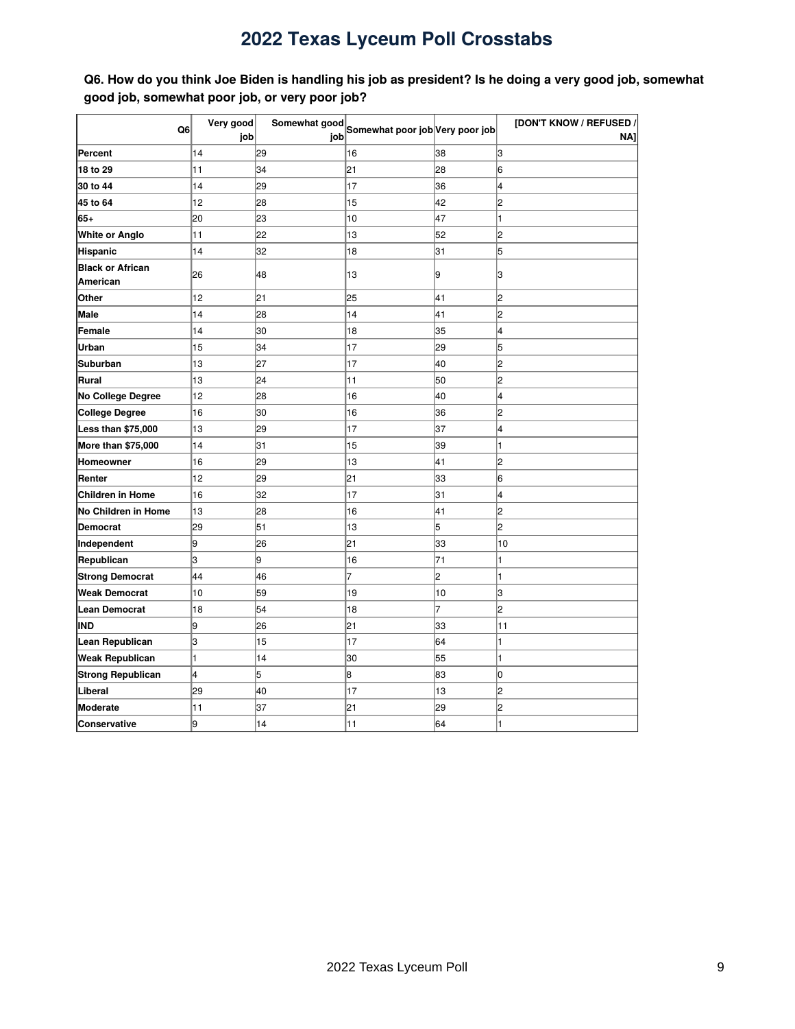# 2022 Texas Lyceum Poll Crosstabs

**Q6. How do you think Joe Biden is handling his job as president? Is he doing a very good job, somewhat good job, somewhat poor job, or very poor job?**

| Q6 | Very good job | Somewhat good job | Somewhat poor job | Very poor job | [DON'T KNOW / REFUSED / NA] |
|---|---|---|---|---|---|
| Percent | 14 | 29 | 16 | 38 | 3 |
| 18 to 29 | 11 | 34 | 21 | 28 | 6 |
| 30 to 44 | 14 | 29 | 17 | 36 | 4 |
| 45 to 64 | 12 | 28 | 15 | 42 | 2 |
| 65+ | 20 | 23 | 10 | 47 | 1 |
| White or Anglo | 11 | 22 | 13 | 52 | 2 |
| Hispanic | 14 | 32 | 18 | 31 | 5 |
| Black or African American | 26 | 48 | 13 | 9 | 3 |
| Other | 12 | 21 | 25 | 41 | 2 |
| Male | 14 | 28 | 14 | 41 | 2 |
| Female | 14 | 30 | 18 | 35 | 4 |
| Urban | 15 | 34 | 17 | 29 | 5 |
| Suburban | 13 | 27 | 17 | 40 | 2 |
| Rural | 13 | 24 | 11 | 50 | 2 |
| No College Degree | 12 | 28 | 16 | 40 | 4 |
| College Degree | 16 | 30 | 16 | 36 | 2 |
| Less than $75,000 | 13 | 29 | 17 | 37 | 4 |
| More than $75,000 | 14 | 31 | 15 | 39 | 1 |
| Homeowner | 16 | 29 | 13 | 41 | 2 |
| Renter | 12 | 29 | 21 | 33 | 6 |
| Children in Home | 16 | 32 | 17 | 31 | 4 |
| No Children in Home | 13 | 28 | 16 | 41 | 2 |
| Democrat | 29 | 51 | 13 | 5 | 2 |
| Independent | 9 | 26 | 21 | 33 | 10 |
| Republican | 3 | 9 | 16 | 71 | 1 |
| Strong Democrat | 44 | 46 | 7 | 2 | 1 |
| Weak Democrat | 10 | 59 | 19 | 10 | 3 |
| Lean Democrat | 18 | 54 | 18 | 7 | 2 |
| IND | 9 | 26 | 21 | 33 | 11 |
| Lean Republican | 3 | 15 | 17 | 64 | 1 |
| Weak Republican | 1 | 14 | 30 | 55 | 1 |
| Strong Republican | 4 | 5 | 8 | 83 | 0 |
| Liberal | 29 | 40 | 17 | 13 | 2 |
| Moderate | 11 | 37 | 21 | 29 | 2 |
| Conservative | 9 | 14 | 11 | 64 | 1 |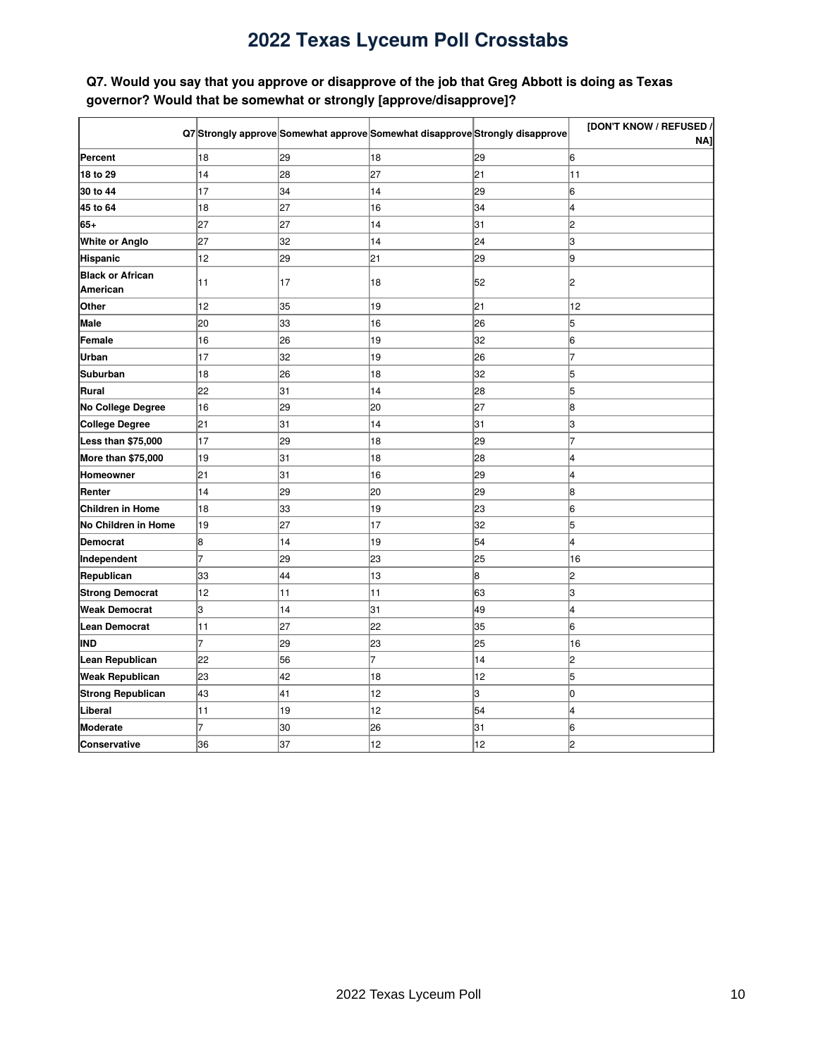# 2022 Texas Lyceum Poll Crosstabs

**Q7. Would you say that you approve or disapprove of the job that Greg Abbott is doing as Texas governor? Would that be somewhat or strongly [approve/disapprove]?**

| Q7 | Strongly approve | Somewhat approve | Somewhat disapprove | Strongly disapprove | [DON'T KNOW / REFUSED / NA] |
|---|---|---|---|---|---|
| **Percent** | 18 | 29 | 18 | 29 | 6 |
| **18 to 29** | 14 | 28 | 27 | 21 | 11 |
| **30 to 44** | 17 | 34 | 14 | 29 | 6 |
| **45 to 64** | 18 | 27 | 16 | 34 | 4 |
| **65+** | 27 | 27 | 14 | 31 | 2 |
| **White or Anglo** | 27 | 32 | 14 | 24 | 3 |
| **Hispanic** | 12 | 29 | 21 | 29 | 9 |
| **Black or African American** | 11 | 17 | 18 | 52 | 2 |
| **Other** | 12 | 35 | 19 | 21 | 12 |
| **Male** | 20 | 33 | 16 | 26 | 5 |
| **Female** | 16 | 26 | 19 | 32 | 6 |
| **Urban** | 17 | 32 | 19 | 26 | 7 |
| **Suburban** | 18 | 26 | 18 | 32 | 5 |
| **Rural** | 22 | 31 | 14 | 28 | 5 |
| **No College Degree** | 16 | 29 | 20 | 27 | 8 |
| **College Degree** | 21 | 31 | 14 | 31 | 3 |
| **Less than $75,000** | 17 | 29 | 18 | 29 | 7 |
| **More than $75,000** | 19 | 31 | 18 | 28 | 4 |
| **Homeowner** | 21 | 31 | 16 | 29 | 4 |
| **Renter** | 14 | 29 | 20 | 29 | 8 |
| **Children in Home** | 18 | 33 | 19 | 23 | 6 |
| **No Children in Home** | 19 | 27 | 17 | 32 | 5 |
| **Democrat** | 8 | 14 | 19 | 54 | 4 |
| **Independent** | 7 | 29 | 23 | 25 | 16 |
| **Republican** | 33 | 44 | 13 | 8 | 2 |
| **Strong Democrat** | 12 | 11 | 11 | 63 | 3 |
| **Weak Democrat** | 3 | 14 | 31 | 49 | 4 |
| **Lean Democrat** | 11 | 27 | 22 | 35 | 6 |
| **IND** | 7 | 29 | 23 | 25 | 16 |
| **Lean Republican** | 22 | 56 | 7 | 14 | 2 |
| **Weak Republican** | 23 | 42 | 18 | 12 | 5 |
| **Strong Republican** | 43 | 41 | 12 | 3 | 0 |
| **Liberal** | 11 | 19 | 12 | 54 | 4 |
| **Moderate** | 7 | 30 | 26 | 31 | 6 |
| **Conservative** | 36 | 37 | 12 | 12 | 2 |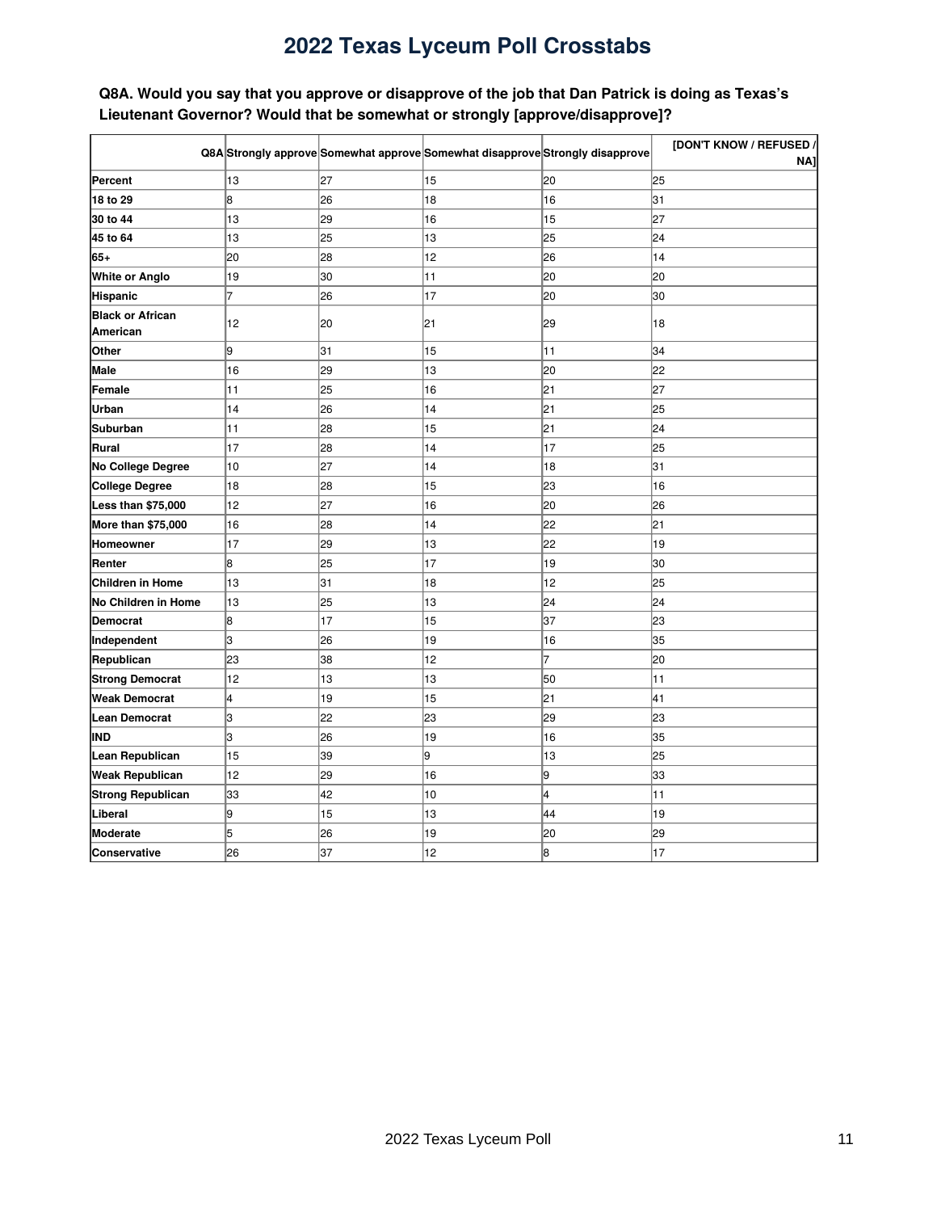# 2022 Texas Lyceum Poll Crosstabs

**Q8A. Would you say that you approve or disapprove of the job that Dan Patrick is doing as Texas's Lieutenant Governor? Would that be somewhat or strongly [approve/disapprove]?**

| Q8A | Strongly approve | Somewhat approve | Somewhat disapprove | Strongly disapprove | [DON'T KNOW / REFUSED / NA] |
|---|---|---|---|---|---|
| **Percent** | 13 | 27 | 15 | 20 | 25 |
| **18 to 29** | 8 | 26 | 18 | 16 | 31 |
| **30 to 44** | 13 | 29 | 16 | 15 | 27 |
| **45 to 64** | 13 | 25 | 13 | 25 | 24 |
| **65+** | 20 | 28 | 12 | 26 | 14 |
| **White or Anglo** | 19 | 30 | 11 | 20 | 20 |
| **Hispanic** | 7 | 26 | 17 | 20 | 30 |
| **Black or African American** | 12 | 20 | 21 | 29 | 18 |
| **Other** | 9 | 31 | 15 | 11 | 34 |
| **Male** | 16 | 29 | 13 | 20 | 22 |
| **Female** | 11 | 25 | 16 | 21 | 27 |
| **Urban** | 14 | 26 | 14 | 21 | 25 |
| **Suburban** | 11 | 28 | 15 | 21 | 24 |
| **Rural** | 17 | 28 | 14 | 17 | 25 |
| **No College Degree** | 10 | 27 | 14 | 18 | 31 |
| **College Degree** | 18 | 28 | 15 | 23 | 16 |
| **Less than $75,000** | 12 | 27 | 16 | 20 | 26 |
| **More than $75,000** | 16 | 28 | 14 | 22 | 21 |
| **Homeowner** | 17 | 29 | 13 | 22 | 19 |
| **Renter** | 8 | 25 | 17 | 19 | 30 |
| **Children in Home** | 13 | 31 | 18 | 12 | 25 |
| **No Children in Home** | 13 | 25 | 13 | 24 | 24 |
| **Democrat** | 8 | 17 | 15 | 37 | 23 |
| **Independent** | 3 | 26 | 19 | 16 | 35 |
| **Republican** | 23 | 38 | 12 | 7 | 20 |
| **Strong Democrat** | 12 | 13 | 13 | 50 | 11 |
| **Weak Democrat** | 4 | 19 | 15 | 21 | 41 |
| **Lean Democrat** | 3 | 22 | 23 | 29 | 23 |
| **IND** | 3 | 26 | 19 | 16 | 35 |
| **Lean Republican** | 15 | 39 | 9 | 13 | 25 |
| **Weak Republican** | 12 | 29 | 16 | 9 | 33 |
| **Strong Republican** | 33 | 42 | 10 | 4 | 11 |
| **Liberal** | 9 | 15 | 13 | 44 | 19 |
| **Moderate** | 5 | 26 | 19 | 20 | 29 |
| **Conservative** | 26 | 37 | 12 | 8 | 17 |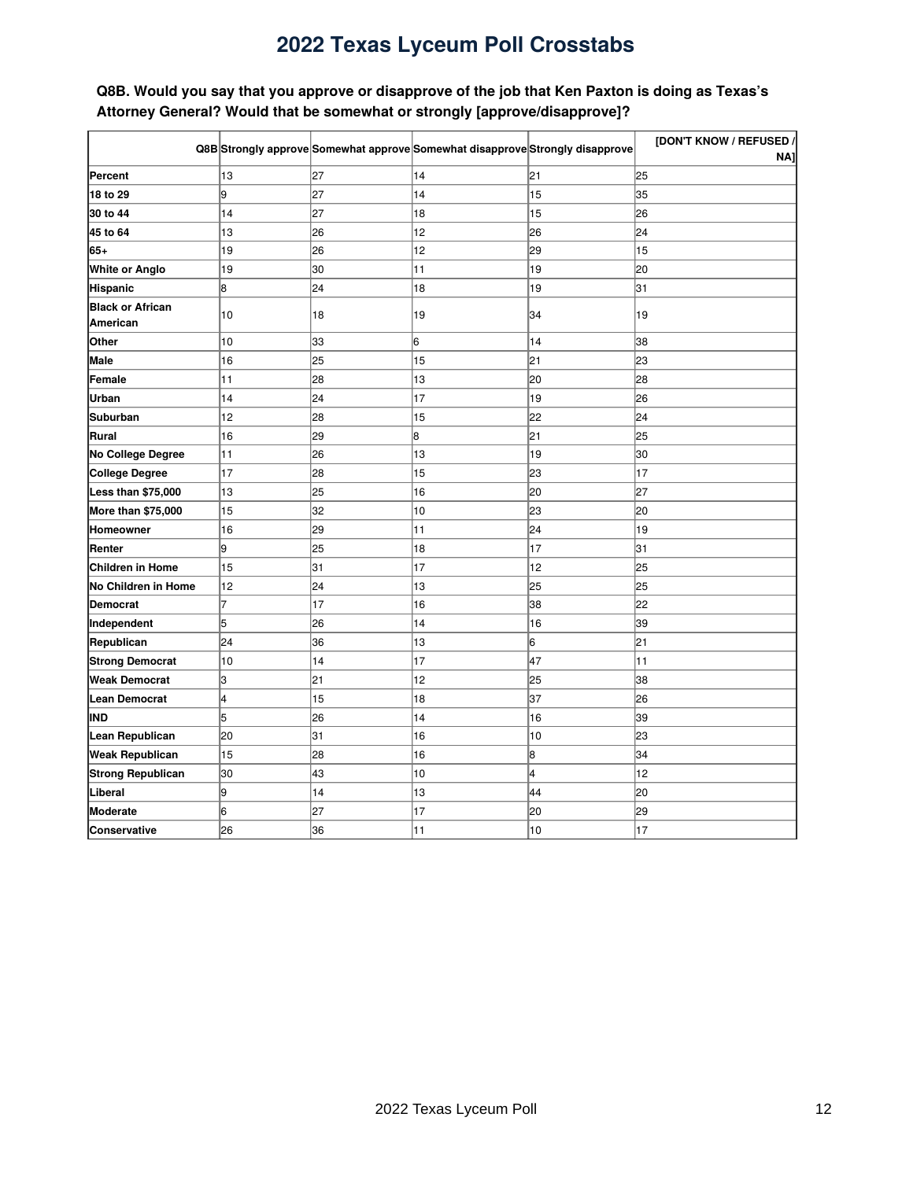# 2022 Texas Lyceum Poll Crosstabs

**Q8B. Would you say that you approve or disapprove of the job that Ken Paxton is doing as Texas's Attorney General? Would that be somewhat or strongly [approve/disapprove]?**

| Q8B | Strongly approve | Somewhat approve | Somewhat disapprove | Strongly disapprove | [DON'T KNOW / REFUSED / NA] |
|---|---|---|---|---|---|
| **Percent** | 13 | 27 | 14 | 21 | 25 |
| **18 to 29** | 9 | 27 | 14 | 15 | 35 |
| **30 to 44** | 14 | 27 | 18 | 15 | 26 |
| **45 to 64** | 13 | 26 | 12 | 26 | 24 |
| **65+** | 19 | 26 | 12 | 29 | 15 |
| **White or Anglo** | 19 | 30 | 11 | 19 | 20 |
| **Hispanic** | 8 | 24 | 18 | 19 | 31 |
| **Black or African American** | 10 | 18 | 19 | 34 | 19 |
| **Other** | 10 | 33 | 6 | 14 | 38 |
| **Male** | 16 | 25 | 15 | 21 | 23 |
| **Female** | 11 | 28 | 13 | 20 | 28 |
| **Urban** | 14 | 24 | 17 | 19 | 26 |
| **Suburban** | 12 | 28 | 15 | 22 | 24 |
| **Rural** | 16 | 29 | 8 | 21 | 25 |
| **No College Degree** | 11 | 26 | 13 | 19 | 30 |
| **College Degree** | 17 | 28 | 15 | 23 | 17 |
| **Less than $75,000** | 13 | 25 | 16 | 20 | 27 |
| **More than $75,000** | 15 | 32 | 10 | 23 | 20 |
| **Homeowner** | 16 | 29 | 11 | 24 | 19 |
| **Renter** | 9 | 25 | 18 | 17 | 31 |
| **Children in Home** | 15 | 31 | 17 | 12 | 25 |
| **No Children in Home** | 12 | 24 | 13 | 25 | 25 |
| **Democrat** | 7 | 17 | 16 | 38 | 22 |
| **Independent** | 5 | 26 | 14 | 16 | 39 |
| **Republican** | 24 | 36 | 13 | 6 | 21 |
| **Strong Democrat** | 10 | 14 | 17 | 47 | 11 |
| **Weak Democrat** | 3 | 21 | 12 | 25 | 38 |
| **Lean Democrat** | 4 | 15 | 18 | 37 | 26 |
| **IND** | 5 | 26 | 14 | 16 | 39 |
| **Lean Republican** | 20 | 31 | 16 | 10 | 23 |
| **Weak Republican** | 15 | 28 | 16 | 8 | 34 |
| **Strong Republican** | 30 | 43 | 10 | 4 | 12 |
| **Liberal** | 9 | 14 | 13 | 44 | 20 |
| **Moderate** | 6 | 27 | 17 | 20 | 29 |
| **Conservative** | 26 | 36 | 11 | 10 | 17 |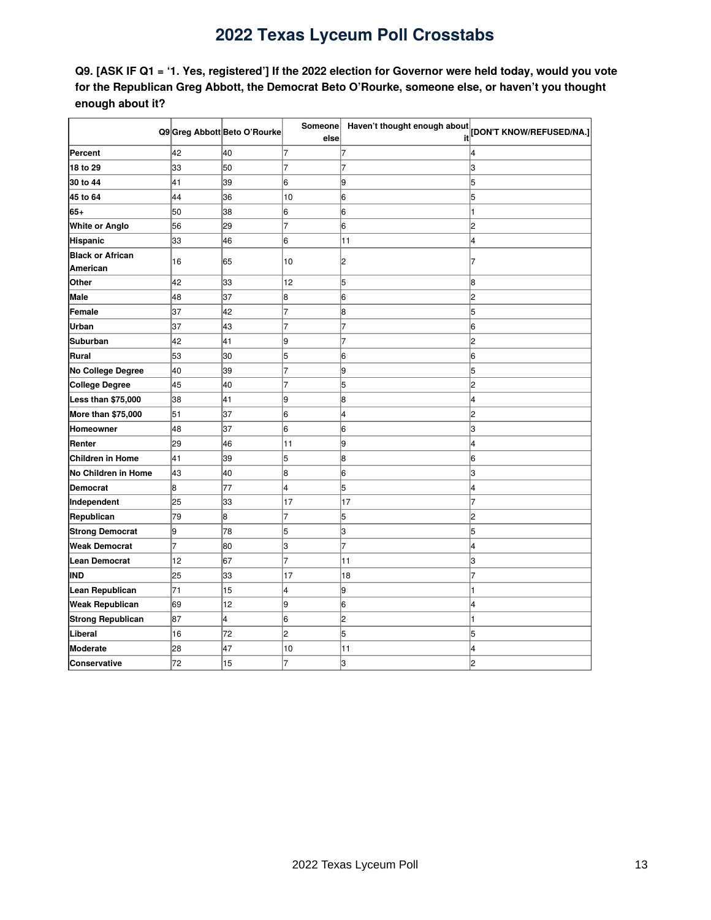## 2022 Texas Lyceum Poll Crosstabs

**Q9. [ASK IF Q1 = '1. Yes, registered'] If the 2022 election for Governor were held today, would you vote for the Republican Greg Abbott, the Democrat Beto O'Rourke, someone else, or haven't you thought enough about it?**

| Q9 | Greg Abbott | Beto O'Rourke | Someone else | Haven't thought enough about it | [DON'T KNOW/REFUSED/NA.] |
|---|---|---|---|---|---|
| **Percent** | 42 | 40 | 7 | 7 | 4 |
| **18 to 29** | 33 | 50 | 7 | 7 | 3 |
| **30 to 44** | 41 | 39 | 6 | 9 | 5 |
| **45 to 64** | 44 | 36 | 10 | 6 | 5 |
| **65+** | 50 | 38 | 6 | 6 | 1 |
| **White or Anglo** | 56 | 29 | 7 | 6 | 2 |
| **Hispanic** | 33 | 46 | 6 | 11 | 4 |
| **Black or African American** | 16 | 65 | 10 | 2 | 7 |
| **Other** | 42 | 33 | 12 | 5 | 8 |
| **Male** | 48 | 37 | 8 | 6 | 2 |
| **Female** | 37 | 42 | 7 | 8 | 5 |
| **Urban** | 37 | 43 | 7 | 7 | 6 |
| **Suburban** | 42 | 41 | 9 | 7 | 2 |
| **Rural** | 53 | 30 | 5 | 6 | 6 |
| **No College Degree** | 40 | 39 | 7 | 9 | 5 |
| **College Degree** | 45 | 40 | 7 | 5 | 2 |
| **Less than $75,000** | 38 | 41 | 9 | 8 | 4 |
| **More than $75,000** | 51 | 37 | 6 | 4 | 2 |
| **Homeowner** | 48 | 37 | 6 | 6 | 3 |
| **Renter** | 29 | 46 | 11 | 9 | 4 |
| **Children in Home** | 41 | 39 | 5 | 8 | 6 |
| **No Children in Home** | 43 | 40 | 8 | 6 | 3 |
| **Democrat** | 8 | 77 | 4 | 5 | 4 |
| **Independent** | 25 | 33 | 17 | 17 | 7 |
| **Republican** | 79 | 8 | 7 | 5 | 2 |
| **Strong Democrat** | 9 | 78 | 5 | 3 | 5 |
| **Weak Democrat** | 7 | 80 | 3 | 7 | 4 |
| **Lean Democrat** | 12 | 67 | 7 | 11 | 3 |
| **IND** | 25 | 33 | 17 | 18 | 7 |
| **Lean Republican** | 71 | 15 | 4 | 9 | 1 |
| **Weak Republican** | 69 | 12 | 9 | 6 | 4 |
| **Strong Republican** | 87 | 4 | 6 | 2 | 1 |
| **Liberal** | 16 | 72 | 2 | 5 | 5 |
| **Moderate** | 28 | 47 | 10 | 11 | 4 |
| **Conservative** | 72 | 15 | 7 | 3 | 2 |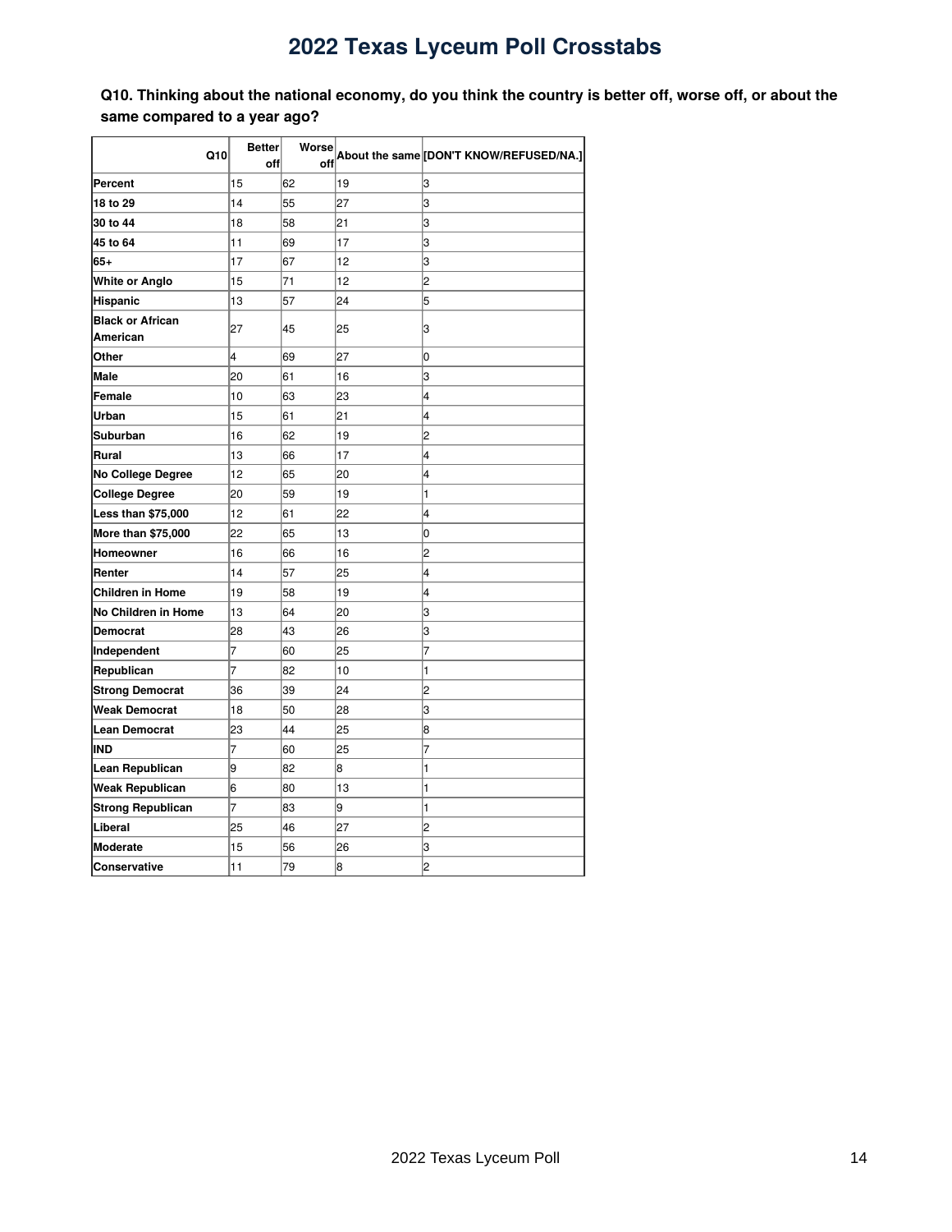# 2022 Texas Lyceum Poll Crosstabs

**Q10. Thinking about the national economy, do you think the country is better off, worse off, or about the same compared to a year ago?**

| Q10 | Better off | Worse off | About the same | [DON'T KNOW/REFUSED/NA.] |
|---|---|---|---|---|
| **Percent** | 15 | 62 | 19 | 3 |
| **18 to 29** | 14 | 55 | 27 | 3 |
| **30 to 44** | 18 | 58 | 21 | 3 |
| **45 to 64** | 11 | 69 | 17 | 3 |
| **65+** | 17 | 67 | 12 | 3 |
| **White or Anglo** | 15 | 71 | 12 | 2 |
| **Hispanic** | 13 | 57 | 24 | 5 |
| **Black or African American** | 27 | 45 | 25 | 3 |
| **Other** | 4 | 69 | 27 | 0 |
| **Male** | 20 | 61 | 16 | 3 |
| **Female** | 10 | 63 | 23 | 4 |
| **Urban** | 15 | 61 | 21 | 4 |
| **Suburban** | 16 | 62 | 19 | 2 |
| **Rural** | 13 | 66 | 17 | 4 |
| **No College Degree** | 12 | 65 | 20 | 4 |
| **College Degree** | 20 | 59 | 19 | 1 |
| **Less than $75,000** | 12 | 61 | 22 | 4 |
| **More than $75,000** | 22 | 65 | 13 | 0 |
| **Homeowner** | 16 | 66 | 16 | 2 |
| **Renter** | 14 | 57 | 25 | 4 |
| **Children in Home** | 19 | 58 | 19 | 4 |
| **No Children in Home** | 13 | 64 | 20 | 3 |
| **Democrat** | 28 | 43 | 26 | 3 |
| **Independent** | 7 | 60 | 25 | 7 |
| **Republican** | 7 | 82 | 10 | 1 |
| **Strong Democrat** | 36 | 39 | 24 | 2 |
| **Weak Democrat** | 18 | 50 | 28 | 3 |
| **Lean Democrat** | 23 | 44 | 25 | 8 |
| **IND** | 7 | 60 | 25 | 7 |
| **Lean Republican** | 9 | 82 | 8 | 1 |
| **Weak Republican** | 6 | 80 | 13 | 1 |
| **Strong Republican** | 7 | 83 | 9 | 1 |
| **Liberal** | 25 | 46 | 27 | 2 |
| **Moderate** | 15 | 56 | 26 | 3 |
| **Conservative** | 11 | 79 | 8 | 2 |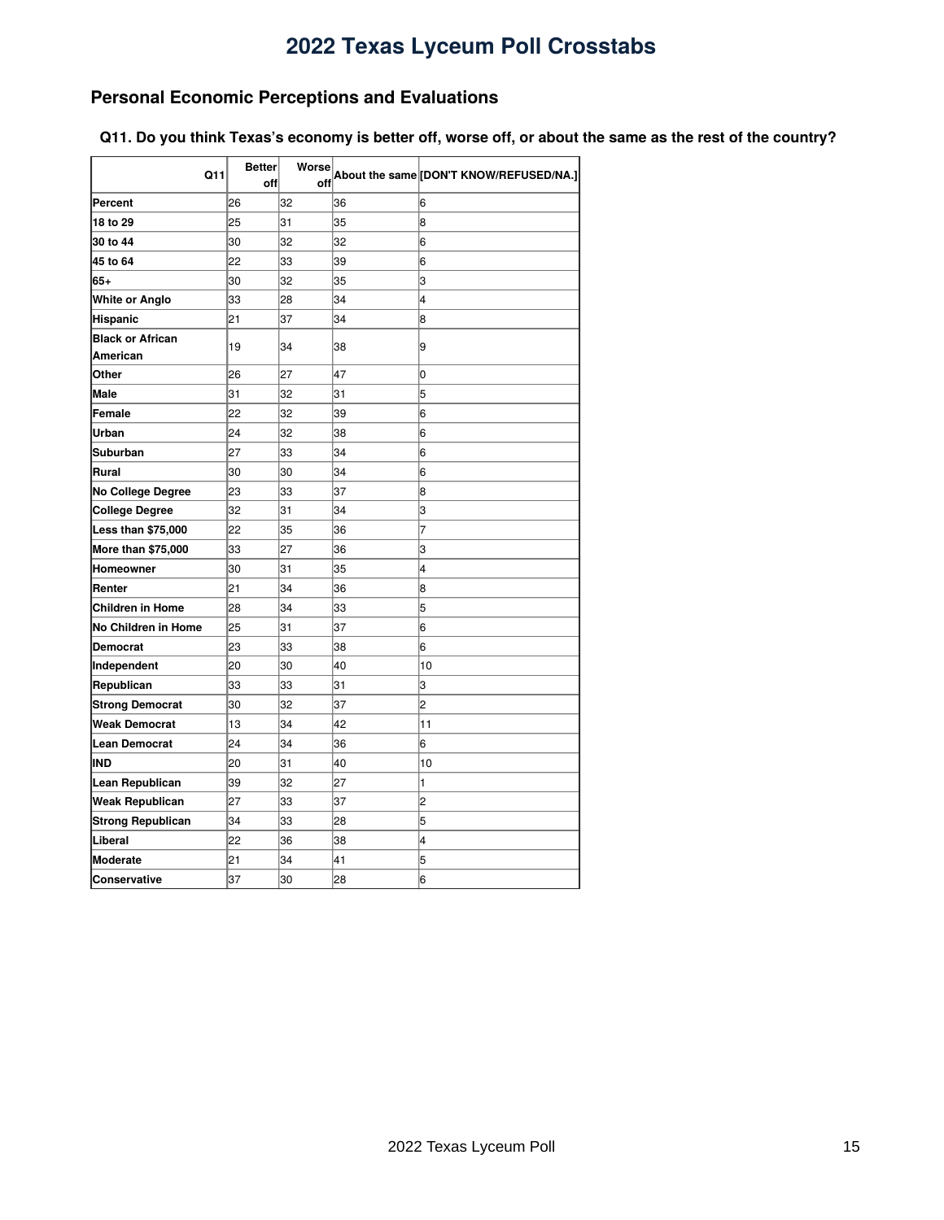# 2022 Texas Lyceum Poll Crosstabs

## Personal Economic Perceptions and Evaluations

### Q11. Do you think Texas's economy is better off, worse off, or about the same as the rest of the country?

| Q11 | Better off | Worse off | About the same | [DON'T KNOW/REFUSED/NA.] |
|---|---|---|---|---|
| Percent | 26 | 32 | 36 | 6 |
| 18 to 29 | 25 | 31 | 35 | 8 |
| 30 to 44 | 30 | 32 | 32 | 6 |
| 45 to 64 | 22 | 33 | 39 | 6 |
| 65+ | 30 | 32 | 35 | 3 |
| White or Anglo | 33 | 28 | 34 | 4 |
| Hispanic | 21 | 37 | 34 | 8 |
| Black or African American | 19 | 34 | 38 | 9 |
| Other | 26 | 27 | 47 | 0 |
| Male | 31 | 32 | 31 | 5 |
| Female | 22 | 32 | 39 | 6 |
| Urban | 24 | 32 | 38 | 6 |
| Suburban | 27 | 33 | 34 | 6 |
| Rural | 30 | 30 | 34 | 6 |
| No College Degree | 23 | 33 | 37 | 8 |
| College Degree | 32 | 31 | 34 | 3 |
| Less than $75,000 | 22 | 35 | 36 | 7 |
| More than $75,000 | 33 | 27 | 36 | 3 |
| Homeowner | 30 | 31 | 35 | 4 |
| Renter | 21 | 34 | 36 | 8 |
| Children in Home | 28 | 34 | 33 | 5 |
| No Children in Home | 25 | 31 | 37 | 6 |
| Democrat | 23 | 33 | 38 | 6 |
| Independent | 20 | 30 | 40 | 10 |
| Republican | 33 | 33 | 31 | 3 |
| Strong Democrat | 30 | 32 | 37 | 2 |
| Weak Democrat | 13 | 34 | 42 | 11 |
| Lean Democrat | 24 | 34 | 36 | 6 |
| IND | 20 | 31 | 40 | 10 |
| Lean Republican | 39 | 32 | 27 | 1 |
| Weak Republican | 27 | 33 | 37 | 2 |
| Strong Republican | 34 | 33 | 28 | 5 |
| Liberal | 22 | 36 | 38 | 4 |
| Moderate | 21 | 34 | 41 | 5 |
| Conservative | 37 | 30 | 28 | 6 |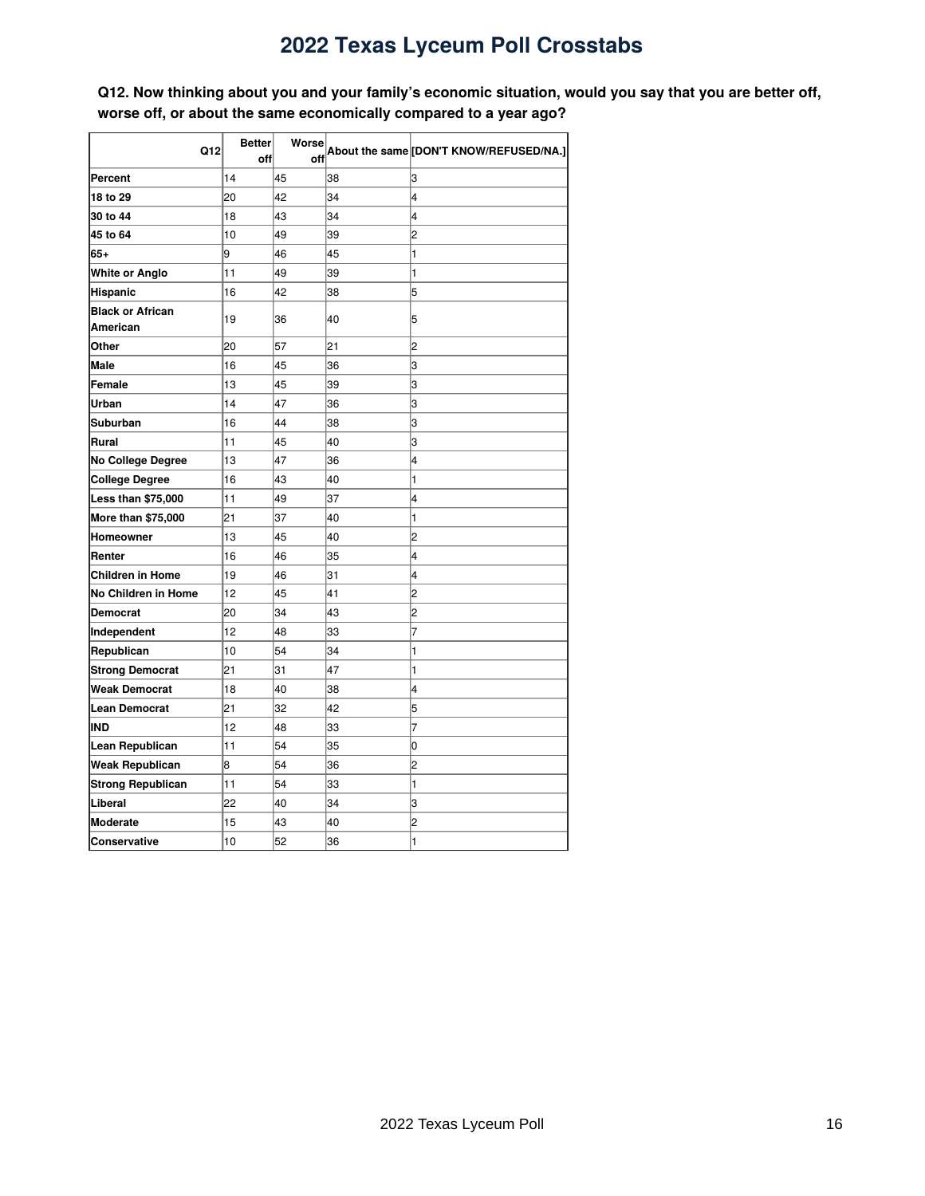# 2022 Texas Lyceum Poll Crosstabs

**Q12. Now thinking about you and your family's economic situation, would you say that you are better off, worse off, or about the same economically compared to a year ago?**

| Q12 | Better off | Worse off | About the same | [DON'T KNOW/REFUSED/NA.] |
|---|---|---|---|---|
| **Percent** | 14 | 45 | 38 | 3 |
| **18 to 29** | 20 | 42 | 34 | 4 |
| **30 to 44** | 18 | 43 | 34 | 4 |
| **45 to 64** | 10 | 49 | 39 | 2 |
| **65+** | 9 | 46 | 45 | 1 |
| **White or Anglo** | 11 | 49 | 39 | 1 |
| **Hispanic** | 16 | 42 | 38 | 5 |
| **Black or African American** | 19 | 36 | 40 | 5 |
| **Other** | 20 | 57 | 21 | 2 |
| **Male** | 16 | 45 | 36 | 3 |
| **Female** | 13 | 45 | 39 | 3 |
| **Urban** | 14 | 47 | 36 | 3 |
| **Suburban** | 16 | 44 | 38 | 3 |
| **Rural** | 11 | 45 | 40 | 3 |
| **No College Degree** | 13 | 47 | 36 | 4 |
| **College Degree** | 16 | 43 | 40 | 1 |
| **Less than $75,000** | 11 | 49 | 37 | 4 |
| **More than $75,000** | 21 | 37 | 40 | 1 |
| **Homeowner** | 13 | 45 | 40 | 2 |
| **Renter** | 16 | 46 | 35 | 4 |
| **Children in Home** | 19 | 46 | 31 | 4 |
| **No Children in Home** | 12 | 45 | 41 | 2 |
| **Democrat** | 20 | 34 | 43 | 2 |
| **Independent** | 12 | 48 | 33 | 7 |
| **Republican** | 10 | 54 | 34 | 1 |
| **Strong Democrat** | 21 | 31 | 47 | 1 |
| **Weak Democrat** | 18 | 40 | 38 | 4 |
| **Lean Democrat** | 21 | 32 | 42 | 5 |
| **IND** | 12 | 48 | 33 | 7 |
| **Lean Republican** | 11 | 54 | 35 | 0 |
| **Weak Republican** | 8 | 54 | 36 | 2 |
| **Strong Republican** | 11 | 54 | 33 | 1 |
| **Liberal** | 22 | 40 | 34 | 3 |
| **Moderate** | 15 | 43 | 40 | 2 |
| **Conservative** | 10 | 52 | 36 | 1 |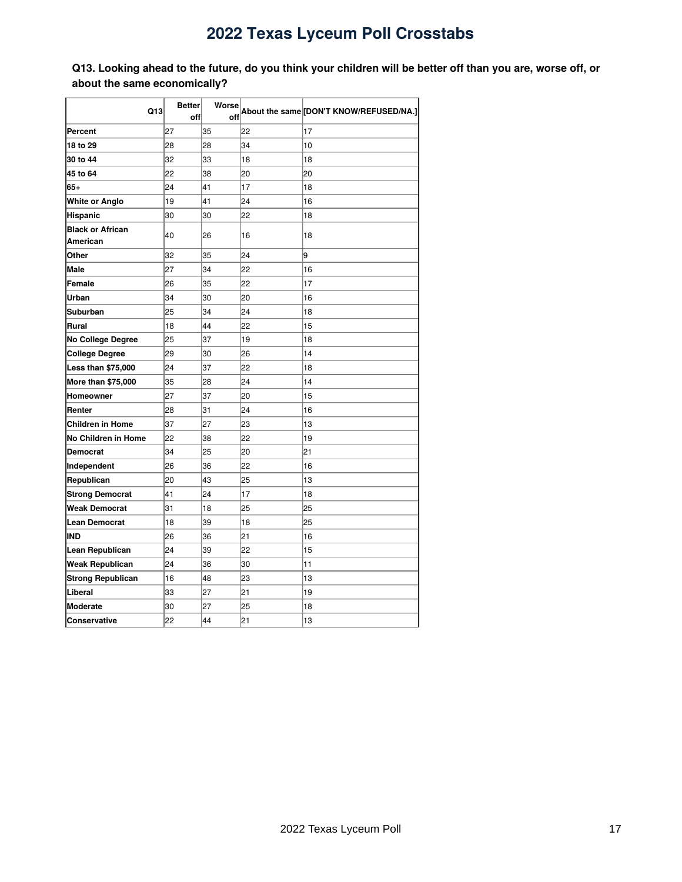# 2022 Texas Lyceum Poll Crosstabs

**Q13. Looking ahead to the future, do you think your children will be better off than you are, worse off, or about the same economically?**

| Q13 | Better off | Worse off | About the same | [DON'T KNOW/REFUSED/NA.] |
|---|---|---|---|---|
| **Percent** | 27 | 35 | 22 | 17 |
| **18 to 29** | 28 | 28 | 34 | 10 |
| **30 to 44** | 32 | 33 | 18 | 18 |
| **45 to 64** | 22 | 38 | 20 | 20 |
| **65+** | 24 | 41 | 17 | 18 |
| **White or Anglo** | 19 | 41 | 24 | 16 |
| **Hispanic** | 30 | 30 | 22 | 18 |
| **Black or African American** | 40 | 26 | 16 | 18 |
| **Other** | 32 | 35 | 24 | 9 |
| **Male** | 27 | 34 | 22 | 16 |
| **Female** | 26 | 35 | 22 | 17 |
| **Urban** | 34 | 30 | 20 | 16 |
| **Suburban** | 25 | 34 | 24 | 18 |
| **Rural** | 18 | 44 | 22 | 15 |
| **No College Degree** | 25 | 37 | 19 | 18 |
| **College Degree** | 29 | 30 | 26 | 14 |
| **Less than $75,000** | 24 | 37 | 22 | 18 |
| **More than $75,000** | 35 | 28 | 24 | 14 |
| **Homeowner** | 27 | 37 | 20 | 15 |
| **Renter** | 28 | 31 | 24 | 16 |
| **Children in Home** | 37 | 27 | 23 | 13 |
| **No Children in Home** | 22 | 38 | 22 | 19 |
| **Democrat** | 34 | 25 | 20 | 21 |
| **Independent** | 26 | 36 | 22 | 16 |
| **Republican** | 20 | 43 | 25 | 13 |
| **Strong Democrat** | 41 | 24 | 17 | 18 |
| **Weak Democrat** | 31 | 18 | 25 | 25 |
| **Lean Democrat** | 18 | 39 | 18 | 25 |
| **IND** | 26 | 36 | 21 | 16 |
| **Lean Republican** | 24 | 39 | 22 | 15 |
| **Weak Republican** | 24 | 36 | 30 | 11 |
| **Strong Republican** | 16 | 48 | 23 | 13 |
| **Liberal** | 33 | 27 | 21 | 19 |
| **Moderate** | 30 | 27 | 25 | 18 |
| **Conservative** | 22 | 44 | 21 | 13 |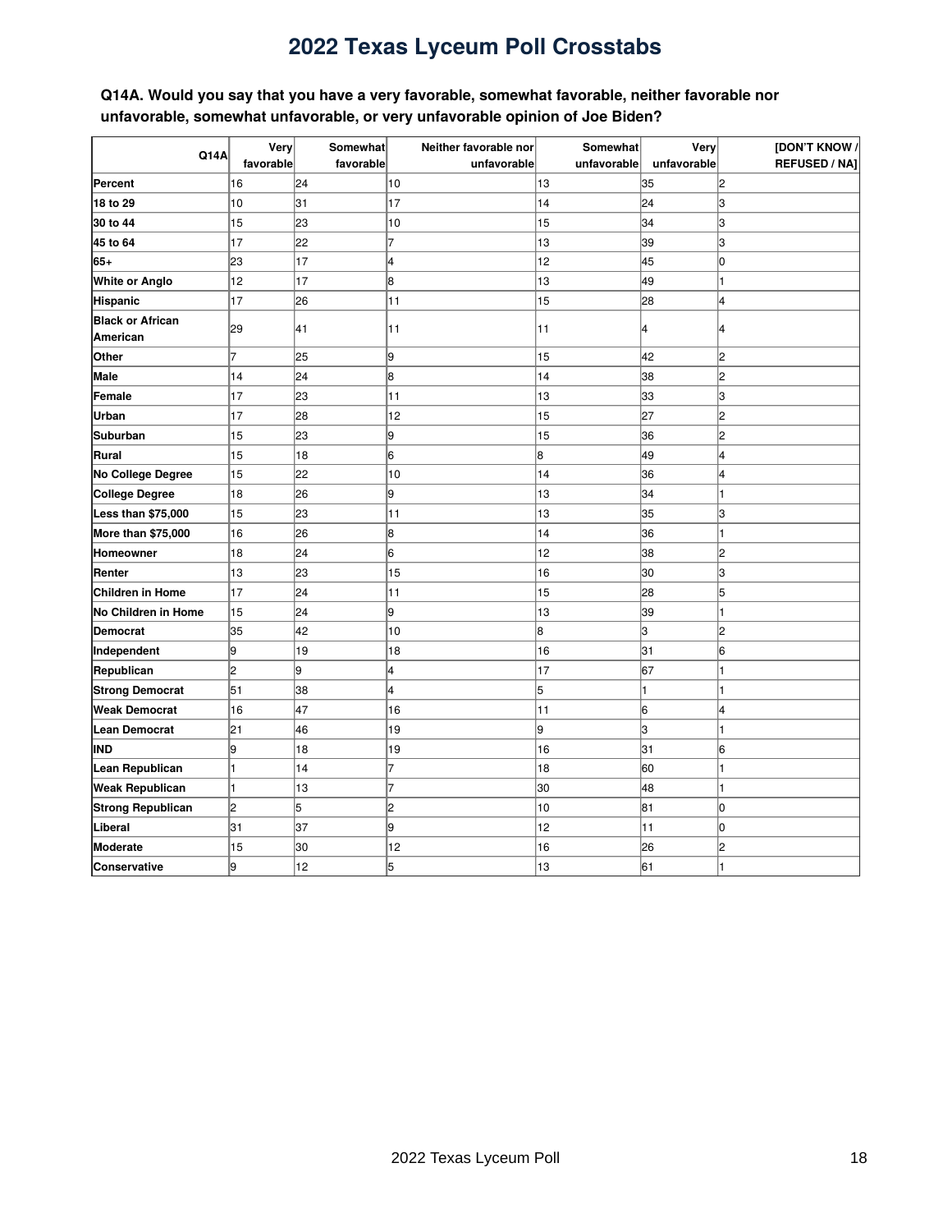# 2022 Texas Lyceum Poll Crosstabs

**Q14A. Would you say that you have a very favorable, somewhat favorable, neither favorable nor unfavorable, somewhat unfavorable, or very unfavorable opinion of Joe Biden?**

| Q14A | Very favorable | Somewhat favorable | Neither favorable nor unfavorable | Somewhat unfavorable | Very unfavorable | [DON'T KNOW / REFUSED / NA] |
|---|---|---|---|---|---|---|
| **Percent** | 16 | 24 | 10 | 13 | 35 | 2 |
| **18 to 29** | 10 | 31 | 17 | 14 | 24 | 3 |
| **30 to 44** | 15 | 23 | 10 | 15 | 34 | 3 |
| **45 to 64** | 17 | 22 | 7 | 13 | 39 | 3 |
| **65+** | 23 | 17 | 4 | 12 | 45 | 0 |
| **White or Anglo** | 12 | 17 | 8 | 13 | 49 | 1 |
| **Hispanic** | 17 | 26 | 11 | 15 | 28 | 4 |
| **Black or African American** | 29 | 41 | 11 | 11 | 4 | 4 |
| **Other** | 7 | 25 | 9 | 15 | 42 | 2 |
| **Male** | 14 | 24 | 8 | 14 | 38 | 2 |
| **Female** | 17 | 23 | 11 | 13 | 33 | 3 |
| **Urban** | 17 | 28 | 12 | 15 | 27 | 2 |
| **Suburban** | 15 | 23 | 9 | 15 | 36 | 2 |
| **Rural** | 15 | 18 | 6 | 8 | 49 | 4 |
| **No College Degree** | 15 | 22 | 10 | 14 | 36 | 4 |
| **College Degree** | 18 | 26 | 9 | 13 | 34 | 1 |
| **Less than $75,000** | 15 | 23 | 11 | 13 | 35 | 3 |
| **More than $75,000** | 16 | 26 | 8 | 14 | 36 | 1 |
| **Homeowner** | 18 | 24 | 6 | 12 | 38 | 2 |
| **Renter** | 13 | 23 | 15 | 16 | 30 | 3 |
| **Children in Home** | 17 | 24 | 11 | 15 | 28 | 5 |
| **No Children in Home** | 15 | 24 | 9 | 13 | 39 | 1 |
| **Democrat** | 35 | 42 | 10 | 8 | 3 | 2 |
| **Independent** | 9 | 19 | 18 | 16 | 31 | 6 |
| **Republican** | 2 | 9 | 4 | 17 | 67 | 1 |
| **Strong Democrat** | 51 | 38 | 4 | 5 | 1 | 1 |
| **Weak Democrat** | 16 | 47 | 16 | 11 | 6 | 4 |
| **Lean Democrat** | 21 | 46 | 19 | 9 | 3 | 1 |
| **IND** | 9 | 18 | 19 | 16 | 31 | 6 |
| **Lean Republican** | 1 | 14 | 7 | 18 | 60 | 1 |
| **Weak Republican** | 1 | 13 | 7 | 30 | 48 | 1 |
| **Strong Republican** | 2 | 5 | 2 | 10 | 81 | 0 |
| **Liberal** | 31 | 37 | 9 | 12 | 11 | 0 |
| **Moderate** | 15 | 30 | 12 | 16 | 26 | 2 |
| **Conservative** | 9 | 12 | 5 | 13 | 61 | 1 |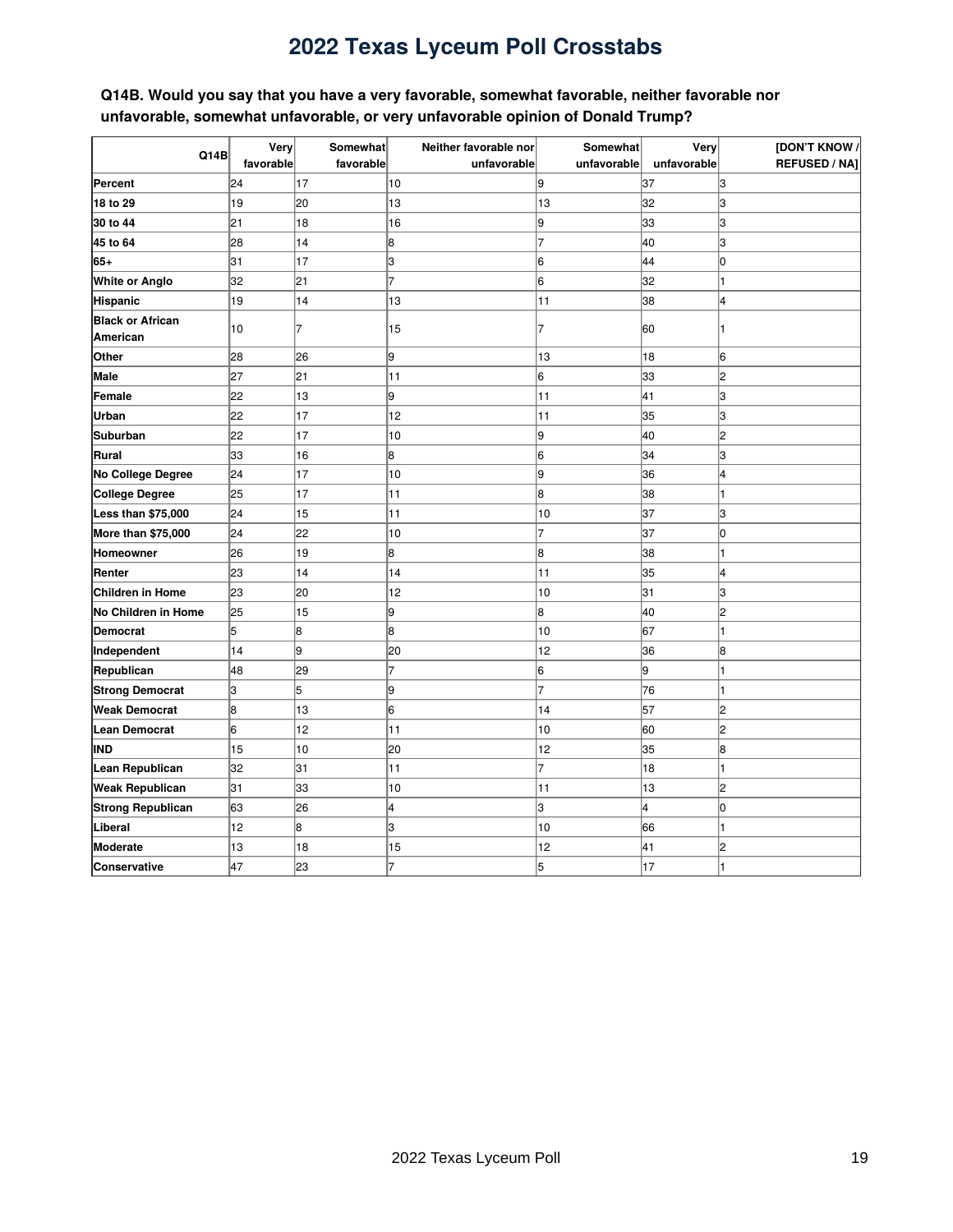# 2022 Texas Lyceum Poll Crosstabs

**Q14B. Would you say that you have a very favorable, somewhat favorable, neither favorable nor unfavorable, somewhat unfavorable, or very unfavorable opinion of Donald Trump?**

| Q14B | Very favorable | Somewhat favorable | Neither favorable nor unfavorable | Somewhat unfavorable | Very unfavorable | [DON'T KNOW / REFUSED / NA] |
|---|---|---|---|---|---|---|
| **Percent** | 24 | 17 | 10 | 9 | 37 | 3 |
| **18 to 29** | 19 | 20 | 13 | 13 | 32 | 3 |
| **30 to 44** | 21 | 18 | 16 | 9 | 33 | 3 |
| **45 to 64** | 28 | 14 | 8 | 7 | 40 | 3 |
| **65+** | 31 | 17 | 3 | 6 | 44 | 0 |
| **White or Anglo** | 32 | 21 | 7 | 6 | 32 | 1 |
| **Hispanic** | 19 | 14 | 13 | 11 | 38 | 4 |
| **Black or African American** | 10 | 7 | 15 | 7 | 60 | 1 |
| **Other** | 28 | 26 | 9 | 13 | 18 | 6 |
| **Male** | 27 | 21 | 11 | 6 | 33 | 2 |
| **Female** | 22 | 13 | 9 | 11 | 41 | 3 |
| **Urban** | 22 | 17 | 12 | 11 | 35 | 3 |
| **Suburban** | 22 | 17 | 10 | 9 | 40 | 2 |
| **Rural** | 33 | 16 | 8 | 6 | 34 | 3 |
| **No College Degree** | 24 | 17 | 10 | 9 | 36 | 4 |
| **College Degree** | 25 | 17 | 11 | 8 | 38 | 1 |
| **Less than $75,000** | 24 | 15 | 11 | 10 | 37 | 3 |
| **More than $75,000** | 24 | 22 | 10 | 7 | 37 | 0 |
| **Homeowner** | 26 | 19 | 8 | 8 | 38 | 1 |
| **Renter** | 23 | 14 | 14 | 11 | 35 | 4 |
| **Children in Home** | 23 | 20 | 12 | 10 | 31 | 3 |
| **No Children in Home** | 25 | 15 | 9 | 8 | 40 | 2 |
| **Democrat** | 5 | 8 | 8 | 10 | 67 | 1 |
| **Independent** | 14 | 9 | 20 | 12 | 36 | 8 |
| **Republican** | 48 | 29 | 7 | 6 | 9 | 1 |
| **Strong Democrat** | 3 | 5 | 9 | 7 | 76 | 1 |
| **Weak Democrat** | 8 | 13 | 6 | 14 | 57 | 2 |
| **Lean Democrat** | 6 | 12 | 11 | 10 | 60 | 2 |
| **IND** | 15 | 10 | 20 | 12 | 35 | 8 |
| **Lean Republican** | 32 | 31 | 11 | 7 | 18 | 1 |
| **Weak Republican** | 31 | 33 | 10 | 11 | 13 | 2 |
| **Strong Republican** | 63 | 26 | 4 | 3 | 4 | 0 |
| **Liberal** | 12 | 8 | 3 | 10 | 66 | 1 |
| **Moderate** | 13 | 18 | 15 | 12 | 41 | 2 |
| **Conservative** | 47 | 23 | 7 | 5 | 17 | 1 |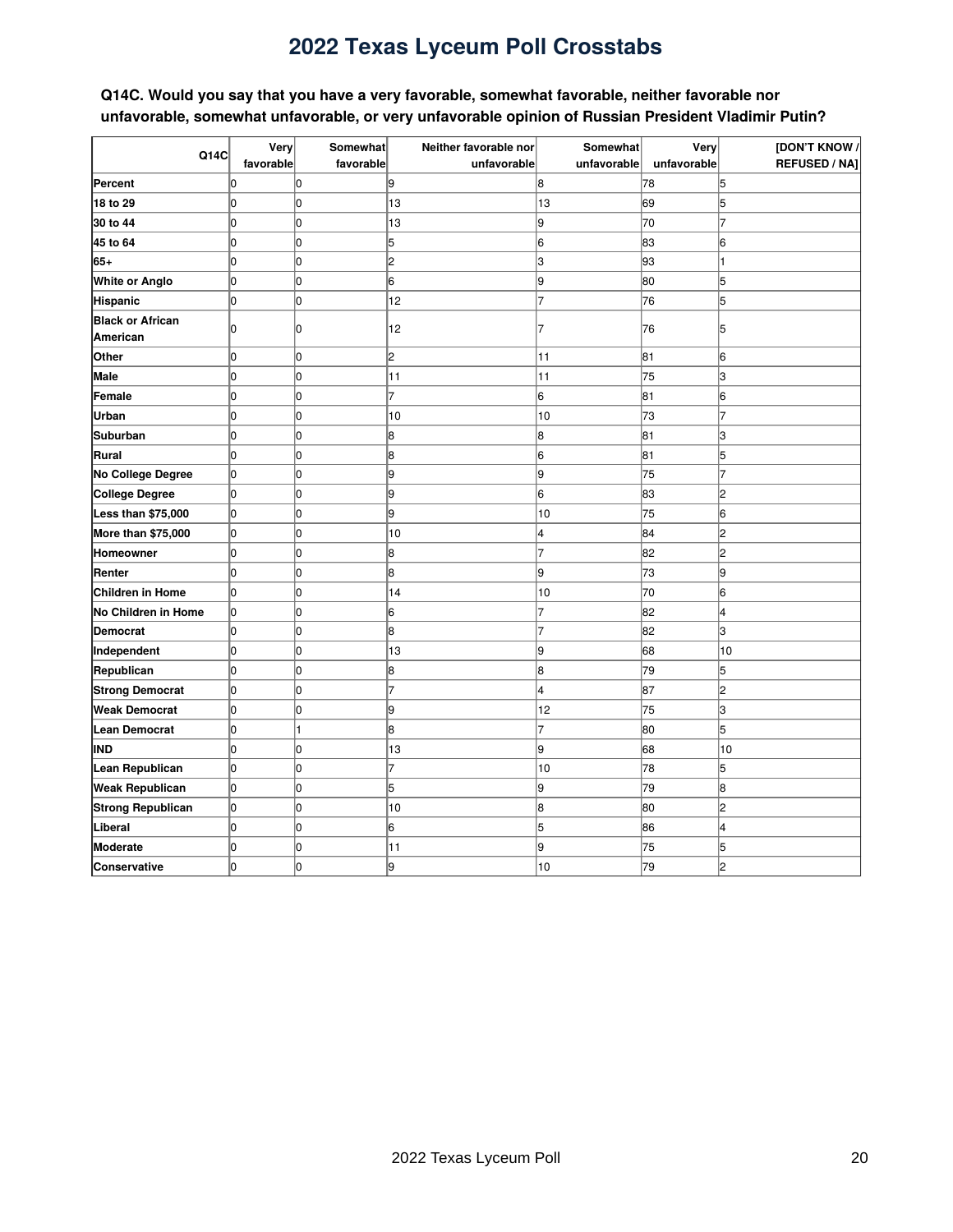# 2022 Texas Lyceum Poll Crosstabs

**Q14C. Would you say that you have a very favorable, somewhat favorable, neither favorable nor unfavorable, somewhat unfavorable, or very unfavorable opinion of Russian President Vladimir Putin?**

| Q14C | Very favorable | Somewhat favorable | Neither favorable nor unfavorable | Somewhat unfavorable | Very unfavorable | [DON'T KNOW / REFUSED / NA] |
|---|---|---|---|---|---|---|
| Percent | 0 | 0 | 9 | 8 | 78 | 5 |
| 18 to 29 | 0 | 0 | 13 | 13 | 69 | 5 |
| 30 to 44 | 0 | 0 | 13 | 9 | 70 | 7 |
| 45 to 64 | 0 | 0 | 5 | 6 | 83 | 6 |
| 65+ | 0 | 0 | 2 | 3 | 93 | 1 |
| White or Anglo | 0 | 0 | 6 | 9 | 80 | 5 |
| Hispanic | 0 | 0 | 12 | 7 | 76 | 5 |
| Black or African American | 0 | 0 | 12 | 7 | 76 | 5 |
| Other | 0 | 0 | 2 | 11 | 81 | 6 |
| Male | 0 | 0 | 11 | 11 | 75 | 3 |
| Female | 0 | 0 | 7 | 6 | 81 | 6 |
| Urban | 0 | 0 | 10 | 10 | 73 | 7 |
| Suburban | 0 | 0 | 8 | 8 | 81 | 3 |
| Rural | 0 | 0 | 8 | 6 | 81 | 5 |
| No College Degree | 0 | 0 | 9 | 9 | 75 | 7 |
| College Degree | 0 | 0 | 9 | 6 | 83 | 2 |
| Less than $75,000 | 0 | 0 | 9 | 10 | 75 | 6 |
| More than $75,000 | 0 | 0 | 10 | 4 | 84 | 2 |
| Homeowner | 0 | 0 | 8 | 7 | 82 | 2 |
| Renter | 0 | 0 | 8 | 9 | 73 | 9 |
| Children in Home | 0 | 0 | 14 | 10 | 70 | 6 |
| No Children in Home | 0 | 0 | 6 | 7 | 82 | 4 |
| Democrat | 0 | 0 | 8 | 7 | 82 | 3 |
| Independent | 0 | 0 | 13 | 9 | 68 | 10 |
| Republican | 0 | 0 | 8 | 8 | 79 | 5 |
| Strong Democrat | 0 | 0 | 7 | 4 | 87 | 2 |
| Weak Democrat | 0 | 0 | 9 | 12 | 75 | 3 |
| Lean Democrat | 0 | 1 | 8 | 7 | 80 | 5 |
| IND | 0 | 0 | 13 | 9 | 68 | 10 |
| Lean Republican | 0 | 0 | 7 | 10 | 78 | 5 |
| Weak Republican | 0 | 0 | 5 | 9 | 79 | 8 |
| Strong Republican | 0 | 0 | 10 | 8 | 80 | 2 |
| Liberal | 0 | 0 | 6 | 5 | 86 | 4 |
| Moderate | 0 | 0 | 11 | 9 | 75 | 5 |
| Conservative | 0 | 0 | 9 | 10 | 79 | 2 |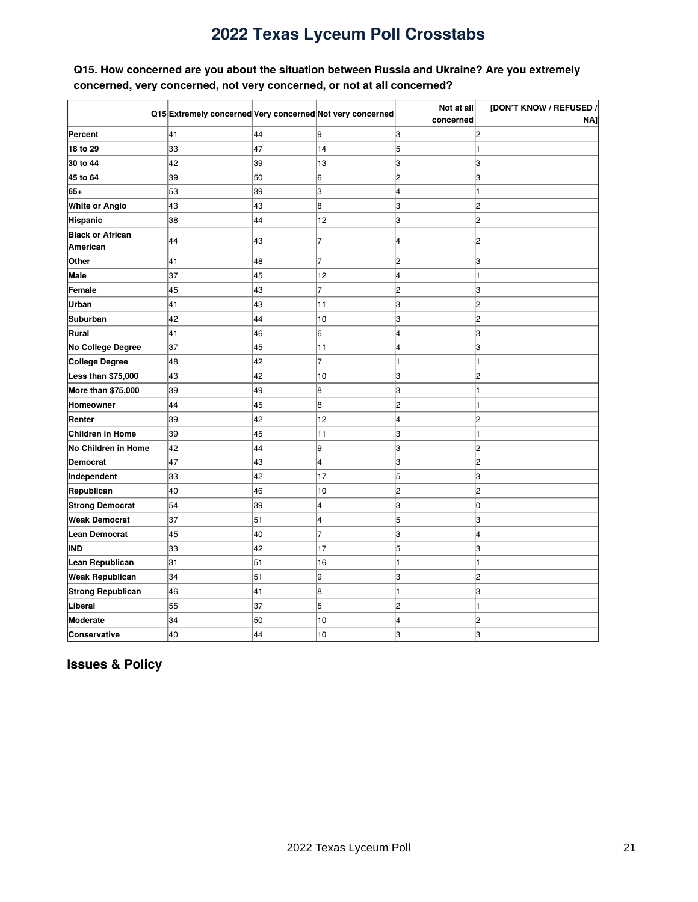**Q15. How concerned are you about the situation between Russia and Ukraine? Are you extremely concerned, very concerned, not very concerned, or not at all concerned?**

| Q15 | Extremely concerned | Very concerned | Not very concerned | Not at all concerned | [DON'T KNOW / REFUSED / NA] |
|---|---|---|---|---|---|
| **Percent** | 41 | 44 | 9 | 3 | 2 |
| **18 to 29** | 33 | 47 | 14 | 5 | 1 |
| **30 to 44** | 42 | 39 | 13 | 3 | 3 |
| **45 to 64** | 39 | 50 | 6 | 2 | 3 |
| **65+** | 53 | 39 | 3 | 4 | 1 |
| **White or Anglo** | 43 | 43 | 8 | 3 | 2 |
| **Hispanic** | 38 | 44 | 12 | 3 | 2 |
| **Black or African American** | 44 | 43 | 7 | 4 | 2 |
| **Other** | 41 | 48 | 7 | 2 | 3 |
| **Male** | 37 | 45 | 12 | 4 | 1 |
| **Female** | 45 | 43 | 7 | 2 | 3 |
| **Urban** | 41 | 43 | 11 | 3 | 2 |
| **Suburban** | 42 | 44 | 10 | 3 | 2 |
| **Rural** | 41 | 46 | 6 | 4 | 3 |
| **No College Degree** | 37 | 45 | 11 | 4 | 3 |
| **College Degree** | 48 | 42 | 7 | 1 | 1 |
| **Less than $75,000** | 43 | 42 | 10 | 3 | 2 |
| **More than $75,000** | 39 | 49 | 8 | 3 | 1 |
| **Homeowner** | 44 | 45 | 8 | 2 | 1 |
| **Renter** | 39 | 42 | 12 | 4 | 2 |
| **Children in Home** | 39 | 45 | 11 | 3 | 1 |
| **No Children in Home** | 42 | 44 | 9 | 3 | 2 |
| **Democrat** | 47 | 43 | 4 | 3 | 2 |
| **Independent** | 33 | 42 | 17 | 5 | 3 |
| **Republican** | 40 | 46 | 10 | 2 | 2 |
| **Strong Democrat** | 54 | 39 | 4 | 3 | 0 |
| **Weak Democrat** | 37 | 51 | 4 | 5 | 3 |
| **Lean Democrat** | 45 | 40 | 7 | 3 | 4 |
| **IND** | 33 | 42 | 17 | 5 | 3 |
| **Lean Republican** | 31 | 51 | 16 | 1 | 1 |
| **Weak Republican** | 34 | 51 | 9 | 3 | 2 |
| **Strong Republican** | 46 | 41 | 8 | 1 | 3 |
| **Liberal** | 55 | 37 | 5 | 2 | 1 |
| **Moderate** | 34 | 50 | 10 | 4 | 2 |
| **Conservative** | 40 | 44 | 10 | 3 | 3 |

## Issues & Policy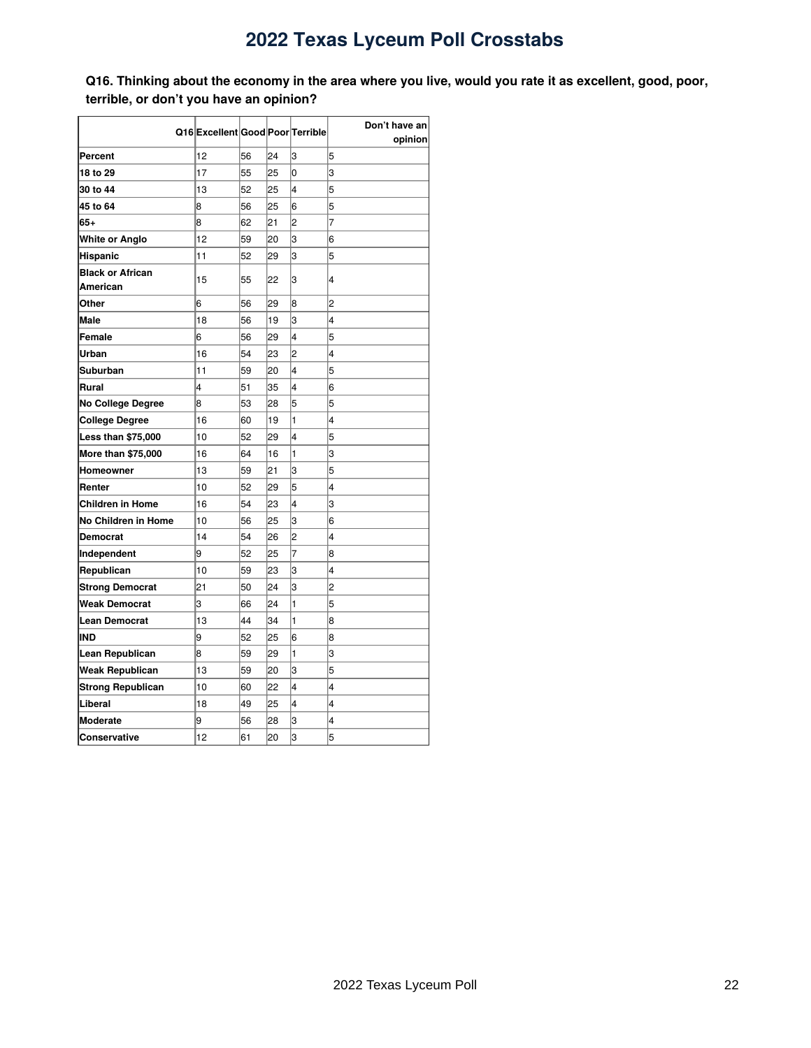# 2022 Texas Lyceum Poll Crosstabs

**Q16. Thinking about the economy in the area where you live, would you rate it as excellent, good, poor, terrible, or don't you have an opinion?**

| Q16 | Excellent | Good | Poor | Terrible | Don't have an opinion |
|---|---|---|---|---|---|
| **Percent** | 12 | 56 | 24 | 3 | 5 |
| **18 to 29** | 17 | 55 | 25 | 0 | 3 |
| **30 to 44** | 13 | 52 | 25 | 4 | 5 |
| **45 to 64** | 8 | 56 | 25 | 6 | 5 |
| **65+** | 8 | 62 | 21 | 2 | 7 |
| **White or Anglo** | 12 | 59 | 20 | 3 | 6 |
| **Hispanic** | 11 | 52 | 29 | 3 | 5 |
| **Black or African American** | 15 | 55 | 22 | 3 | 4 |
| **Other** | 6 | 56 | 29 | 8 | 2 |
| **Male** | 18 | 56 | 19 | 3 | 4 |
| **Female** | 6 | 56 | 29 | 4 | 5 |
| **Urban** | 16 | 54 | 23 | 2 | 4 |
| **Suburban** | 11 | 59 | 20 | 4 | 5 |
| **Rural** | 4 | 51 | 35 | 4 | 6 |
| **No College Degree** | 8 | 53 | 28 | 5 | 5 |
| **College Degree** | 16 | 60 | 19 | 1 | 4 |
| **Less than $75,000** | 10 | 52 | 29 | 4 | 5 |
| **More than $75,000** | 16 | 64 | 16 | 1 | 3 |
| **Homeowner** | 13 | 59 | 21 | 3 | 5 |
| **Renter** | 10 | 52 | 29 | 5 | 4 |
| **Children in Home** | 16 | 54 | 23 | 4 | 3 |
| **No Children in Home** | 10 | 56 | 25 | 3 | 6 |
| **Democrat** | 14 | 54 | 26 | 2 | 4 |
| **Independent** | 9 | 52 | 25 | 7 | 8 |
| **Republican** | 10 | 59 | 23 | 3 | 4 |
| **Strong Democrat** | 21 | 50 | 24 | 3 | 2 |
| **Weak Democrat** | 3 | 66 | 24 | 1 | 5 |
| **Lean Democrat** | 13 | 44 | 34 | 1 | 8 |
| **IND** | 9 | 52 | 25 | 6 | 8 |
| **Lean Republican** | 8 | 59 | 29 | 1 | 3 |
| **Weak Republican** | 13 | 59 | 20 | 3 | 5 |
| **Strong Republican** | 10 | 60 | 22 | 4 | 4 |
| **Liberal** | 18 | 49 | 25 | 4 | 4 |
| **Moderate** | 9 | 56 | 28 | 3 | 4 |
| **Conservative** | 12 | 61 | 20 | 3 | 5 |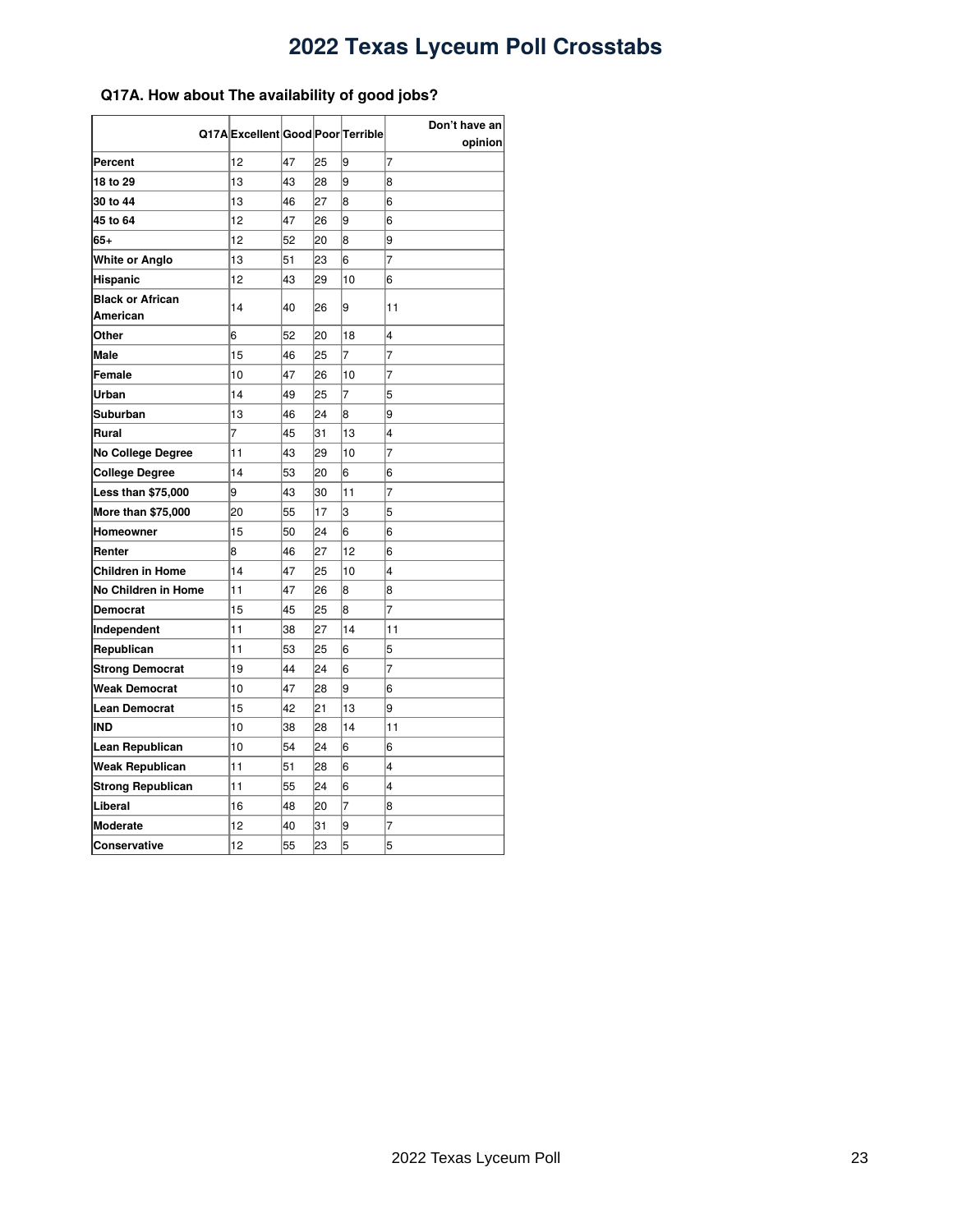# 2022 Texas Lyceum Poll Crosstabs

### Q17A. How about The availability of good jobs?

| Q17A | Excellent | Good | Poor | Terrible | Don't have an opinion |
|---|---|---|---|---|---|
| **Percent** | 12 | 47 | 25 | 9 | 7 |
| **18 to 29** | 13 | 43 | 28 | 9 | 8 |
| **30 to 44** | 13 | 46 | 27 | 8 | 6 |
| **45 to 64** | 12 | 47 | 26 | 9 | 6 |
| **65+** | 12 | 52 | 20 | 8 | 9 |
| **White or Anglo** | 13 | 51 | 23 | 6 | 7 |
| **Hispanic** | 12 | 43 | 29 | 10 | 6 |
| **Black or African American** | 14 | 40 | 26 | 9 | 11 |
| **Other** | 6 | 52 | 20 | 18 | 4 |
| **Male** | 15 | 46 | 25 | 7 | 7 |
| **Female** | 10 | 47 | 26 | 10 | 7 |
| **Urban** | 14 | 49 | 25 | 7 | 5 |
| **Suburban** | 13 | 46 | 24 | 8 | 9 |
| **Rural** | 7 | 45 | 31 | 13 | 4 |
| **No College Degree** | 11 | 43 | 29 | 10 | 7 |
| **College Degree** | 14 | 53 | 20 | 6 | 6 |
| **Less than $75,000** | 9 | 43 | 30 | 11 | 7 |
| **More than $75,000** | 20 | 55 | 17 | 3 | 5 |
| **Homeowner** | 15 | 50 | 24 | 6 | 6 |
| **Renter** | 8 | 46 | 27 | 12 | 6 |
| **Children in Home** | 14 | 47 | 25 | 10 | 4 |
| **No Children in Home** | 11 | 47 | 26 | 8 | 8 |
| **Democrat** | 15 | 45 | 25 | 8 | 7 |
| **Independent** | 11 | 38 | 27 | 14 | 11 |
| **Republican** | 11 | 53 | 25 | 6 | 5 |
| **Strong Democrat** | 19 | 44 | 24 | 6 | 7 |
| **Weak Democrat** | 10 | 47 | 28 | 9 | 6 |
| **Lean Democrat** | 15 | 42 | 21 | 13 | 9 |
| **IND** | 10 | 38 | 28 | 14 | 11 |
| **Lean Republican** | 10 | 54 | 24 | 6 | 6 |
| **Weak Republican** | 11 | 51 | 28 | 6 | 4 |
| **Strong Republican** | 11 | 55 | 24 | 6 | 4 |
| **Liberal** | 16 | 48 | 20 | 7 | 8 |
| **Moderate** | 12 | 40 | 31 | 9 | 7 |
| **Conservative** | 12 | 55 | 23 | 5 | 5 |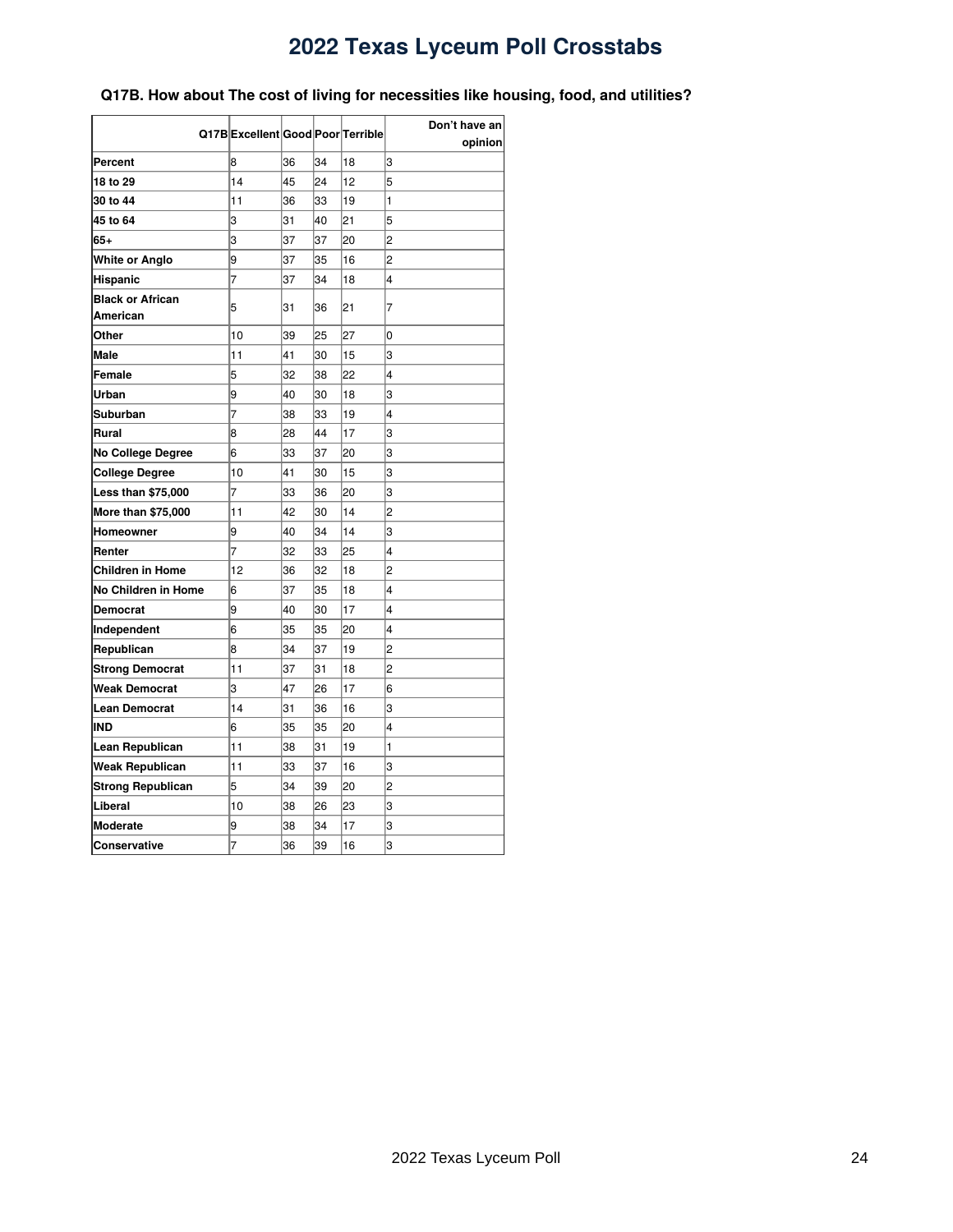# 2022 Texas Lyceum Poll Crosstabs

**Q17B. How about The cost of living for necessities like housing, food, and utilities?**

| Q17B | Excellent | Good | Poor | Terrible | Don't have an opinion |
|---|---|---|---|---|---|
| **Percent** | 8 | 36 | 34 | 18 | 3 |
| **18 to 29** | 14 | 45 | 24 | 12 | 5 |
| **30 to 44** | 11 | 36 | 33 | 19 | 1 |
| **45 to 64** | 3 | 31 | 40 | 21 | 5 |
| **65+** | 3 | 37 | 37 | 20 | 2 |
| **White or Anglo** | 9 | 37 | 35 | 16 | 2 |
| **Hispanic** | 7 | 37 | 34 | 18 | 4 |
| **Black or African American** | 5 | 31 | 36 | 21 | 7 |
| **Other** | 10 | 39 | 25 | 27 | 0 |
| **Male** | 11 | 41 | 30 | 15 | 3 |
| **Female** | 5 | 32 | 38 | 22 | 4 |
| **Urban** | 9 | 40 | 30 | 18 | 3 |
| **Suburban** | 7 | 38 | 33 | 19 | 4 |
| **Rural** | 8 | 28 | 44 | 17 | 3 |
| **No College Degree** | 6 | 33 | 37 | 20 | 3 |
| **College Degree** | 10 | 41 | 30 | 15 | 3 |
| **Less than $75,000** | 7 | 33 | 36 | 20 | 3 |
| **More than $75,000** | 11 | 42 | 30 | 14 | 2 |
| **Homeowner** | 9 | 40 | 34 | 14 | 3 |
| **Renter** | 7 | 32 | 33 | 25 | 4 |
| **Children in Home** | 12 | 36 | 32 | 18 | 2 |
| **No Children in Home** | 6 | 37 | 35 | 18 | 4 |
| **Democrat** | 9 | 40 | 30 | 17 | 4 |
| **Independent** | 6 | 35 | 35 | 20 | 4 |
| **Republican** | 8 | 34 | 37 | 19 | 2 |
| **Strong Democrat** | 11 | 37 | 31 | 18 | 2 |
| **Weak Democrat** | 3 | 47 | 26 | 17 | 6 |
| **Lean Democrat** | 14 | 31 | 36 | 16 | 3 |
| **IND** | 6 | 35 | 35 | 20 | 4 |
| **Lean Republican** | 11 | 38 | 31 | 19 | 1 |
| **Weak Republican** | 11 | 33 | 37 | 16 | 3 |
| **Strong Republican** | 5 | 34 | 39 | 20 | 2 |
| **Liberal** | 10 | 38 | 26 | 23 | 3 |
| **Moderate** | 9 | 38 | 34 | 17 | 3 |
| **Conservative** | 7 | 36 | 39 | 16 | 3 |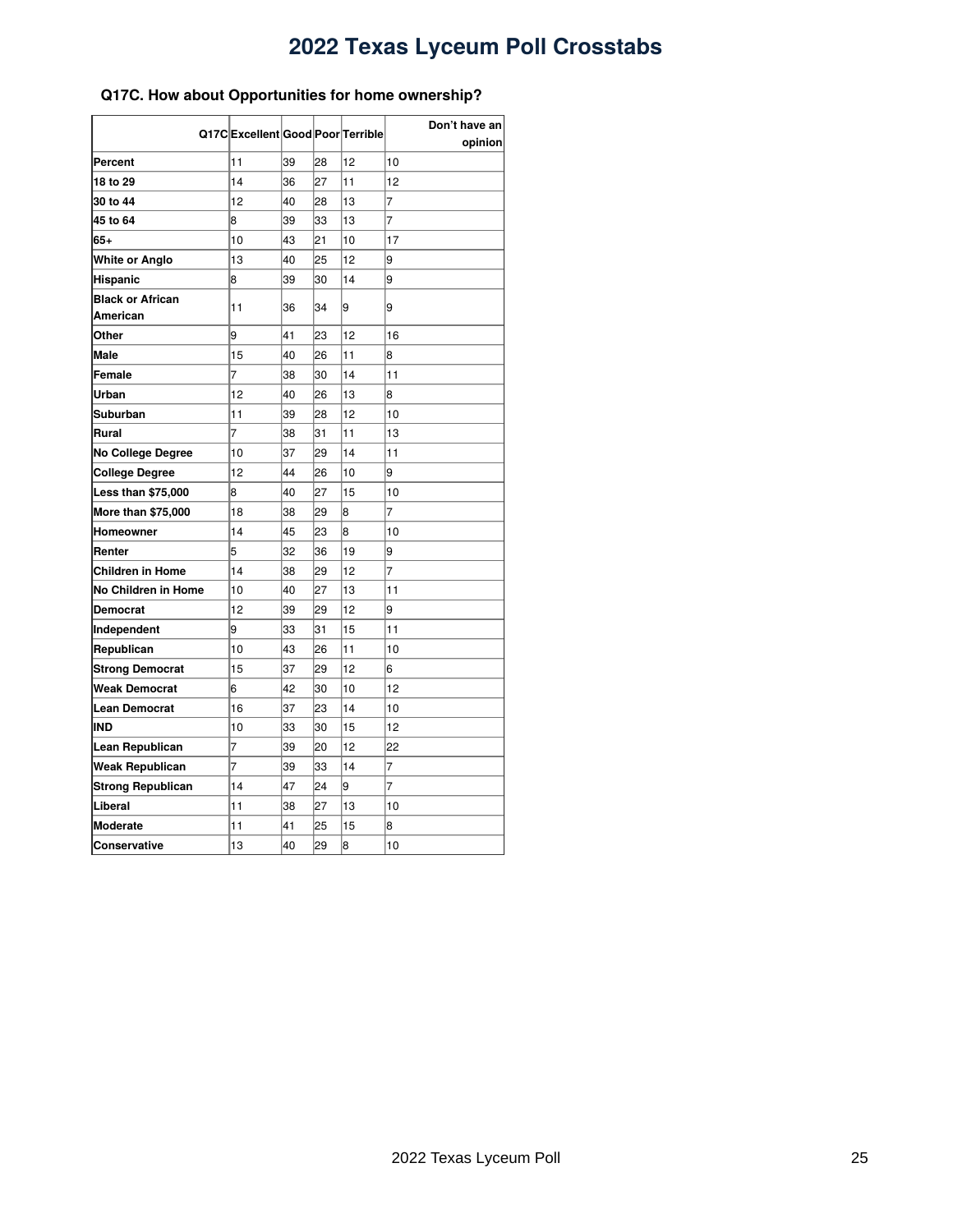# 2022 Texas Lyceum Poll Crosstabs

### Q17C. How about Opportunities for home ownership?

| Q17C | Excellent | Good | Poor | Terrible | Don't have an opinion |
|---|---|---|---|---|---|
| **Percent** | 11 | 39 | 28 | 12 | 10 |
| **18 to 29** | 14 | 36 | 27 | 11 | 12 |
| **30 to 44** | 12 | 40 | 28 | 13 | 7 |
| **45 to 64** | 8 | 39 | 33 | 13 | 7 |
| **65+** | 10 | 43 | 21 | 10 | 17 |
| **White or Anglo** | 13 | 40 | 25 | 12 | 9 |
| **Hispanic** | 8 | 39 | 30 | 14 | 9 |
| **Black or African American** | 11 | 36 | 34 | 9 | 9 |
| **Other** | 9 | 41 | 23 | 12 | 16 |
| **Male** | 15 | 40 | 26 | 11 | 8 |
| **Female** | 7 | 38 | 30 | 14 | 11 |
| **Urban** | 12 | 40 | 26 | 13 | 8 |
| **Suburban** | 11 | 39 | 28 | 12 | 10 |
| **Rural** | 7 | 38 | 31 | 11 | 13 |
| **No College Degree** | 10 | 37 | 29 | 14 | 11 |
| **College Degree** | 12 | 44 | 26 | 10 | 9 |
| **Less than $75,000** | 8 | 40 | 27 | 15 | 10 |
| **More than $75,000** | 18 | 38 | 29 | 8 | 7 |
| **Homeowner** | 14 | 45 | 23 | 8 | 10 |
| **Renter** | 5 | 32 | 36 | 19 | 9 |
| **Children in Home** | 14 | 38 | 29 | 12 | 7 |
| **No Children in Home** | 10 | 40 | 27 | 13 | 11 |
| **Democrat** | 12 | 39 | 29 | 12 | 9 |
| **Independent** | 9 | 33 | 31 | 15 | 11 |
| **Republican** | 10 | 43 | 26 | 11 | 10 |
| **Strong Democrat** | 15 | 37 | 29 | 12 | 6 |
| **Weak Democrat** | 6 | 42 | 30 | 10 | 12 |
| **Lean Democrat** | 16 | 37 | 23 | 14 | 10 |
| **IND** | 10 | 33 | 30 | 15 | 12 |
| **Lean Republican** | 7 | 39 | 20 | 12 | 22 |
| **Weak Republican** | 7 | 39 | 33 | 14 | 7 |
| **Strong Republican** | 14 | 47 | 24 | 9 | 7 |
| **Liberal** | 11 | 38 | 27 | 13 | 10 |
| **Moderate** | 11 | 41 | 25 | 15 | 8 |
| **Conservative** | 13 | 40 | 29 | 8 | 10 |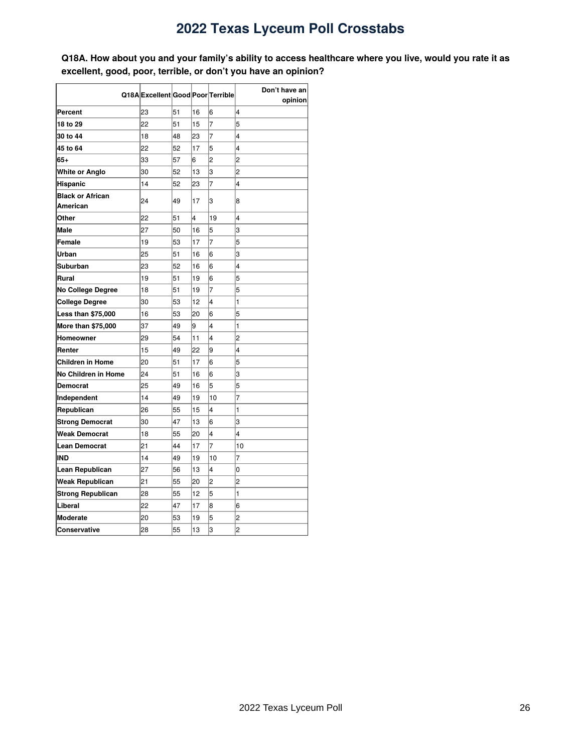# 2022 Texas Lyceum Poll Crosstabs

**Q18A. How about you and your family's ability to access healthcare where you live, would you rate it as excellent, good, poor, terrible, or don't you have an opinion?**

| Q18A | Excellent | Good | Poor | Terrible | Don't have an opinion |
|---|---|---|---|---|---|
| **Percent** | 23 | 51 | 16 | 6 | 4 |
| **18 to 29** | 22 | 51 | 15 | 7 | 5 |
| **30 to 44** | 18 | 48 | 23 | 7 | 4 |
| **45 to 64** | 22 | 52 | 17 | 5 | 4 |
| **65+** | 33 | 57 | 6 | 2 | 2 |
| **White or Anglo** | 30 | 52 | 13 | 3 | 2 |
| **Hispanic** | 14 | 52 | 23 | 7 | 4 |
| **Black or African American** | 24 | 49 | 17 | 3 | 8 |
| **Other** | 22 | 51 | 4 | 19 | 4 |
| **Male** | 27 | 50 | 16 | 5 | 3 |
| **Female** | 19 | 53 | 17 | 7 | 5 |
| **Urban** | 25 | 51 | 16 | 6 | 3 |
| **Suburban** | 23 | 52 | 16 | 6 | 4 |
| **Rural** | 19 | 51 | 19 | 6 | 5 |
| **No College Degree** | 18 | 51 | 19 | 7 | 5 |
| **College Degree** | 30 | 53 | 12 | 4 | 1 |
| **Less than $75,000** | 16 | 53 | 20 | 6 | 5 |
| **More than $75,000** | 37 | 49 | 9 | 4 | 1 |
| **Homeowner** | 29 | 54 | 11 | 4 | 2 |
| **Renter** | 15 | 49 | 22 | 9 | 4 |
| **Children in Home** | 20 | 51 | 17 | 6 | 5 |
| **No Children in Home** | 24 | 51 | 16 | 6 | 3 |
| **Democrat** | 25 | 49 | 16 | 5 | 5 |
| **Independent** | 14 | 49 | 19 | 10 | 7 |
| **Republican** | 26 | 55 | 15 | 4 | 1 |
| **Strong Democrat** | 30 | 47 | 13 | 6 | 3 |
| **Weak Democrat** | 18 | 55 | 20 | 4 | 4 |
| **Lean Democrat** | 21 | 44 | 17 | 7 | 10 |
| **IND** | 14 | 49 | 19 | 10 | 7 |
| **Lean Republican** | 27 | 56 | 13 | 4 | 0 |
| **Weak Republican** | 21 | 55 | 20 | 2 | 2 |
| **Strong Republican** | 28 | 55 | 12 | 5 | 1 |
| **Liberal** | 22 | 47 | 17 | 8 | 6 |
| **Moderate** | 20 | 53 | 19 | 5 | 2 |
| **Conservative** | 28 | 55 | 13 | 3 | 2 |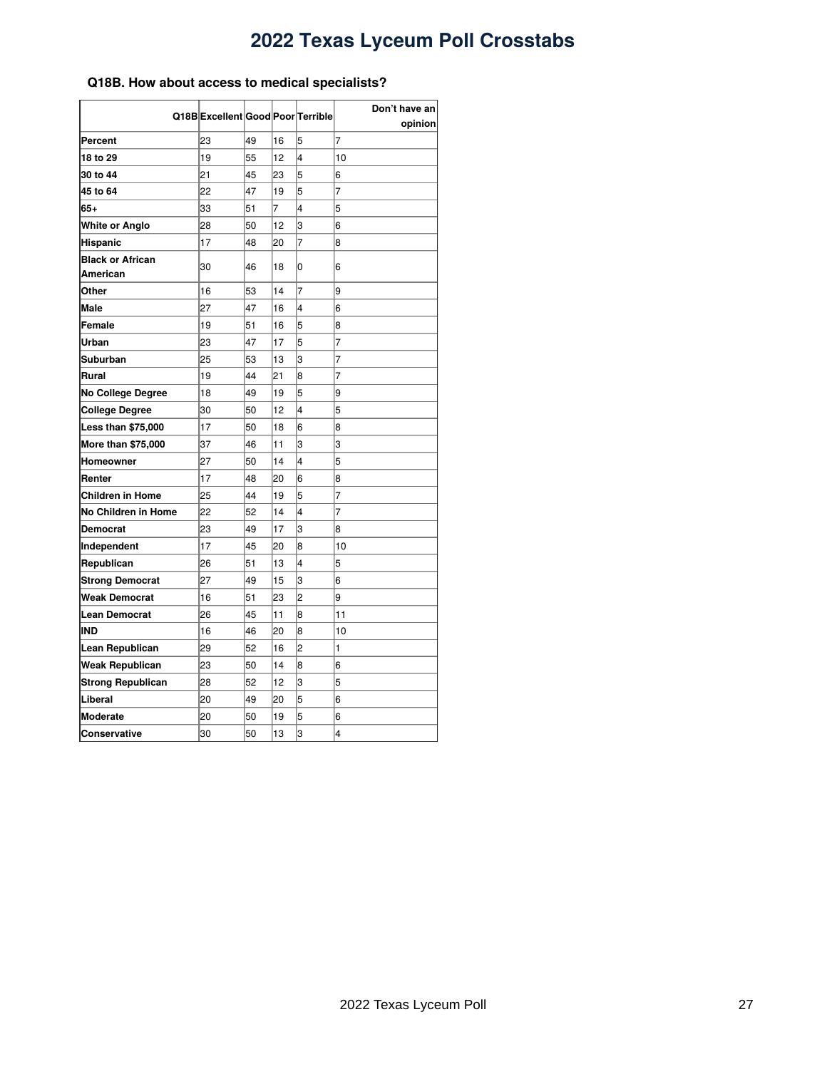# 2022 Texas Lyceum Poll Crosstabs

### Q18B. How about access to medical specialists?

| Q18B | Excellent | Good | Poor | Terrible | Don't have an opinion |
|---|---|---|---|---|---|
| **Percent** | 23 | 49 | 16 | 5 | 7 |
| **18 to 29** | 19 | 55 | 12 | 4 | 10 |
| **30 to 44** | 21 | 45 | 23 | 5 | 6 |
| **45 to 64** | 22 | 47 | 19 | 5 | 7 |
| **65+** | 33 | 51 | 7 | 4 | 5 |
| **White or Anglo** | 28 | 50 | 12 | 3 | 6 |
| **Hispanic** | 17 | 48 | 20 | 7 | 8 |
| **Black or African American** | 30 | 46 | 18 | 0 | 6 |
| **Other** | 16 | 53 | 14 | 7 | 9 |
| **Male** | 27 | 47 | 16 | 4 | 6 |
| **Female** | 19 | 51 | 16 | 5 | 8 |
| **Urban** | 23 | 47 | 17 | 5 | 7 |
| **Suburban** | 25 | 53 | 13 | 3 | 7 |
| **Rural** | 19 | 44 | 21 | 8 | 7 |
| **No College Degree** | 18 | 49 | 19 | 5 | 9 |
| **College Degree** | 30 | 50 | 12 | 4 | 5 |
| **Less than $75,000** | 17 | 50 | 18 | 6 | 8 |
| **More than $75,000** | 37 | 46 | 11 | 3 | 3 |
| **Homeowner** | 27 | 50 | 14 | 4 | 5 |
| **Renter** | 17 | 48 | 20 | 6 | 8 |
| **Children in Home** | 25 | 44 | 19 | 5 | 7 |
| **No Children in Home** | 22 | 52 | 14 | 4 | 7 |
| **Democrat** | 23 | 49 | 17 | 3 | 8 |
| **Independent** | 17 | 45 | 20 | 8 | 10 |
| **Republican** | 26 | 51 | 13 | 4 | 5 |
| **Strong Democrat** | 27 | 49 | 15 | 3 | 6 |
| **Weak Democrat** | 16 | 51 | 23 | 2 | 9 |
| **Lean Democrat** | 26 | 45 | 11 | 8 | 11 |
| **IND** | 16 | 46 | 20 | 8 | 10 |
| **Lean Republican** | 29 | 52 | 16 | 2 | 1 |
| **Weak Republican** | 23 | 50 | 14 | 8 | 6 |
| **Strong Republican** | 28 | 52 | 12 | 3 | 5 |
| **Liberal** | 20 | 49 | 20 | 5 | 6 |
| **Moderate** | 20 | 50 | 19 | 5 | 6 |
| **Conservative** | 30 | 50 | 13 | 3 | 4 |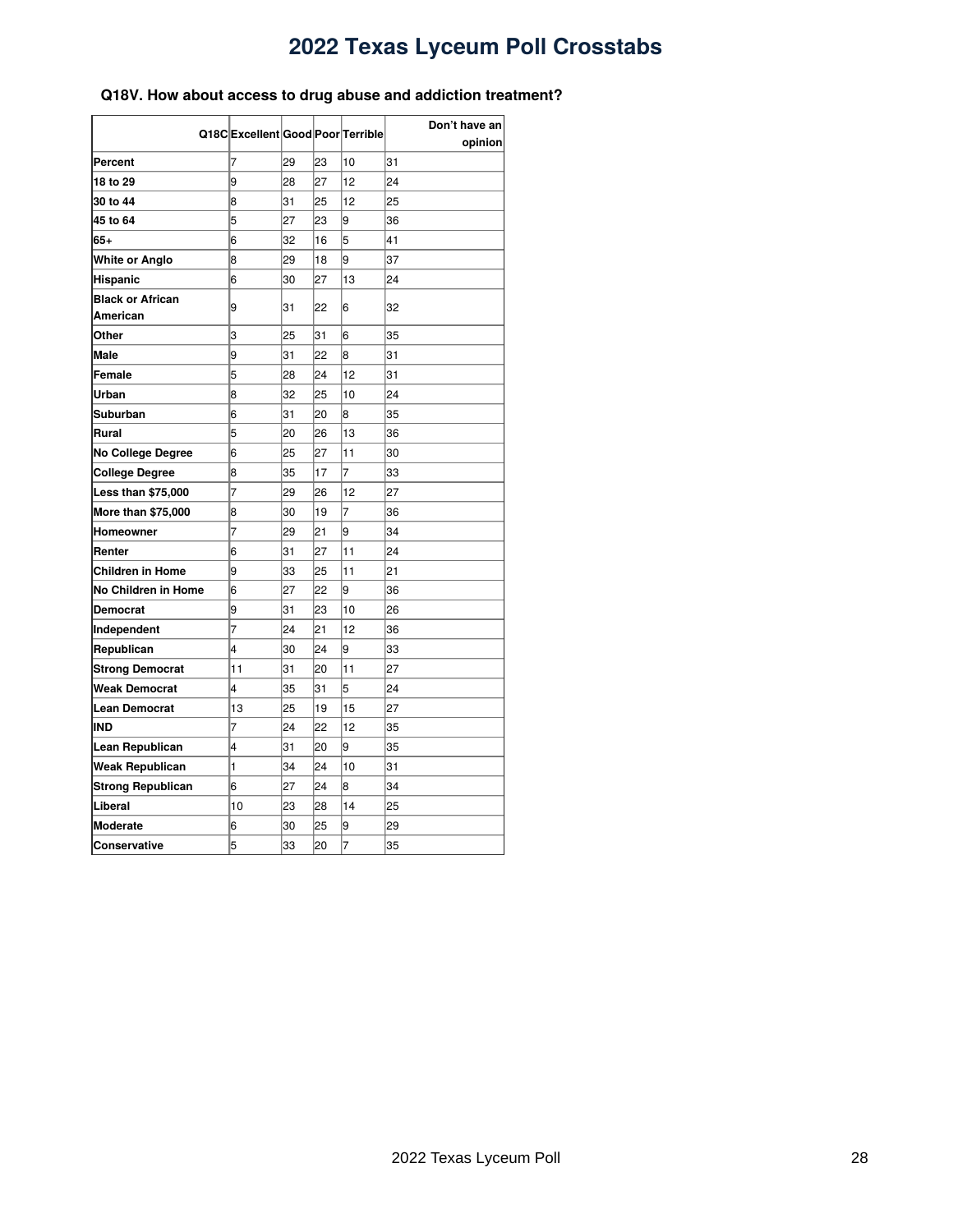## 2022 Texas Lyceum Poll Crosstabs

### Q18V. How about access to drug abuse and addiction treatment?

| Q18C | Excellent | Good | Poor | Terrible | Don't have an opinion |
|---|---|---|---|---|---|
| **Percent** | 7 | 29 | 23 | 10 | 31 |
| **18 to 29** | 9 | 28 | 27 | 12 | 24 |
| **30 to 44** | 8 | 31 | 25 | 12 | 25 |
| **45 to 64** | 5 | 27 | 23 | 9 | 36 |
| **65+** | 6 | 32 | 16 | 5 | 41 |
| **White or Anglo** | 8 | 29 | 18 | 9 | 37 |
| **Hispanic** | 6 | 30 | 27 | 13 | 24 |
| **Black or African American** | 9 | 31 | 22 | 6 | 32 |
| **Other** | 3 | 25 | 31 | 6 | 35 |
| **Male** | 9 | 31 | 22 | 8 | 31 |
| **Female** | 5 | 28 | 24 | 12 | 31 |
| **Urban** | 8 | 32 | 25 | 10 | 24 |
| **Suburban** | 6 | 31 | 20 | 8 | 35 |
| **Rural** | 5 | 20 | 26 | 13 | 36 |
| **No College Degree** | 6 | 25 | 27 | 11 | 30 |
| **College Degree** | 8 | 35 | 17 | 7 | 33 |
| **Less than $75,000** | 7 | 29 | 26 | 12 | 27 |
| **More than $75,000** | 8 | 30 | 19 | 7 | 36 |
| **Homeowner** | 7 | 29 | 21 | 9 | 34 |
| **Renter** | 6 | 31 | 27 | 11 | 24 |
| **Children in Home** | 9 | 33 | 25 | 11 | 21 |
| **No Children in Home** | 6 | 27 | 22 | 9 | 36 |
| **Democrat** | 9 | 31 | 23 | 10 | 26 |
| **Independent** | 7 | 24 | 21 | 12 | 36 |
| **Republican** | 4 | 30 | 24 | 9 | 33 |
| **Strong Democrat** | 11 | 31 | 20 | 11 | 27 |
| **Weak Democrat** | 4 | 35 | 31 | 5 | 24 |
| **Lean Democrat** | 13 | 25 | 19 | 15 | 27 |
| **IND** | 7 | 24 | 22 | 12 | 35 |
| **Lean Republican** | 4 | 31 | 20 | 9 | 35 |
| **Weak Republican** | 1 | 34 | 24 | 10 | 31 |
| **Strong Republican** | 6 | 27 | 24 | 8 | 34 |
| **Liberal** | 10 | 23 | 28 | 14 | 25 |
| **Moderate** | 6 | 30 | 25 | 9 | 29 |
| **Conservative** | 5 | 33 | 20 | 7 | 35 |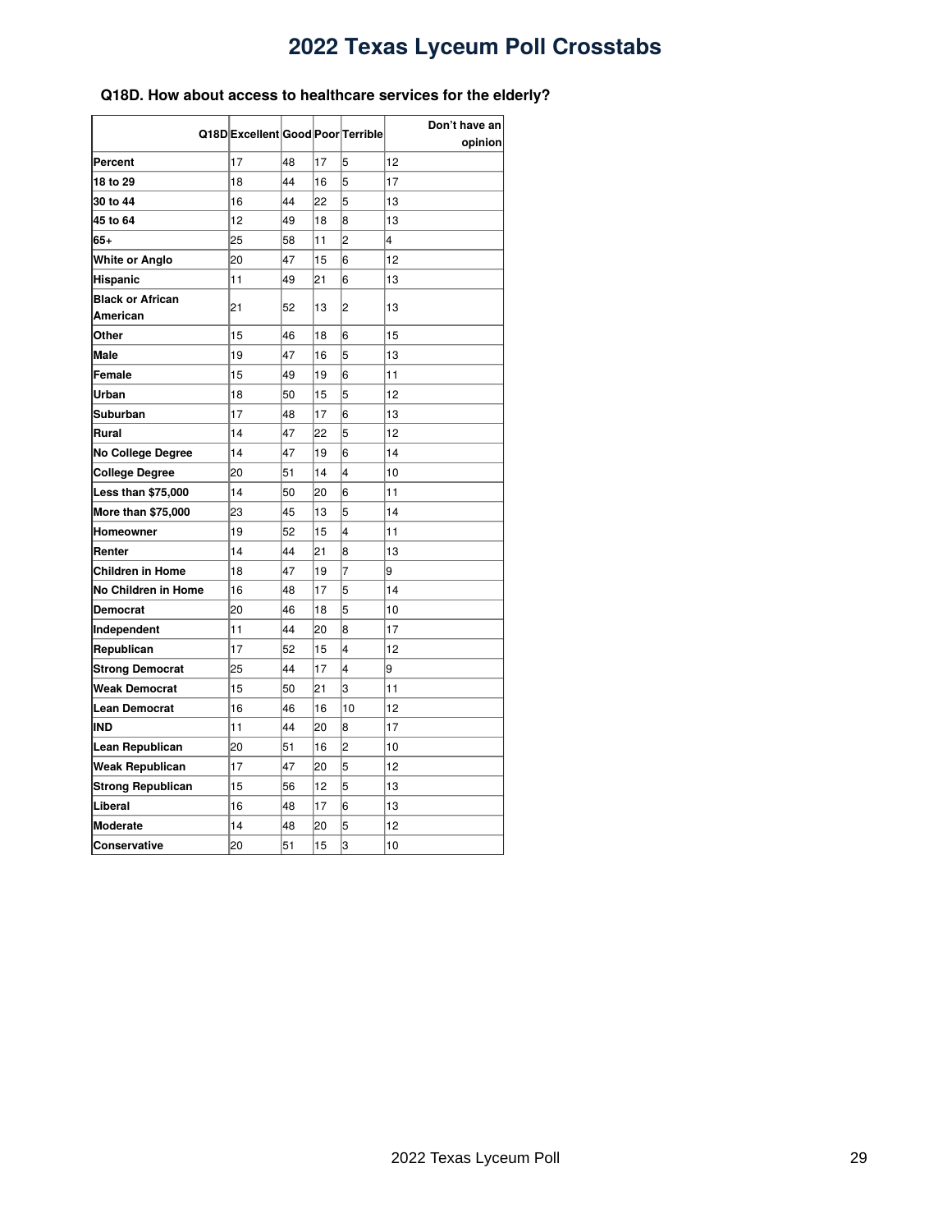# 2022 Texas Lyceum Poll Crosstabs

**Q18D. How about access to healthcare services for the elderly?**

| Q18D | Excellent | Good | Poor | Terrible | Don't have an opinion |
|---|---|---|---|---|---|
| **Percent** | 17 | 48 | 17 | 5 | 12 |
| **18 to 29** | 18 | 44 | 16 | 5 | 17 |
| **30 to 44** | 16 | 44 | 22 | 5 | 13 |
| **45 to 64** | 12 | 49 | 18 | 8 | 13 |
| **65+** | 25 | 58 | 11 | 2 | 4 |
| **White or Anglo** | 20 | 47 | 15 | 6 | 12 |
| **Hispanic** | 11 | 49 | 21 | 6 | 13 |
| **Black or African American** | 21 | 52 | 13 | 2 | 13 |
| **Other** | 15 | 46 | 18 | 6 | 15 |
| **Male** | 19 | 47 | 16 | 5 | 13 |
| **Female** | 15 | 49 | 19 | 6 | 11 |
| **Urban** | 18 | 50 | 15 | 5 | 12 |
| **Suburban** | 17 | 48 | 17 | 6 | 13 |
| **Rural** | 14 | 47 | 22 | 5 | 12 |
| **No College Degree** | 14 | 47 | 19 | 6 | 14 |
| **College Degree** | 20 | 51 | 14 | 4 | 10 |
| **Less than $75,000** | 14 | 50 | 20 | 6 | 11 |
| **More than $75,000** | 23 | 45 | 13 | 5 | 14 |
| **Homeowner** | 19 | 52 | 15 | 4 | 11 |
| **Renter** | 14 | 44 | 21 | 8 | 13 |
| **Children in Home** | 18 | 47 | 19 | 7 | 9 |
| **No Children in Home** | 16 | 48 | 17 | 5 | 14 |
| **Democrat** | 20 | 46 | 18 | 5 | 10 |
| **Independent** | 11 | 44 | 20 | 8 | 17 |
| **Republican** | 17 | 52 | 15 | 4 | 12 |
| **Strong Democrat** | 25 | 44 | 17 | 4 | 9 |
| **Weak Democrat** | 15 | 50 | 21 | 3 | 11 |
| **Lean Democrat** | 16 | 46 | 16 | 10 | 12 |
| **IND** | 11 | 44 | 20 | 8 | 17 |
| **Lean Republican** | 20 | 51 | 16 | 2 | 10 |
| **Weak Republican** | 17 | 47 | 20 | 5 | 12 |
| **Strong Republican** | 15 | 56 | 12 | 5 | 13 |
| **Liberal** | 16 | 48 | 17 | 6 | 13 |
| **Moderate** | 14 | 48 | 20 | 5 | 12 |
| **Conservative** | 20 | 51 | 15 | 3 | 10 |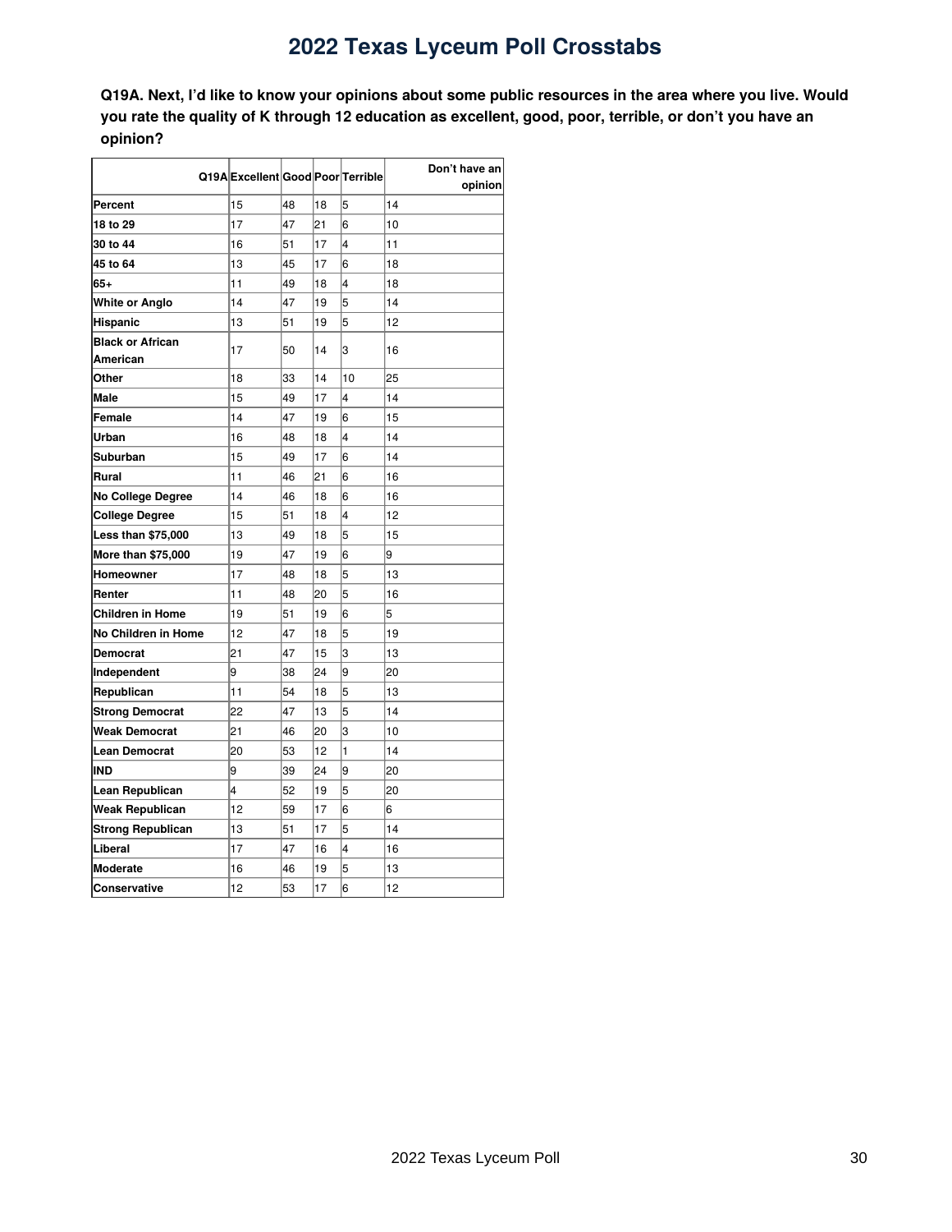# 2022 Texas Lyceum Poll Crosstabs

**Q19A. Next, I'd like to know your opinions about some public resources in the area where you live. Would you rate the quality of K through 12 education as excellent, good, poor, terrible, or don't you have an opinion?**

| Q19A | Excellent | Good | Poor | Terrible | Don't have an opinion |
|---|---|---|---|---|---|
| **Percent** | 15 | 48 | 18 | 5 | 14 |
| **18 to 29** | 17 | 47 | 21 | 6 | 10 |
| **30 to 44** | 16 | 51 | 17 | 4 | 11 |
| **45 to 64** | 13 | 45 | 17 | 6 | 18 |
| **65+** | 11 | 49 | 18 | 4 | 18 |
| **White or Anglo** | 14 | 47 | 19 | 5 | 14 |
| **Hispanic** | 13 | 51 | 19 | 5 | 12 |
| **Black or African American** | 17 | 50 | 14 | 3 | 16 |
| **Other** | 18 | 33 | 14 | 10 | 25 |
| **Male** | 15 | 49 | 17 | 4 | 14 |
| **Female** | 14 | 47 | 19 | 6 | 15 |
| **Urban** | 16 | 48 | 18 | 4 | 14 |
| **Suburban** | 15 | 49 | 17 | 6 | 14 |
| **Rural** | 11 | 46 | 21 | 6 | 16 |
| **No College Degree** | 14 | 46 | 18 | 6 | 16 |
| **College Degree** | 15 | 51 | 18 | 4 | 12 |
| **Less than $75,000** | 13 | 49 | 18 | 5 | 15 |
| **More than $75,000** | 19 | 47 | 19 | 6 | 9 |
| **Homeowner** | 17 | 48 | 18 | 5 | 13 |
| **Renter** | 11 | 48 | 20 | 5 | 16 |
| **Children in Home** | 19 | 51 | 19 | 6 | 5 |
| **No Children in Home** | 12 | 47 | 18 | 5 | 19 |
| **Democrat** | 21 | 47 | 15 | 3 | 13 |
| **Independent** | 9 | 38 | 24 | 9 | 20 |
| **Republican** | 11 | 54 | 18 | 5 | 13 |
| **Strong Democrat** | 22 | 47 | 13 | 5 | 14 |
| **Weak Democrat** | 21 | 46 | 20 | 3 | 10 |
| **Lean Democrat** | 20 | 53 | 12 | 1 | 14 |
| **IND** | 9 | 39 | 24 | 9 | 20 |
| **Lean Republican** | 4 | 52 | 19 | 5 | 20 |
| **Weak Republican** | 12 | 59 | 17 | 6 | 6 |
| **Strong Republican** | 13 | 51 | 17 | 5 | 14 |
| **Liberal** | 17 | 47 | 16 | 4 | 16 |
| **Moderate** | 16 | 46 | 19 | 5 | 13 |
| **Conservative** | 12 | 53 | 17 | 6 | 12 |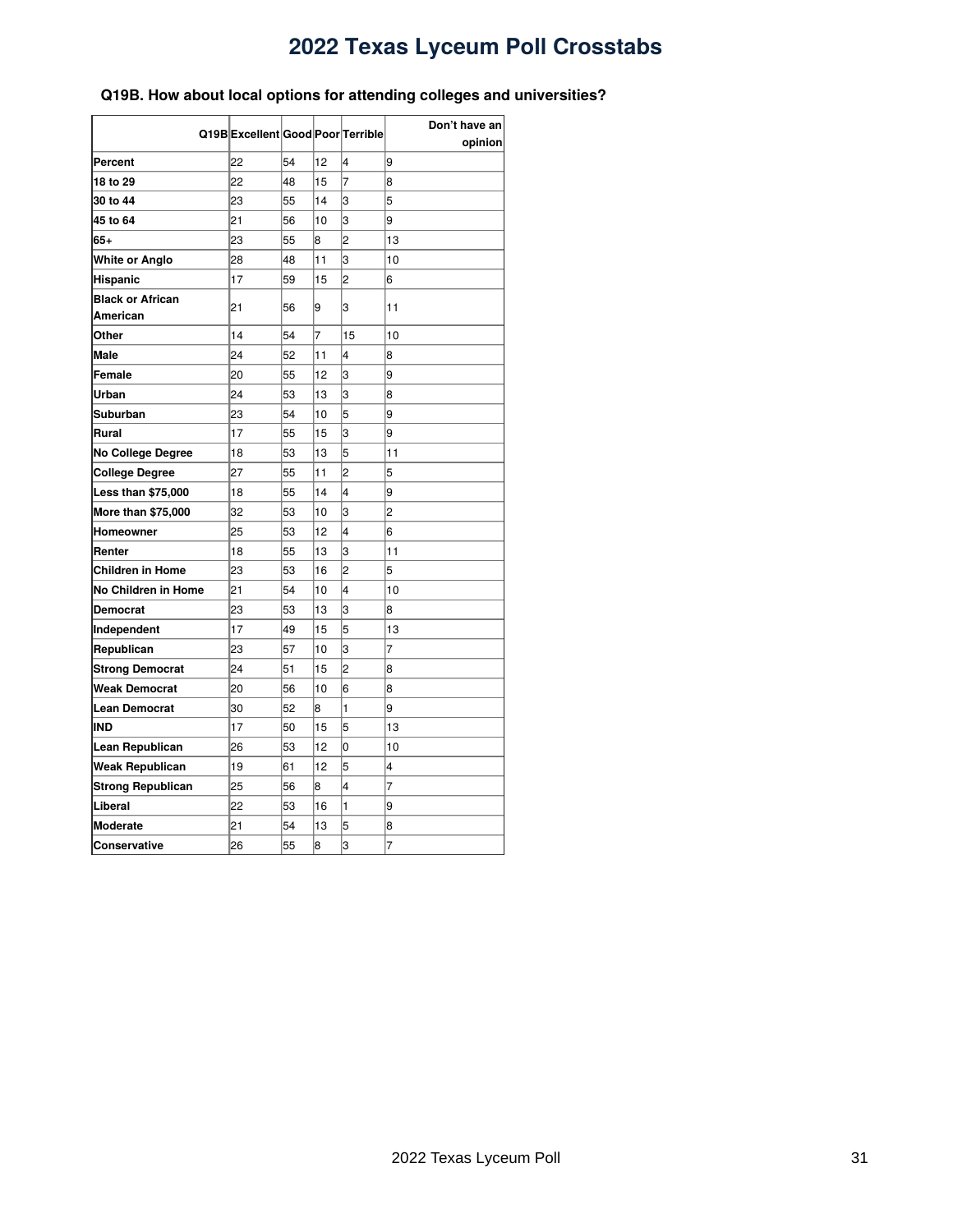# 2022 Texas Lyceum Poll Crosstabs

**Q19B. How about local options for attending colleges and universities?**

| Q19B | Excellent | Good | Poor | Terrible | Don't have an opinion |
|---|---|---|---|---|---|
| **Percent** | 22 | 54 | 12 | 4 | 9 |
| **18 to 29** | 22 | 48 | 15 | 7 | 8 |
| **30 to 44** | 23 | 55 | 14 | 3 | 5 |
| **45 to 64** | 21 | 56 | 10 | 3 | 9 |
| **65+** | 23 | 55 | 8 | 2 | 13 |
| **White or Anglo** | 28 | 48 | 11 | 3 | 10 |
| **Hispanic** | 17 | 59 | 15 | 2 | 6 |
| **Black or African American** | 21 | 56 | 9 | 3 | 11 |
| **Other** | 14 | 54 | 7 | 15 | 10 |
| **Male** | 24 | 52 | 11 | 4 | 8 |
| **Female** | 20 | 55 | 12 | 3 | 9 |
| **Urban** | 24 | 53 | 13 | 3 | 8 |
| **Suburban** | 23 | 54 | 10 | 5 | 9 |
| **Rural** | 17 | 55 | 15 | 3 | 9 |
| **No College Degree** | 18 | 53 | 13 | 5 | 11 |
| **College Degree** | 27 | 55 | 11 | 2 | 5 |
| **Less than $75,000** | 18 | 55 | 14 | 4 | 9 |
| **More than $75,000** | 32 | 53 | 10 | 3 | 2 |
| **Homeowner** | 25 | 53 | 12 | 4 | 6 |
| **Renter** | 18 | 55 | 13 | 3 | 11 |
| **Children in Home** | 23 | 53 | 16 | 2 | 5 |
| **No Children in Home** | 21 | 54 | 10 | 4 | 10 |
| **Democrat** | 23 | 53 | 13 | 3 | 8 |
| **Independent** | 17 | 49 | 15 | 5 | 13 |
| **Republican** | 23 | 57 | 10 | 3 | 7 |
| **Strong Democrat** | 24 | 51 | 15 | 2 | 8 |
| **Weak Democrat** | 20 | 56 | 10 | 6 | 8 |
| **Lean Democrat** | 30 | 52 | 8 | 1 | 9 |
| **IND** | 17 | 50 | 15 | 5 | 13 |
| **Lean Republican** | 26 | 53 | 12 | 0 | 10 |
| **Weak Republican** | 19 | 61 | 12 | 5 | 4 |
| **Strong Republican** | 25 | 56 | 8 | 4 | 7 |
| **Liberal** | 22 | 53 | 16 | 1 | 9 |
| **Moderate** | 21 | 54 | 13 | 5 | 8 |
| **Conservative** | 26 | 55 | 8 | 3 | 7 |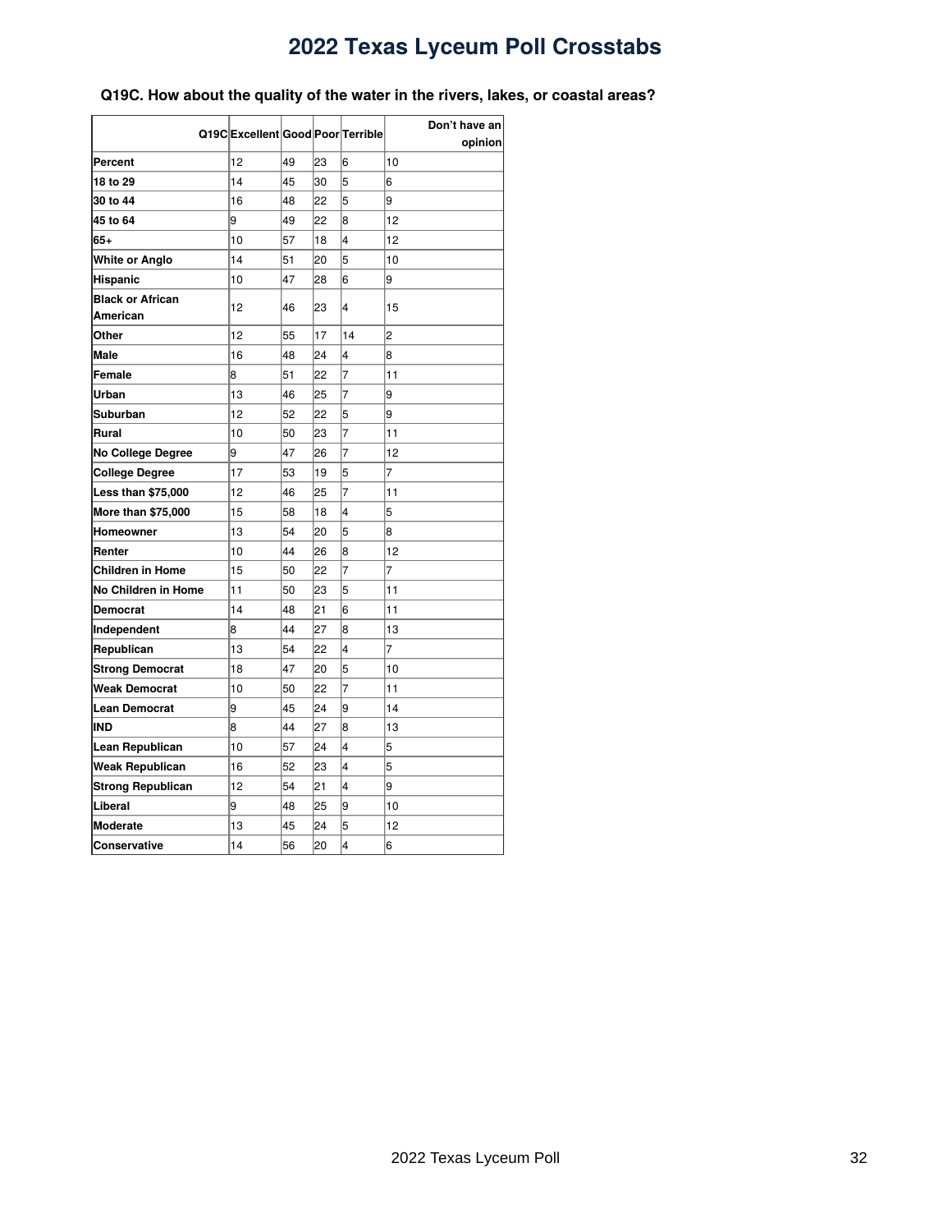# 2022 Texas Lyceum Poll Crosstabs

**Q19C. How about the quality of the water in the rivers, lakes, or coastal areas?**

| Q19C | Excellent | Good | Poor | Terrible | Don't have an opinion |
|---|---|---|---|---|---|
| **Percent** | 12 | 49 | 23 | 6 | 10 |
| **18 to 29** | 14 | 45 | 30 | 5 | 6 |
| **30 to 44** | 16 | 48 | 22 | 5 | 9 |
| **45 to 64** | 9 | 49 | 22 | 8 | 12 |
| **65+** | 10 | 57 | 18 | 4 | 12 |
| **White or Anglo** | 14 | 51 | 20 | 5 | 10 |
| **Hispanic** | 10 | 47 | 28 | 6 | 9 |
| **Black or African American** | 12 | 46 | 23 | 4 | 15 |
| **Other** | 12 | 55 | 17 | 14 | 2 |
| **Male** | 16 | 48 | 24 | 4 | 8 |
| **Female** | 8 | 51 | 22 | 7 | 11 |
| **Urban** | 13 | 46 | 25 | 7 | 9 |
| **Suburban** | 12 | 52 | 22 | 5 | 9 |
| **Rural** | 10 | 50 | 23 | 7 | 11 |
| **No College Degree** | 9 | 47 | 26 | 7 | 12 |
| **College Degree** | 17 | 53 | 19 | 5 | 7 |
| **Less than $75,000** | 12 | 46 | 25 | 7 | 11 |
| **More than $75,000** | 15 | 58 | 18 | 4 | 5 |
| **Homeowner** | 13 | 54 | 20 | 5 | 8 |
| **Renter** | 10 | 44 | 26 | 8 | 12 |
| **Children in Home** | 15 | 50 | 22 | 7 | 7 |
| **No Children in Home** | 11 | 50 | 23 | 5 | 11 |
| **Democrat** | 14 | 48 | 21 | 6 | 11 |
| **Independent** | 8 | 44 | 27 | 8 | 13 |
| **Republican** | 13 | 54 | 22 | 4 | 7 |
| **Strong Democrat** | 18 | 47 | 20 | 5 | 10 |
| **Weak Democrat** | 10 | 50 | 22 | 7 | 11 |
| **Lean Democrat** | 9 | 45 | 24 | 9 | 14 |
| **IND** | 8 | 44 | 27 | 8 | 13 |
| **Lean Republican** | 10 | 57 | 24 | 4 | 5 |
| **Weak Republican** | 16 | 52 | 23 | 4 | 5 |
| **Strong Republican** | 12 | 54 | 21 | 4 | 9 |
| **Liberal** | 9 | 48 | 25 | 9 | 10 |
| **Moderate** | 13 | 45 | 24 | 5 | 12 |
| **Conservative** | 14 | 56 | 20 | 4 | 6 |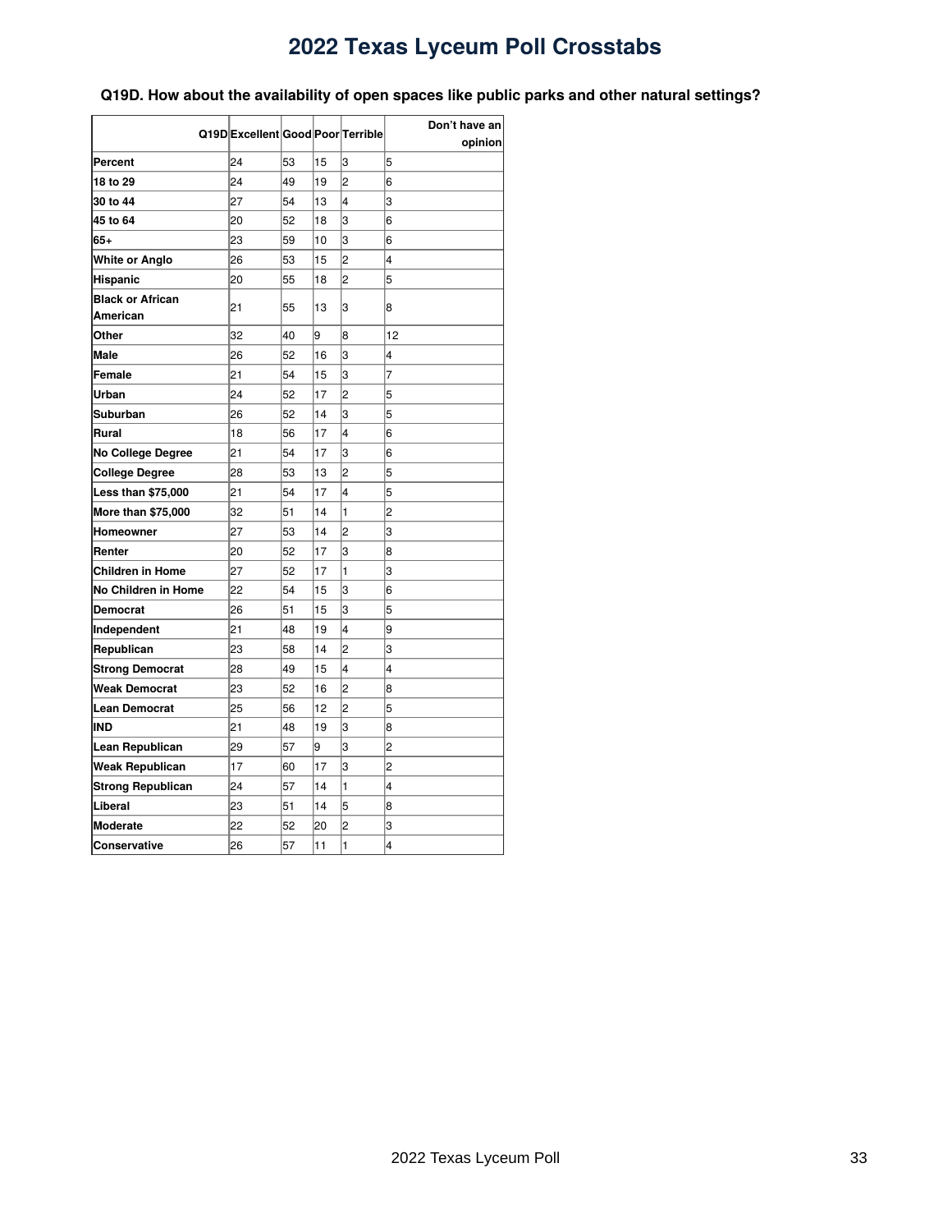# 2022 Texas Lyceum Poll Crosstabs

**Q19D. How about the availability of open spaces like public parks and other natural settings?**

| Q19D | Excellent | Good | Poor | Terrible | Don't have an opinion |
|---|---|---|---|---|---|
| **Percent** | 24 | 53 | 15 | 3 | 5 |
| **18 to 29** | 24 | 49 | 19 | 2 | 6 |
| **30 to 44** | 27 | 54 | 13 | 4 | 3 |
| **45 to 64** | 20 | 52 | 18 | 3 | 6 |
| **65+** | 23 | 59 | 10 | 3 | 6 |
| **White or Anglo** | 26 | 53 | 15 | 2 | 4 |
| **Hispanic** | 20 | 55 | 18 | 2 | 5 |
| **Black or African American** | 21 | 55 | 13 | 3 | 8 |
| **Other** | 32 | 40 | 9 | 8 | 12 |
| **Male** | 26 | 52 | 16 | 3 | 4 |
| **Female** | 21 | 54 | 15 | 3 | 7 |
| **Urban** | 24 | 52 | 17 | 2 | 5 |
| **Suburban** | 26 | 52 | 14 | 3 | 5 |
| **Rural** | 18 | 56 | 17 | 4 | 6 |
| **No College Degree** | 21 | 54 | 17 | 3 | 6 |
| **College Degree** | 28 | 53 | 13 | 2 | 5 |
| **Less than $75,000** | 21 | 54 | 17 | 4 | 5 |
| **More than $75,000** | 32 | 51 | 14 | 1 | 2 |
| **Homeowner** | 27 | 53 | 14 | 2 | 3 |
| **Renter** | 20 | 52 | 17 | 3 | 8 |
| **Children in Home** | 27 | 52 | 17 | 1 | 3 |
| **No Children in Home** | 22 | 54 | 15 | 3 | 6 |
| **Democrat** | 26 | 51 | 15 | 3 | 5 |
| **Independent** | 21 | 48 | 19 | 4 | 9 |
| **Republican** | 23 | 58 | 14 | 2 | 3 |
| **Strong Democrat** | 28 | 49 | 15 | 4 | 4 |
| **Weak Democrat** | 23 | 52 | 16 | 2 | 8 |
| **Lean Democrat** | 25 | 56 | 12 | 2 | 5 |
| **IND** | 21 | 48 | 19 | 3 | 8 |
| **Lean Republican** | 29 | 57 | 9 | 3 | 2 |
| **Weak Republican** | 17 | 60 | 17 | 3 | 2 |
| **Strong Republican** | 24 | 57 | 14 | 1 | 4 |
| **Liberal** | 23 | 51 | 14 | 5 | 8 |
| **Moderate** | 22 | 52 | 20 | 2 | 3 |
| **Conservative** | 26 | 57 | 11 | 1 | 4 |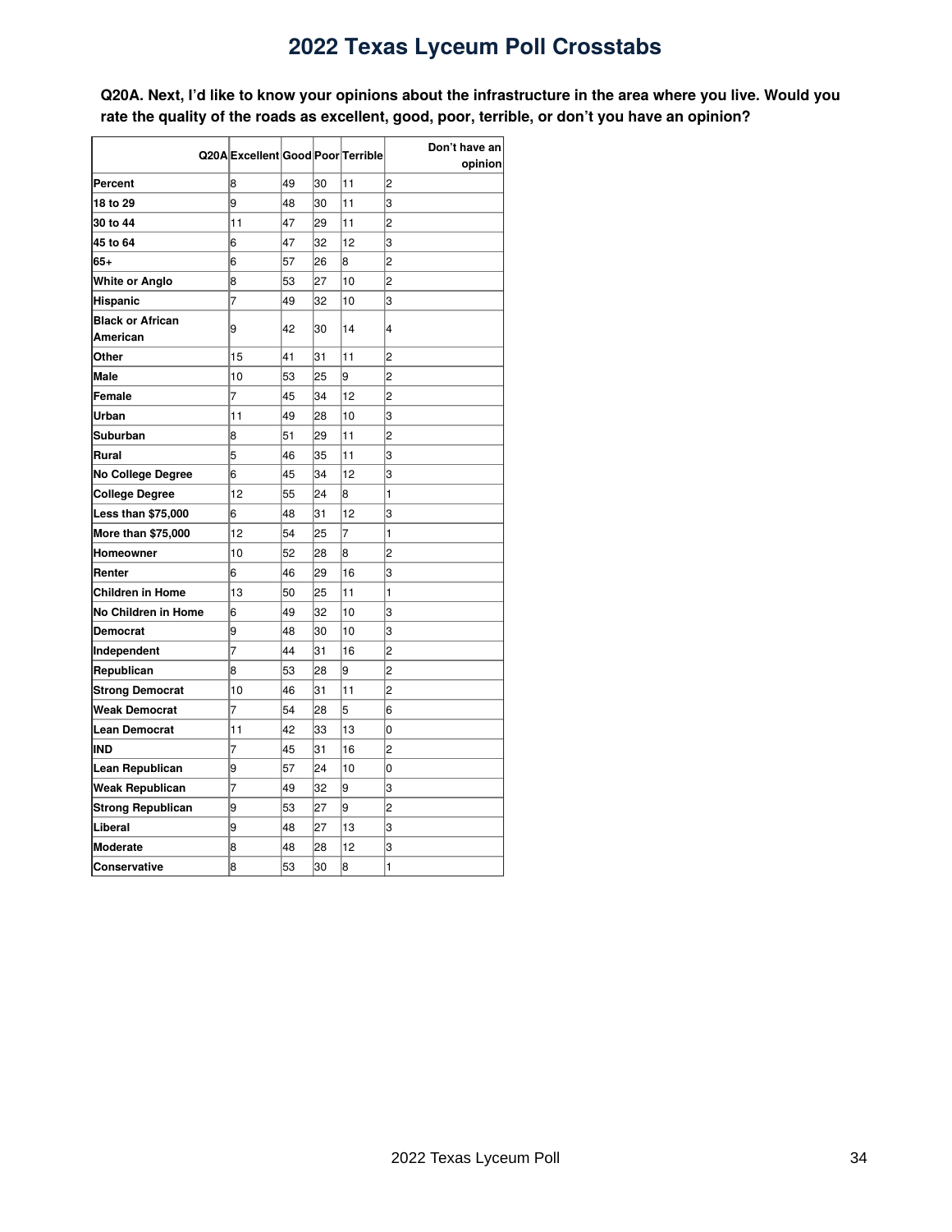# 2022 Texas Lyceum Poll Crosstabs

**Q20A. Next, I'd like to know your opinions about the infrastructure in the area where you live. Would you rate the quality of the roads as excellent, good, poor, terrible, or don't you have an opinion?**

| Q20A | Excellent | Good | Poor | Terrible | Don't have an opinion |
|---|---|---|---|---|---|
| **Percent** | 8 | 49 | 30 | 11 | 2 |
| **18 to 29** | 9 | 48 | 30 | 11 | 3 |
| **30 to 44** | 11 | 47 | 29 | 11 | 2 |
| **45 to 64** | 6 | 47 | 32 | 12 | 3 |
| **65+** | 6 | 57 | 26 | 8 | 2 |
| **White or Anglo** | 8 | 53 | 27 | 10 | 2 |
| **Hispanic** | 7 | 49 | 32 | 10 | 3 |
| **Black or African American** | 9 | 42 | 30 | 14 | 4 |
| **Other** | 15 | 41 | 31 | 11 | 2 |
| **Male** | 10 | 53 | 25 | 9 | 2 |
| **Female** | 7 | 45 | 34 | 12 | 2 |
| **Urban** | 11 | 49 | 28 | 10 | 3 |
| **Suburban** | 8 | 51 | 29 | 11 | 2 |
| **Rural** | 5 | 46 | 35 | 11 | 3 |
| **No College Degree** | 6 | 45 | 34 | 12 | 3 |
| **College Degree** | 12 | 55 | 24 | 8 | 1 |
| **Less than $75,000** | 6 | 48 | 31 | 12 | 3 |
| **More than $75,000** | 12 | 54 | 25 | 7 | 1 |
| **Homeowner** | 10 | 52 | 28 | 8 | 2 |
| **Renter** | 6 | 46 | 29 | 16 | 3 |
| **Children in Home** | 13 | 50 | 25 | 11 | 1 |
| **No Children in Home** | 6 | 49 | 32 | 10 | 3 |
| **Democrat** | 9 | 48 | 30 | 10 | 3 |
| **Independent** | 7 | 44 | 31 | 16 | 2 |
| **Republican** | 8 | 53 | 28 | 9 | 2 |
| **Strong Democrat** | 10 | 46 | 31 | 11 | 2 |
| **Weak Democrat** | 7 | 54 | 28 | 5 | 6 |
| **Lean Democrat** | 11 | 42 | 33 | 13 | 0 |
| **IND** | 7 | 45 | 31 | 16 | 2 |
| **Lean Republican** | 9 | 57 | 24 | 10 | 0 |
| **Weak Republican** | 7 | 49 | 32 | 9 | 3 |
| **Strong Republican** | 9 | 53 | 27 | 9 | 2 |
| **Liberal** | 9 | 48 | 27 | 13 | 3 |
| **Moderate** | 8 | 48 | 28 | 12 | 3 |
| **Conservative** | 8 | 53 | 30 | 8 | 1 |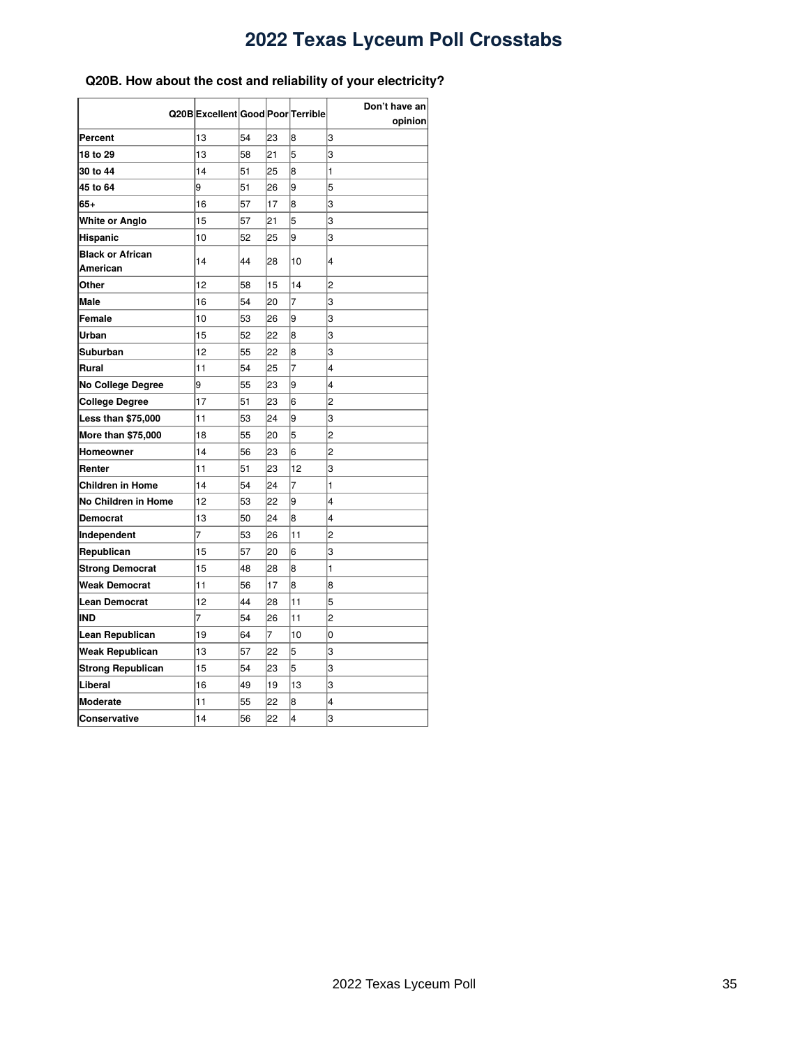# 2022 Texas Lyceum Poll Crosstabs

### Q20B. How about the cost and reliability of your electricity?

| Q20B | Excellent | Good | Poor | Terrible | Don't have an opinion |
|---|---|---|---|---|---|
| **Percent** | 13 | 54 | 23 | 8 | 3 |
| **18 to 29** | 13 | 58 | 21 | 5 | 3 |
| **30 to 44** | 14 | 51 | 25 | 8 | 1 |
| **45 to 64** | 9 | 51 | 26 | 9 | 5 |
| **65+** | 16 | 57 | 17 | 8 | 3 |
| **White or Anglo** | 15 | 57 | 21 | 5 | 3 |
| **Hispanic** | 10 | 52 | 25 | 9 | 3 |
| **Black or African American** | 14 | 44 | 28 | 10 | 4 |
| **Other** | 12 | 58 | 15 | 14 | 2 |
| **Male** | 16 | 54 | 20 | 7 | 3 |
| **Female** | 10 | 53 | 26 | 9 | 3 |
| **Urban** | 15 | 52 | 22 | 8 | 3 |
| **Suburban** | 12 | 55 | 22 | 8 | 3 |
| **Rural** | 11 | 54 | 25 | 7 | 4 |
| **No College Degree** | 9 | 55 | 23 | 9 | 4 |
| **College Degree** | 17 | 51 | 23 | 6 | 2 |
| **Less than $75,000** | 11 | 53 | 24 | 9 | 3 |
| **More than $75,000** | 18 | 55 | 20 | 5 | 2 |
| **Homeowner** | 14 | 56 | 23 | 6 | 2 |
| **Renter** | 11 | 51 | 23 | 12 | 3 |
| **Children in Home** | 14 | 54 | 24 | 7 | 1 |
| **No Children in Home** | 12 | 53 | 22 | 9 | 4 |
| **Democrat** | 13 | 50 | 24 | 8 | 4 |
| **Independent** | 7 | 53 | 26 | 11 | 2 |
| **Republican** | 15 | 57 | 20 | 6 | 3 |
| **Strong Democrat** | 15 | 48 | 28 | 8 | 1 |
| **Weak Democrat** | 11 | 56 | 17 | 8 | 8 |
| **Lean Democrat** | 12 | 44 | 28 | 11 | 5 |
| **IND** | 7 | 54 | 26 | 11 | 2 |
| **Lean Republican** | 19 | 64 | 7 | 10 | 0 |
| **Weak Republican** | 13 | 57 | 22 | 5 | 3 |
| **Strong Republican** | 15 | 54 | 23 | 5 | 3 |
| **Liberal** | 16 | 49 | 19 | 13 | 3 |
| **Moderate** | 11 | 55 | 22 | 8 | 4 |
| **Conservative** | 14 | 56 | 22 | 4 | 3 |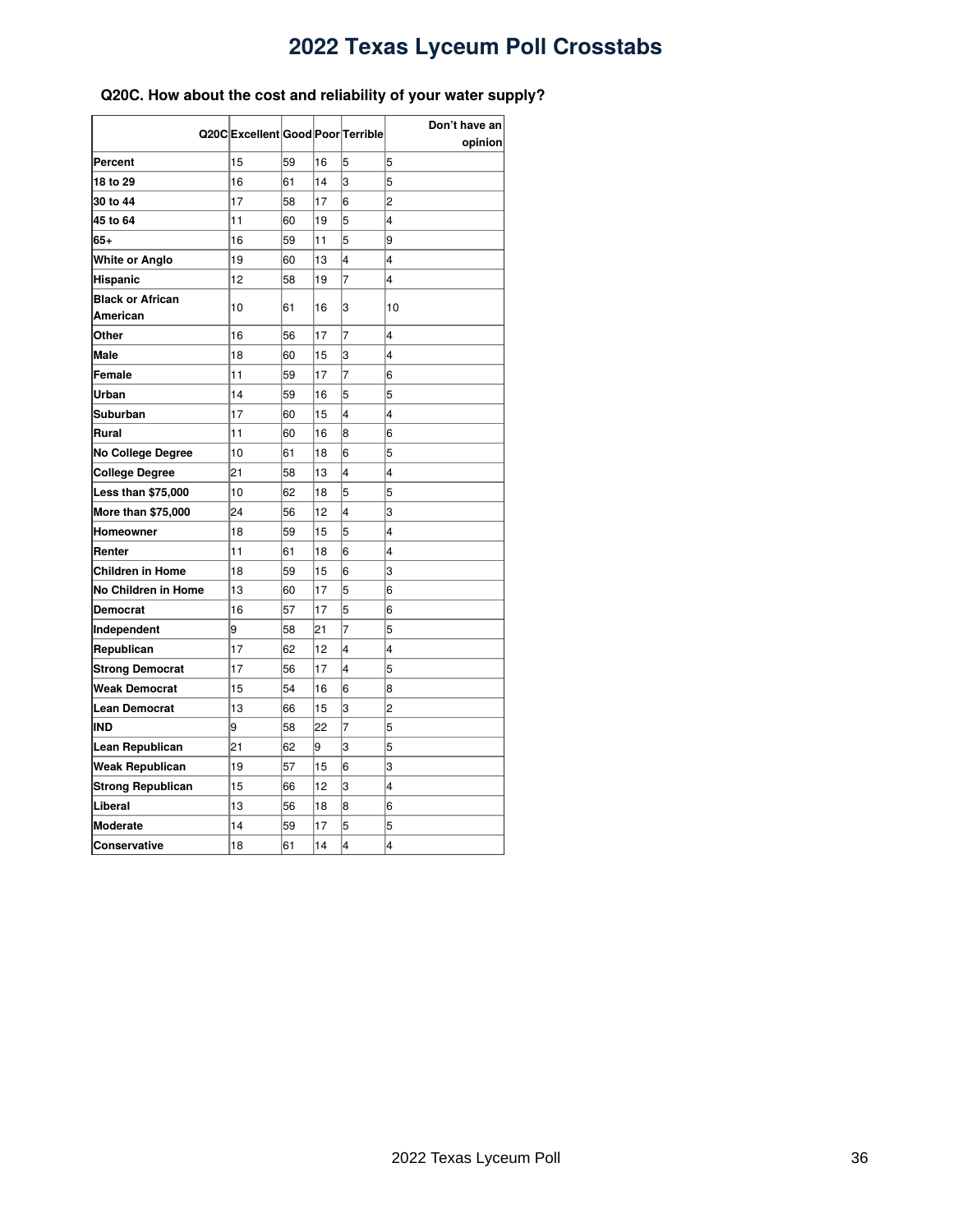# 2022 Texas Lyceum Poll Crosstabs

**Q20C. How about the cost and reliability of your water supply?**

| Q20C | Excellent | Good | Poor | Terrible | Don't have an opinion |
|---|---|---|---|---|---|
| **Percent** | 15 | 59 | 16 | 5 | 5 |
| **18 to 29** | 16 | 61 | 14 | 3 | 5 |
| **30 to 44** | 17 | 58 | 17 | 6 | 2 |
| **45 to 64** | 11 | 60 | 19 | 5 | 4 |
| **65+** | 16 | 59 | 11 | 5 | 9 |
| **White or Anglo** | 19 | 60 | 13 | 4 | 4 |
| **Hispanic** | 12 | 58 | 19 | 7 | 4 |
| **Black or African American** | 10 | 61 | 16 | 3 | 10 |
| **Other** | 16 | 56 | 17 | 7 | 4 |
| **Male** | 18 | 60 | 15 | 3 | 4 |
| **Female** | 11 | 59 | 17 | 7 | 6 |
| **Urban** | 14 | 59 | 16 | 5 | 5 |
| **Suburban** | 17 | 60 | 15 | 4 | 4 |
| **Rural** | 11 | 60 | 16 | 8 | 6 |
| **No College Degree** | 10 | 61 | 18 | 6 | 5 |
| **College Degree** | 21 | 58 | 13 | 4 | 4 |
| **Less than $75,000** | 10 | 62 | 18 | 5 | 5 |
| **More than $75,000** | 24 | 56 | 12 | 4 | 3 |
| **Homeowner** | 18 | 59 | 15 | 5 | 4 |
| **Renter** | 11 | 61 | 18 | 6 | 4 |
| **Children in Home** | 18 | 59 | 15 | 6 | 3 |
| **No Children in Home** | 13 | 60 | 17 | 5 | 6 |
| **Democrat** | 16 | 57 | 17 | 5 | 6 |
| **Independent** | 9 | 58 | 21 | 7 | 5 |
| **Republican** | 17 | 62 | 12 | 4 | 4 |
| **Strong Democrat** | 17 | 56 | 17 | 4 | 5 |
| **Weak Democrat** | 15 | 54 | 16 | 6 | 8 |
| **Lean Democrat** | 13 | 66 | 15 | 3 | 2 |
| **IND** | 9 | 58 | 22 | 7 | 5 |
| **Lean Republican** | 21 | 62 | 9 | 3 | 5 |
| **Weak Republican** | 19 | 57 | 15 | 6 | 3 |
| **Strong Republican** | 15 | 66 | 12 | 3 | 4 |
| **Liberal** | 13 | 56 | 18 | 8 | 6 |
| **Moderate** | 14 | 59 | 17 | 5 | 5 |
| **Conservative** | 18 | 61 | 14 | 4 | 4 |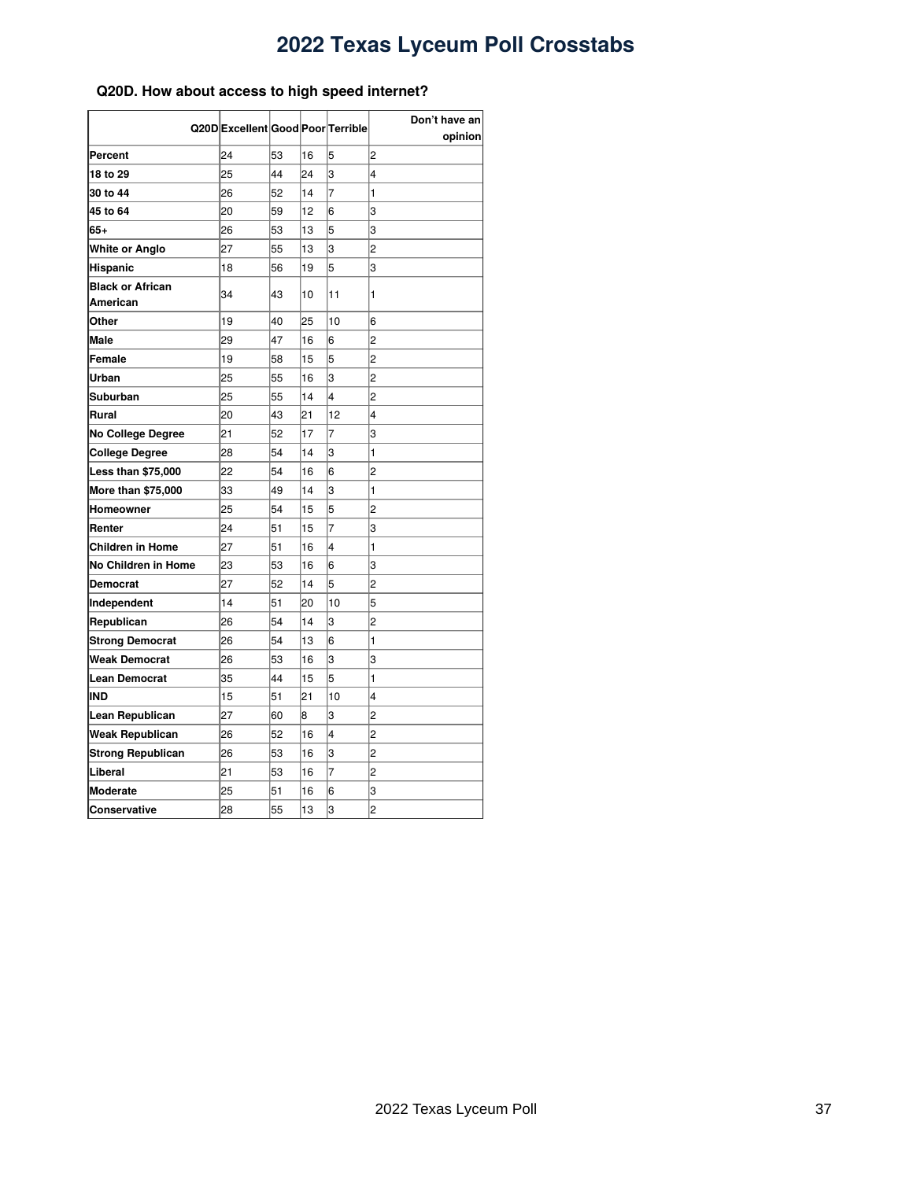# 2022 Texas Lyceum Poll Crosstabs

**Q20D. How about access to high speed internet?**

| Q20D | Excellent | Good | Poor | Terrible | Don't have an opinion |
|---|---|---|---|---|---|
| **Percent** | 24 | 53 | 16 | 5 | 2 |
| **18 to 29** | 25 | 44 | 24 | 3 | 4 |
| **30 to 44** | 26 | 52 | 14 | 7 | 1 |
| **45 to 64** | 20 | 59 | 12 | 6 | 3 |
| **65+** | 26 | 53 | 13 | 5 | 3 |
| **White or Anglo** | 27 | 55 | 13 | 3 | 2 |
| **Hispanic** | 18 | 56 | 19 | 5 | 3 |
| **Black or African American** | 34 | 43 | 10 | 11 | 1 |
| **Other** | 19 | 40 | 25 | 10 | 6 |
| **Male** | 29 | 47 | 16 | 6 | 2 |
| **Female** | 19 | 58 | 15 | 5 | 2 |
| **Urban** | 25 | 55 | 16 | 3 | 2 |
| **Suburban** | 25 | 55 | 14 | 4 | 2 |
| **Rural** | 20 | 43 | 21 | 12 | 4 |
| **No College Degree** | 21 | 52 | 17 | 7 | 3 |
| **College Degree** | 28 | 54 | 14 | 3 | 1 |
| **Less than $75,000** | 22 | 54 | 16 | 6 | 2 |
| **More than $75,000** | 33 | 49 | 14 | 3 | 1 |
| **Homeowner** | 25 | 54 | 15 | 5 | 2 |
| **Renter** | 24 | 51 | 15 | 7 | 3 |
| **Children in Home** | 27 | 51 | 16 | 4 | 1 |
| **No Children in Home** | 23 | 53 | 16 | 6 | 3 |
| **Democrat** | 27 | 52 | 14 | 5 | 2 |
| **Independent** | 14 | 51 | 20 | 10 | 5 |
| **Republican** | 26 | 54 | 14 | 3 | 2 |
| **Strong Democrat** | 26 | 54 | 13 | 6 | 1 |
| **Weak Democrat** | 26 | 53 | 16 | 3 | 3 |
| **Lean Democrat** | 35 | 44 | 15 | 5 | 1 |
| **IND** | 15 | 51 | 21 | 10 | 4 |
| **Lean Republican** | 27 | 60 | 8 | 3 | 2 |
| **Weak Republican** | 26 | 52 | 16 | 4 | 2 |
| **Strong Republican** | 26 | 53 | 16 | 3 | 2 |
| **Liberal** | 21 | 53 | 16 | 7 | 2 |
| **Moderate** | 25 | 51 | 16 | 6 | 3 |
| **Conservative** | 28 | 55 | 13 | 3 | 2 |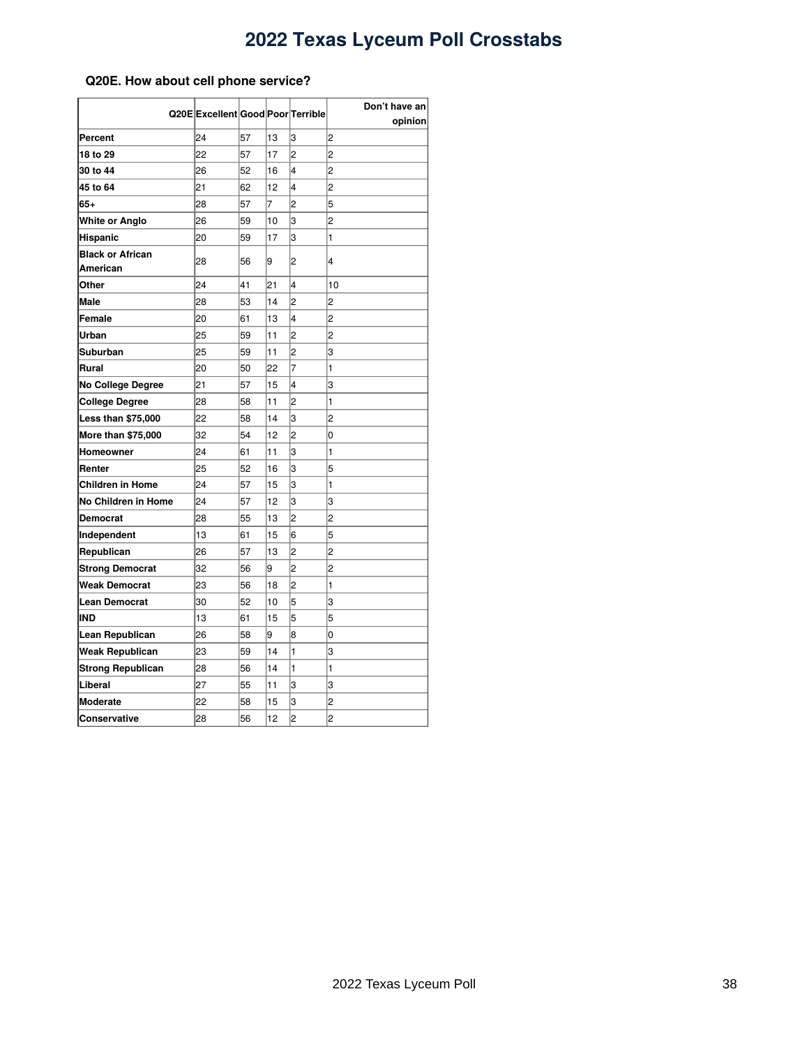# 2022 Texas Lyceum Poll Crosstabs

**Q20E. How about cell phone service?**

| Q20E | Excellent | Good | Poor | Terrible | Don't have an opinion |
|---|---|---|---|---|---|
| **Percent** | 24 | 57 | 13 | 3 | 2 |
| **18 to 29** | 22 | 57 | 17 | 2 | 2 |
| **30 to 44** | 26 | 52 | 16 | 4 | 2 |
| **45 to 64** | 21 | 62 | 12 | 4 | 2 |
| **65+** | 28 | 57 | 7 | 2 | 5 |
| **White or Anglo** | 26 | 59 | 10 | 3 | 2 |
| **Hispanic** | 20 | 59 | 17 | 3 | 1 |
| **Black or African American** | 28 | 56 | 9 | 2 | 4 |
| **Other** | 24 | 41 | 21 | 4 | 10 |
| **Male** | 28 | 53 | 14 | 2 | 2 |
| **Female** | 20 | 61 | 13 | 4 | 2 |
| **Urban** | 25 | 59 | 11 | 2 | 2 |
| **Suburban** | 25 | 59 | 11 | 2 | 3 |
| **Rural** | 20 | 50 | 22 | 7 | 1 |
| **No College Degree** | 21 | 57 | 15 | 4 | 3 |
| **College Degree** | 28 | 58 | 11 | 2 | 1 |
| **Less than $75,000** | 22 | 58 | 14 | 3 | 2 |
| **More than $75,000** | 32 | 54 | 12 | 2 | 0 |
| **Homeowner** | 24 | 61 | 11 | 3 | 1 |
| **Renter** | 25 | 52 | 16 | 3 | 5 |
| **Children in Home** | 24 | 57 | 15 | 3 | 1 |
| **No Children in Home** | 24 | 57 | 12 | 3 | 3 |
| **Democrat** | 28 | 55 | 13 | 2 | 2 |
| **Independent** | 13 | 61 | 15 | 6 | 5 |
| **Republican** | 26 | 57 | 13 | 2 | 2 |
| **Strong Democrat** | 32 | 56 | 9 | 2 | 2 |
| **Weak Democrat** | 23 | 56 | 18 | 2 | 1 |
| **Lean Democrat** | 30 | 52 | 10 | 5 | 3 |
| **IND** | 13 | 61 | 15 | 5 | 5 |
| **Lean Republican** | 26 | 58 | 9 | 8 | 0 |
| **Weak Republican** | 23 | 59 | 14 | 1 | 3 |
| **Strong Republican** | 28 | 56 | 14 | 1 | 1 |
| **Liberal** | 27 | 55 | 11 | 3 | 3 |
| **Moderate** | 22 | 58 | 15 | 3 | 2 |
| **Conservative** | 28 | 56 | 12 | 2 | 2 |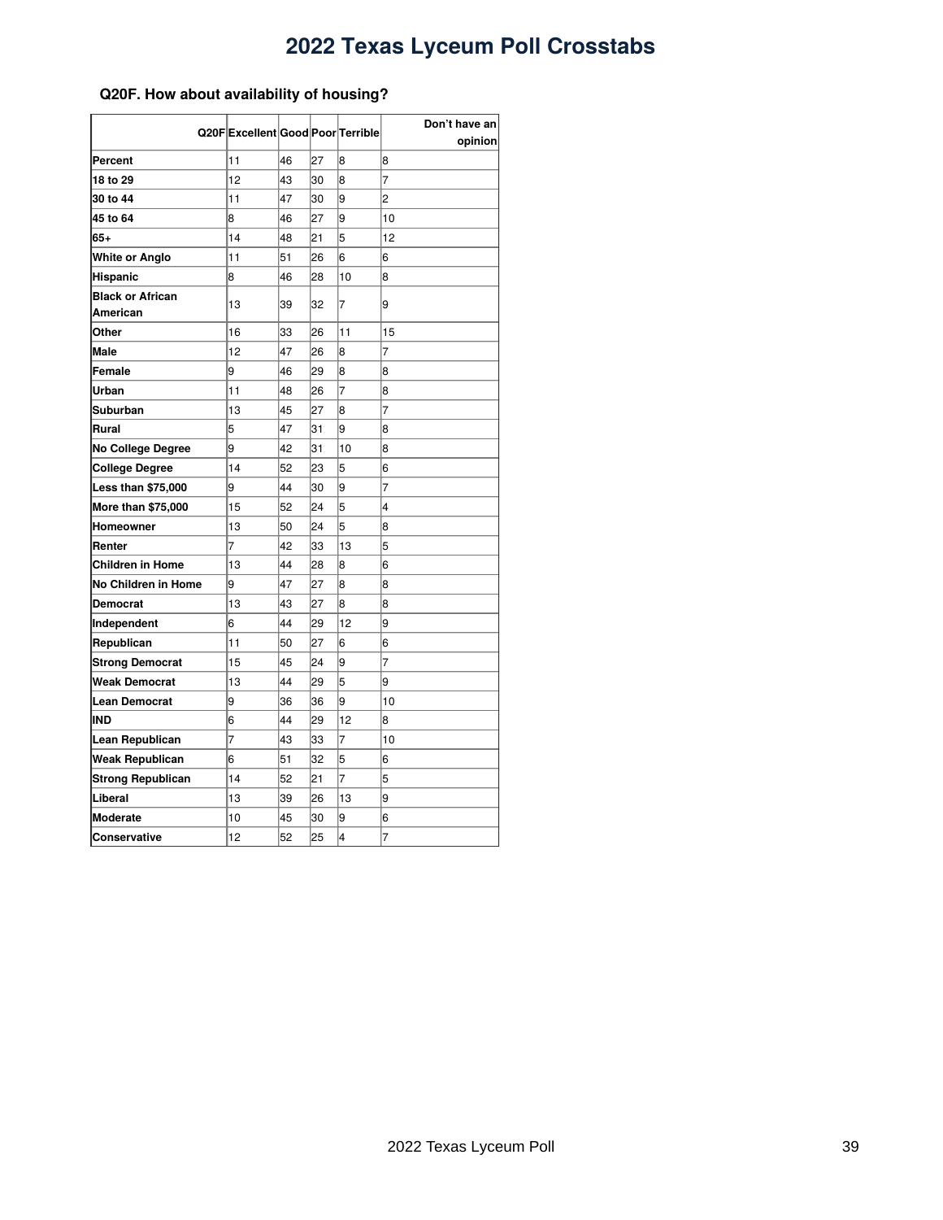# 2022 Texas Lyceum Poll Crosstabs

### Q20F. How about availability of housing?

| Q20F | Excellent | Good | Poor | Terrible | Don't have an opinion |
|---|---|---|---|---|---|
| **Percent** | 11 | 46 | 27 | 8 | 8 |
| **18 to 29** | 12 | 43 | 30 | 8 | 7 |
| **30 to 44** | 11 | 47 | 30 | 9 | 2 |
| **45 to 64** | 8 | 46 | 27 | 9 | 10 |
| **65+** | 14 | 48 | 21 | 5 | 12 |
| **White or Anglo** | 11 | 51 | 26 | 6 | 6 |
| **Hispanic** | 8 | 46 | 28 | 10 | 8 |
| **Black or African American** | 13 | 39 | 32 | 7 | 9 |
| **Other** | 16 | 33 | 26 | 11 | 15 |
| **Male** | 12 | 47 | 26 | 8 | 7 |
| **Female** | 9 | 46 | 29 | 8 | 8 |
| **Urban** | 11 | 48 | 26 | 7 | 8 |
| **Suburban** | 13 | 45 | 27 | 8 | 7 |
| **Rural** | 5 | 47 | 31 | 9 | 8 |
| **No College Degree** | 9 | 42 | 31 | 10 | 8 |
| **College Degree** | 14 | 52 | 23 | 5 | 6 |
| **Less than $75,000** | 9 | 44 | 30 | 9 | 7 |
| **More than $75,000** | 15 | 52 | 24 | 5 | 4 |
| **Homeowner** | 13 | 50 | 24 | 5 | 8 |
| **Renter** | 7 | 42 | 33 | 13 | 5 |
| **Children in Home** | 13 | 44 | 28 | 8 | 6 |
| **No Children in Home** | 9 | 47 | 27 | 8 | 8 |
| **Democrat** | 13 | 43 | 27 | 8 | 8 |
| **Independent** | 6 | 44 | 29 | 12 | 9 |
| **Republican** | 11 | 50 | 27 | 6 | 6 |
| **Strong Democrat** | 15 | 45 | 24 | 9 | 7 |
| **Weak Democrat** | 13 | 44 | 29 | 5 | 9 |
| **Lean Democrat** | 9 | 36 | 36 | 9 | 10 |
| **IND** | 6 | 44 | 29 | 12 | 8 |
| **Lean Republican** | 7 | 43 | 33 | 7 | 10 |
| **Weak Republican** | 6 | 51 | 32 | 5 | 6 |
| **Strong Republican** | 14 | 52 | 21 | 7 | 5 |
| **Liberal** | 13 | 39 | 26 | 13 | 9 |
| **Moderate** | 10 | 45 | 30 | 9 | 6 |
| **Conservative** | 12 | 52 | 25 | 4 | 7 |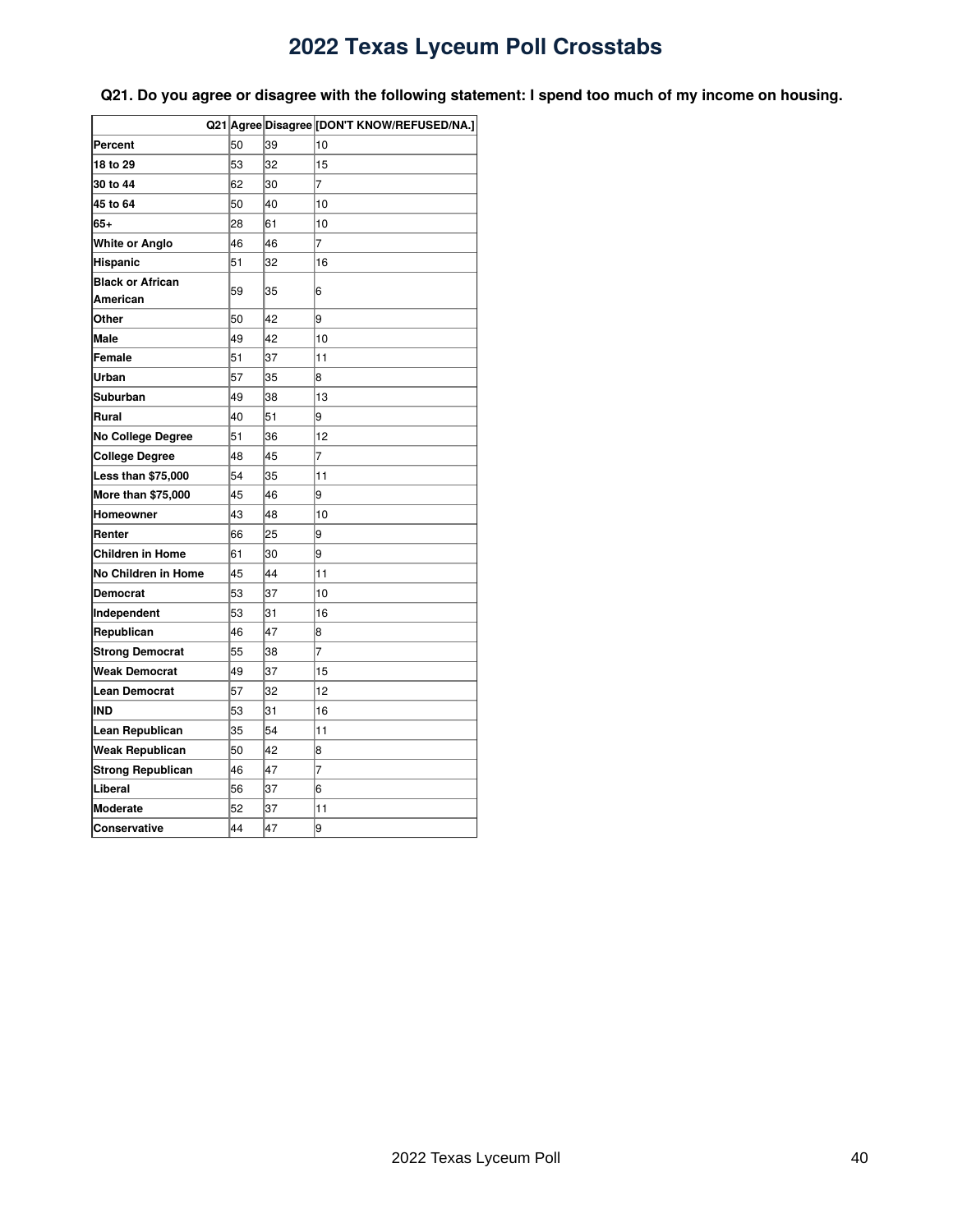# 2022 Texas Lyceum Poll Crosstabs

**Q21. Do you agree or disagree with the following statement: I spend too much of my income on housing.**

| Q21 | Agree | Disagree | [DON'T KNOW/REFUSED/NA.] |
|---|---|---|---|
| **Percent** | 50 | 39 | 10 |
| **18 to 29** | 53 | 32 | 15 |
| **30 to 44** | 62 | 30 | 7 |
| **45 to 64** | 50 | 40 | 10 |
| **65+** | 28 | 61 | 10 |
| **White or Anglo** | 46 | 46 | 7 |
| **Hispanic** | 51 | 32 | 16 |
| **Black or African American** | 59 | 35 | 6 |
| **Other** | 50 | 42 | 9 |
| **Male** | 49 | 42 | 10 |
| **Female** | 51 | 37 | 11 |
| **Urban** | 57 | 35 | 8 |
| **Suburban** | 49 | 38 | 13 |
| **Rural** | 40 | 51 | 9 |
| **No College Degree** | 51 | 36 | 12 |
| **College Degree** | 48 | 45 | 7 |
| **Less than $75,000** | 54 | 35 | 11 |
| **More than $75,000** | 45 | 46 | 9 |
| **Homeowner** | 43 | 48 | 10 |
| **Renter** | 66 | 25 | 9 |
| **Children in Home** | 61 | 30 | 9 |
| **No Children in Home** | 45 | 44 | 11 |
| **Democrat** | 53 | 37 | 10 |
| **Independent** | 53 | 31 | 16 |
| **Republican** | 46 | 47 | 8 |
| **Strong Democrat** | 55 | 38 | 7 |
| **Weak Democrat** | 49 | 37 | 15 |
| **Lean Democrat** | 57 | 32 | 12 |
| **IND** | 53 | 31 | 16 |
| **Lean Republican** | 35 | 54 | 11 |
| **Weak Republican** | 50 | 42 | 8 |
| **Strong Republican** | 46 | 47 | 7 |
| **Liberal** | 56 | 37 | 6 |
| **Moderate** | 52 | 37 | 11 |
| **Conservative** | 44 | 47 | 9 |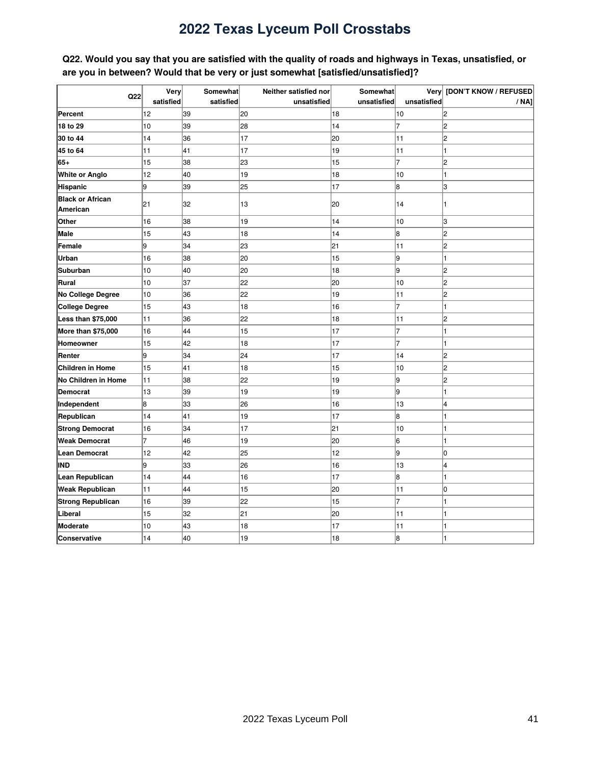# 2022 Texas Lyceum Poll Crosstabs

**Q22. Would you say that you are satisfied with the quality of roads and highways in Texas, unsatisfied, or are you in between? Would that be very or just somewhat [satisfied/unsatisfied]?**

| Q22 | Very satisfied | Somewhat satisfied | Neither satisfied nor unsatisfied | Somewhat unsatisfied | Very unsatisfied | [DON'T KNOW / REFUSED / NA] |
|---|---|---|---|---|---|---|
| **Percent** | 12 | 39 | 20 | 18 | 10 | 2 |
| **18 to 29** | 10 | 39 | 28 | 14 | 7 | 2 |
| **30 to 44** | 14 | 36 | 17 | 20 | 11 | 2 |
| **45 to 64** | 11 | 41 | 17 | 19 | 11 | 1 |
| **65+** | 15 | 38 | 23 | 15 | 7 | 2 |
| **White or Anglo** | 12 | 40 | 19 | 18 | 10 | 1 |
| **Hispanic** | 9 | 39 | 25 | 17 | 8 | 3 |
| **Black or African American** | 21 | 32 | 13 | 20 | 14 | 1 |
| **Other** | 16 | 38 | 19 | 14 | 10 | 3 |
| **Male** | 15 | 43 | 18 | 14 | 8 | 2 |
| **Female** | 9 | 34 | 23 | 21 | 11 | 2 |
| **Urban** | 16 | 38 | 20 | 15 | 9 | 1 |
| **Suburban** | 10 | 40 | 20 | 18 | 9 | 2 |
| **Rural** | 10 | 37 | 22 | 20 | 10 | 2 |
| **No College Degree** | 10 | 36 | 22 | 19 | 11 | 2 |
| **College Degree** | 15 | 43 | 18 | 16 | 7 | 1 |
| **Less than $75,000** | 11 | 36 | 22 | 18 | 11 | 2 |
| **More than $75,000** | 16 | 44 | 15 | 17 | 7 | 1 |
| **Homeowner** | 15 | 42 | 18 | 17 | 7 | 1 |
| **Renter** | 9 | 34 | 24 | 17 | 14 | 2 |
| **Children in Home** | 15 | 41 | 18 | 15 | 10 | 2 |
| **No Children in Home** | 11 | 38 | 22 | 19 | 9 | 2 |
| **Democrat** | 13 | 39 | 19 | 19 | 9 | 1 |
| **Independent** | 8 | 33 | 26 | 16 | 13 | 4 |
| **Republican** | 14 | 41 | 19 | 17 | 8 | 1 |
| **Strong Democrat** | 16 | 34 | 17 | 21 | 10 | 1 |
| **Weak Democrat** | 7 | 46 | 19 | 20 | 6 | 1 |
| **Lean Democrat** | 12 | 42 | 25 | 12 | 9 | 0 |
| **IND** | 9 | 33 | 26 | 16 | 13 | 4 |
| **Lean Republican** | 14 | 44 | 16 | 17 | 8 | 1 |
| **Weak Republican** | 11 | 44 | 15 | 20 | 11 | 0 |
| **Strong Republican** | 16 | 39 | 22 | 15 | 7 | 1 |
| **Liberal** | 15 | 32 | 21 | 20 | 11 | 1 |
| **Moderate** | 10 | 43 | 18 | 17 | 11 | 1 |
| **Conservative** | 14 | 40 | 19 | 18 | 8 | 1 |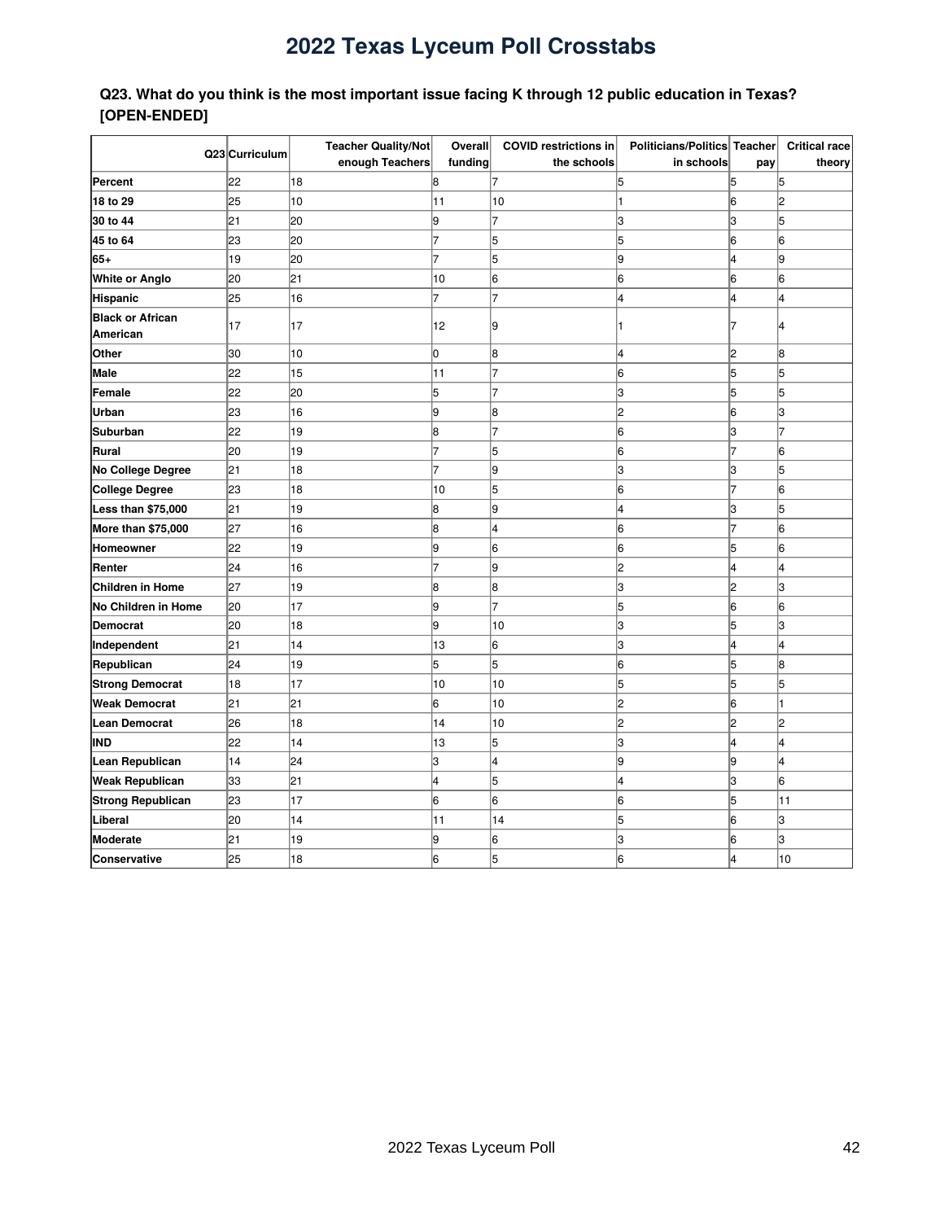# 2022 Texas Lyceum Poll Crosstabs

**Q23. What do you think is the most important issue facing K through 12 public education in Texas? [OPEN-ENDED]**

| Q23 | Curriculum | Teacher Quality/Not enough Teachers | Overall funding | COVID restrictions in the schools | Politicians/Politics in schools | Teacher pay | Critical race theory |
|---|---|---|---|---|---|---|---|
| **Percent** | 22 | 18 | 8 | 7 | 5 | 5 | 5 |
| **18 to 29** | 25 | 10 | 11 | 10 | 1 | 6 | 2 |
| **30 to 44** | 21 | 20 | 9 | 7 | 3 | 3 | 5 |
| **45 to 64** | 23 | 20 | 7 | 5 | 5 | 6 | 6 |
| **65+** | 19 | 20 | 7 | 5 | 9 | 4 | 9 |
| **White or Anglo** | 20 | 21 | 10 | 6 | 6 | 6 | 6 |
| **Hispanic** | 25 | 16 | 7 | 7 | 4 | 4 | 4 |
| **Black or African American** | 17 | 17 | 12 | 9 | 1 | 7 | 4 |
| **Other** | 30 | 10 | 0 | 8 | 4 | 2 | 8 |
| **Male** | 22 | 15 | 11 | 7 | 6 | 5 | 5 |
| **Female** | 22 | 20 | 5 | 7 | 3 | 5 | 5 |
| **Urban** | 23 | 16 | 9 | 8 | 2 | 6 | 3 |
| **Suburban** | 22 | 19 | 8 | 7 | 6 | 3 | 7 |
| **Rural** | 20 | 19 | 7 | 5 | 6 | 7 | 6 |
| **No College Degree** | 21 | 18 | 7 | 9 | 3 | 3 | 5 |
| **College Degree** | 23 | 18 | 10 | 5 | 6 | 7 | 6 |
| **Less than $75,000** | 21 | 19 | 8 | 9 | 4 | 3 | 5 |
| **More than $75,000** | 27 | 16 | 8 | 4 | 6 | 7 | 6 |
| **Homeowner** | 22 | 19 | 9 | 6 | 6 | 5 | 6 |
| **Renter** | 24 | 16 | 7 | 9 | 2 | 4 | 4 |
| **Children in Home** | 27 | 19 | 8 | 8 | 3 | 2 | 3 |
| **No Children in Home** | 20 | 17 | 9 | 7 | 5 | 6 | 6 |
| **Democrat** | 20 | 18 | 9 | 10 | 3 | 5 | 3 |
| **Independent** | 21 | 14 | 13 | 6 | 3 | 4 | 4 |
| **Republican** | 24 | 19 | 5 | 5 | 6 | 5 | 8 |
| **Strong Democrat** | 18 | 17 | 10 | 10 | 5 | 5 | 5 |
| **Weak Democrat** | 21 | 21 | 6 | 10 | 2 | 6 | 1 |
| **Lean Democrat** | 26 | 18 | 14 | 10 | 2 | 2 | 2 |
| **IND** | 22 | 14 | 13 | 5 | 3 | 4 | 4 |
| **Lean Republican** | 14 | 24 | 3 | 4 | 9 | 9 | 4 |
| **Weak Republican** | 33 | 21 | 4 | 5 | 4 | 3 | 6 |
| **Strong Republican** | 23 | 17 | 6 | 6 | 6 | 5 | 11 |
| **Liberal** | 20 | 14 | 11 | 14 | 5 | 6 | 3 |
| **Moderate** | 21 | 19 | 9 | 6 | 3 | 6 | 3 |
| **Conservative** | 25 | 18 | 6 | 5 | 6 | 4 | 10 |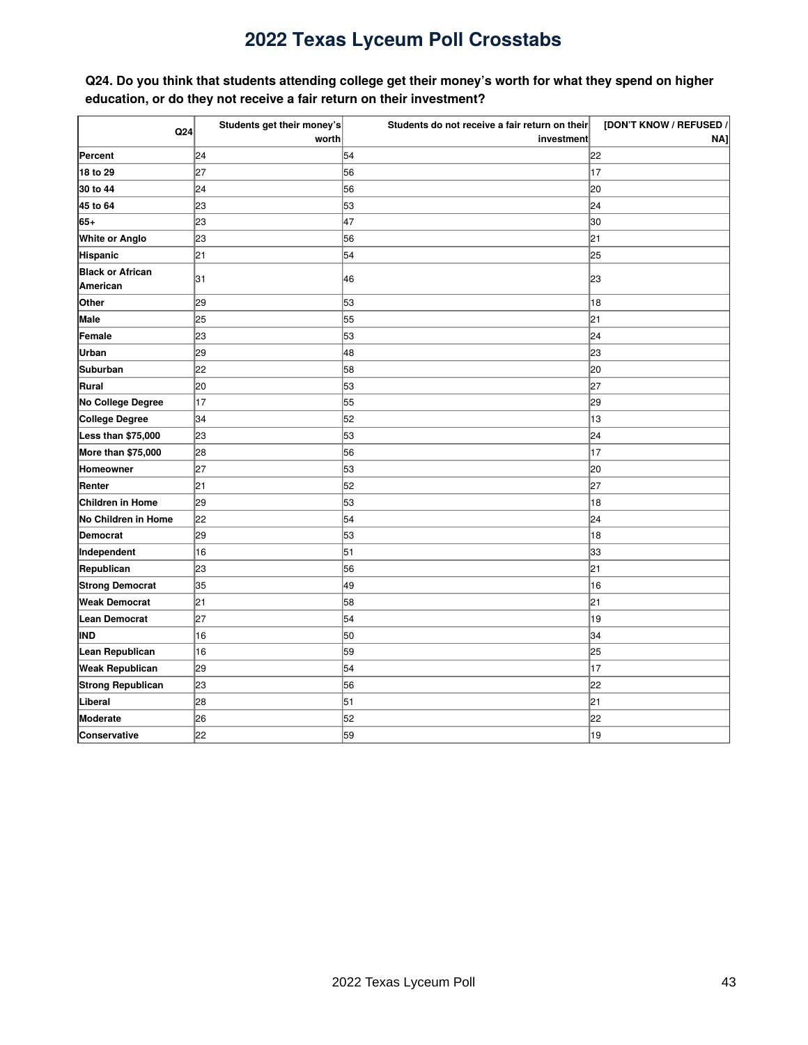# 2022 Texas Lyceum Poll Crosstabs

**Q24. Do you think that students attending college get their money's worth for what they spend on higher education, or do they not receive a fair return on their investment?**

| Q24 | Students get their money's worth | Students do not receive a fair return on their investment | [DON'T KNOW / REFUSED / NA] |
|---|---|---|---|
| **Percent** | 24 | 54 | 22 |
| **18 to 29** | 27 | 56 | 17 |
| **30 to 44** | 24 | 56 | 20 |
| **45 to 64** | 23 | 53 | 24 |
| **65+** | 23 | 47 | 30 |
| **White or Anglo** | 23 | 56 | 21 |
| **Hispanic** | 21 | 54 | 25 |
| **Black or African American** | 31 | 46 | 23 |
| **Other** | 29 | 53 | 18 |
| **Male** | 25 | 55 | 21 |
| **Female** | 23 | 53 | 24 |
| **Urban** | 29 | 48 | 23 |
| **Suburban** | 22 | 58 | 20 |
| **Rural** | 20 | 53 | 27 |
| **No College Degree** | 17 | 55 | 29 |
| **College Degree** | 34 | 52 | 13 |
| **Less than $75,000** | 23 | 53 | 24 |
| **More than $75,000** | 28 | 56 | 17 |
| **Homeowner** | 27 | 53 | 20 |
| **Renter** | 21 | 52 | 27 |
| **Children in Home** | 29 | 53 | 18 |
| **No Children in Home** | 22 | 54 | 24 |
| **Democrat** | 29 | 53 | 18 |
| **Independent** | 16 | 51 | 33 |
| **Republican** | 23 | 56 | 21 |
| **Strong Democrat** | 35 | 49 | 16 |
| **Weak Democrat** | 21 | 58 | 21 |
| **Lean Democrat** | 27 | 54 | 19 |
| **IND** | 16 | 50 | 34 |
| **Lean Republican** | 16 | 59 | 25 |
| **Weak Republican** | 29 | 54 | 17 |
| **Strong Republican** | 23 | 56 | 22 |
| **Liberal** | 28 | 51 | 21 |
| **Moderate** | 26 | 52 | 22 |
| **Conservative** | 22 | 59 | 19 |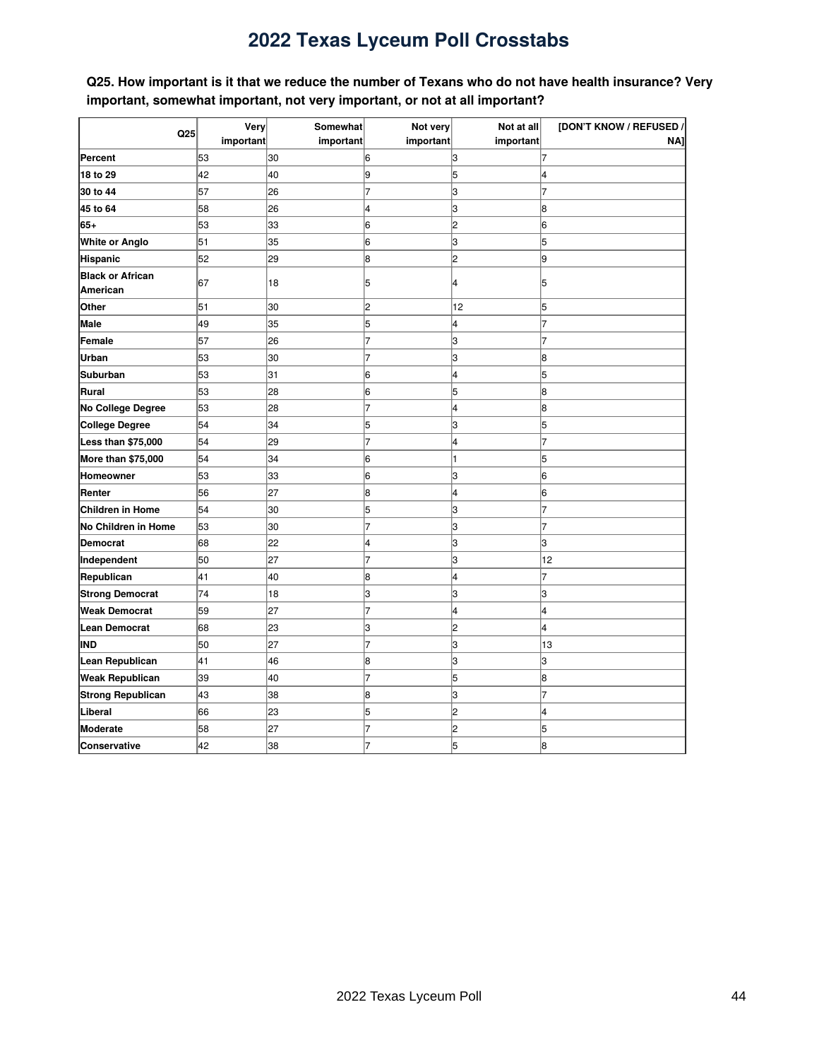# 2022 Texas Lyceum Poll Crosstabs

**Q25. How important is it that we reduce the number of Texans who do not have health insurance? Very important, somewhat important, not very important, or not at all important?**

| Q25 | Very important | Somewhat important | Not very important | Not at all important | [DON'T KNOW / REFUSED / NA] |
|---|---|---|---|---|---|
| **Percent** | 53 | 30 | 6 | 3 | 7 |
| **18 to 29** | 42 | 40 | 9 | 5 | 4 |
| **30 to 44** | 57 | 26 | 7 | 3 | 7 |
| **45 to 64** | 58 | 26 | 4 | 3 | 8 |
| **65+** | 53 | 33 | 6 | 2 | 6 |
| **White or Anglo** | 51 | 35 | 6 | 3 | 5 |
| **Hispanic** | 52 | 29 | 8 | 2 | 9 |
| **Black or African American** | 67 | 18 | 5 | 4 | 5 |
| **Other** | 51 | 30 | 2 | 12 | 5 |
| **Male** | 49 | 35 | 5 | 4 | 7 |
| **Female** | 57 | 26 | 7 | 3 | 7 |
| **Urban** | 53 | 30 | 7 | 3 | 8 |
| **Suburban** | 53 | 31 | 6 | 4 | 5 |
| **Rural** | 53 | 28 | 6 | 5 | 8 |
| **No College Degree** | 53 | 28 | 7 | 4 | 8 |
| **College Degree** | 54 | 34 | 5 | 3 | 5 |
| **Less than $75,000** | 54 | 29 | 7 | 4 | 7 |
| **More than $75,000** | 54 | 34 | 6 | 1 | 5 |
| **Homeowner** | 53 | 33 | 6 | 3 | 6 |
| **Renter** | 56 | 27 | 8 | 4 | 6 |
| **Children in Home** | 54 | 30 | 5 | 3 | 7 |
| **No Children in Home** | 53 | 30 | 7 | 3 | 7 |
| **Democrat** | 68 | 22 | 4 | 3 | 3 |
| **Independent** | 50 | 27 | 7 | 3 | 12 |
| **Republican** | 41 | 40 | 8 | 4 | 7 |
| **Strong Democrat** | 74 | 18 | 3 | 3 | 3 |
| **Weak Democrat** | 59 | 27 | 7 | 4 | 4 |
| **Lean Democrat** | 68 | 23 | 3 | 2 | 4 |
| **IND** | 50 | 27 | 7 | 3 | 13 |
| **Lean Republican** | 41 | 46 | 8 | 3 | 3 |
| **Weak Republican** | 39 | 40 | 7 | 5 | 8 |
| **Strong Republican** | 43 | 38 | 8 | 3 | 7 |
| **Liberal** | 66 | 23 | 5 | 2 | 4 |
| **Moderate** | 58 | 27 | 7 | 2 | 5 |
| **Conservative** | 42 | 38 | 7 | 5 | 8 |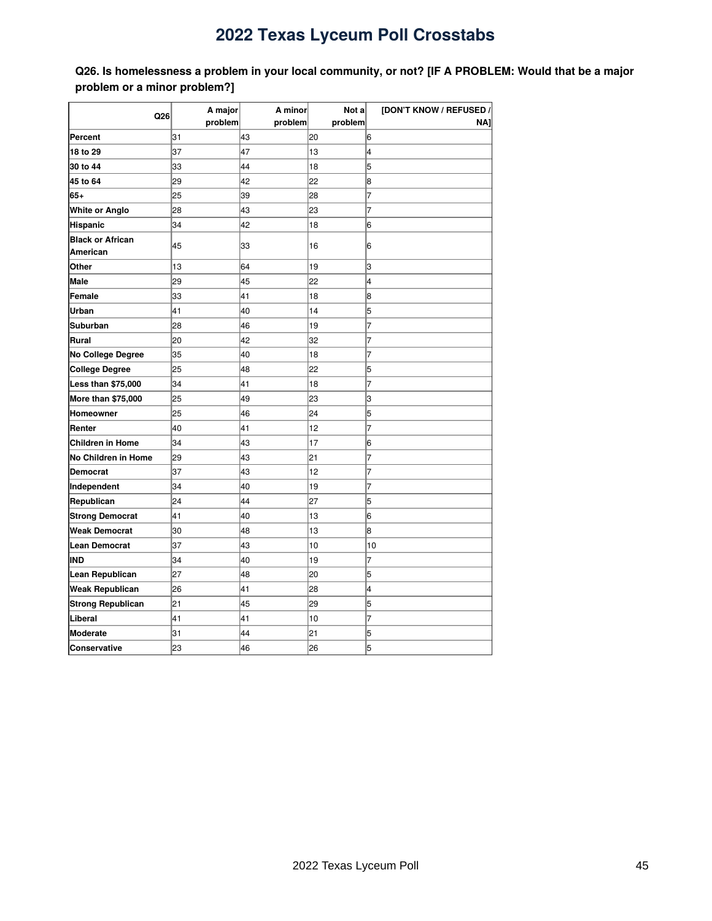# 2022 Texas Lyceum Poll Crosstabs

**Q26. Is homelessness a problem in your local community, or not? [IF A PROBLEM: Would that be a major problem or a minor problem?]**

| Q26 | A major problem | A minor problem | Not a problem | [DON'T KNOW / REFUSED / NA] |
|---|---|---|---|---|
| **Percent** | 31 | 43 | 20 | 6 |
| **18 to 29** | 37 | 47 | 13 | 4 |
| **30 to 44** | 33 | 44 | 18 | 5 |
| **45 to 64** | 29 | 42 | 22 | 8 |
| **65+** | 25 | 39 | 28 | 7 |
| **White or Anglo** | 28 | 43 | 23 | 7 |
| **Hispanic** | 34 | 42 | 18 | 6 |
| **Black or African American** | 45 | 33 | 16 | 6 |
| **Other** | 13 | 64 | 19 | 3 |
| **Male** | 29 | 45 | 22 | 4 |
| **Female** | 33 | 41 | 18 | 8 |
| **Urban** | 41 | 40 | 14 | 5 |
| **Suburban** | 28 | 46 | 19 | 7 |
| **Rural** | 20 | 42 | 32 | 7 |
| **No College Degree** | 35 | 40 | 18 | 7 |
| **College Degree** | 25 | 48 | 22 | 5 |
| **Less than $75,000** | 34 | 41 | 18 | 7 |
| **More than $75,000** | 25 | 49 | 23 | 3 |
| **Homeowner** | 25 | 46 | 24 | 5 |
| **Renter** | 40 | 41 | 12 | 7 |
| **Children in Home** | 34 | 43 | 17 | 6 |
| **No Children in Home** | 29 | 43 | 21 | 7 |
| **Democrat** | 37 | 43 | 12 | 7 |
| **Independent** | 34 | 40 | 19 | 7 |
| **Republican** | 24 | 44 | 27 | 5 |
| **Strong Democrat** | 41 | 40 | 13 | 6 |
| **Weak Democrat** | 30 | 48 | 13 | 8 |
| **Lean Democrat** | 37 | 43 | 10 | 10 |
| **IND** | 34 | 40 | 19 | 7 |
| **Lean Republican** | 27 | 48 | 20 | 5 |
| **Weak Republican** | 26 | 41 | 28 | 4 |
| **Strong Republican** | 21 | 45 | 29 | 5 |
| **Liberal** | 41 | 41 | 10 | 7 |
| **Moderate** | 31 | 44 | 21 | 5 |
| **Conservative** | 23 | 46 | 26 | 5 |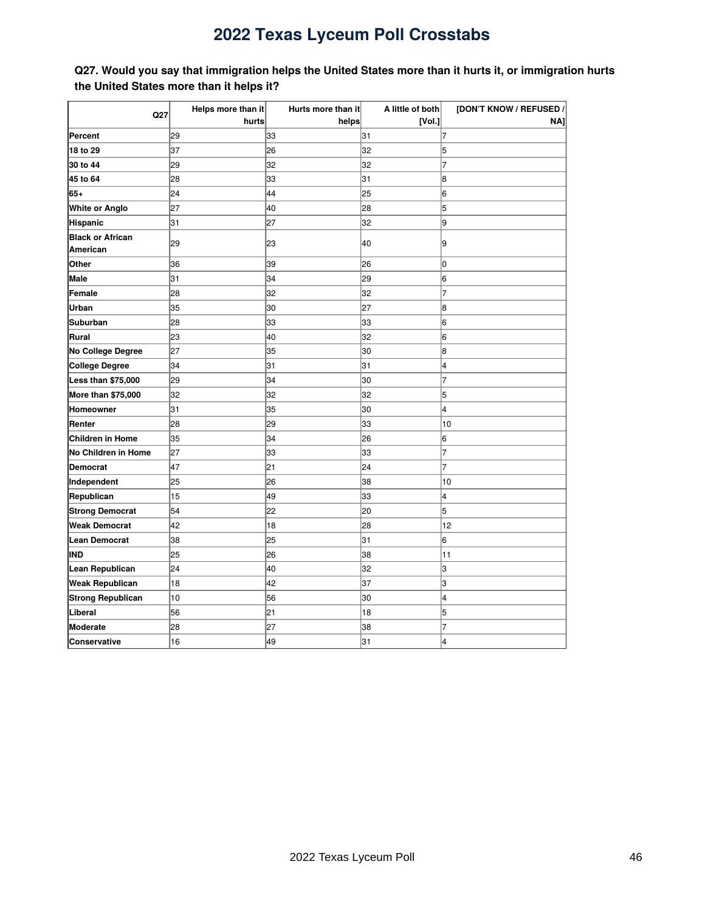# 2022 Texas Lyceum Poll Crosstabs

**Q27. Would you say that immigration helps the United States more than it hurts it, or immigration hurts the United States more than it helps it?**

| Q27 | Helps more than it hurts | Hurts more than it helps | A little of both [Vol.] | [DON'T KNOW / REFUSED / NA] |
|---|---|---|---|---|
| **Percent** | 29 | 33 | 31 | 7 |
| **18 to 29** | 37 | 26 | 32 | 5 |
| **30 to 44** | 29 | 32 | 32 | 7 |
| **45 to 64** | 28 | 33 | 31 | 8 |
| **65+** | 24 | 44 | 25 | 6 |
| **White or Anglo** | 27 | 40 | 28 | 5 |
| **Hispanic** | 31 | 27 | 32 | 9 |
| **Black or African American** | 29 | 23 | 40 | 9 |
| **Other** | 36 | 39 | 26 | 0 |
| **Male** | 31 | 34 | 29 | 6 |
| **Female** | 28 | 32 | 32 | 7 |
| **Urban** | 35 | 30 | 27 | 8 |
| **Suburban** | 28 | 33 | 33 | 6 |
| **Rural** | 23 | 40 | 32 | 6 |
| **No College Degree** | 27 | 35 | 30 | 8 |
| **College Degree** | 34 | 31 | 31 | 4 |
| **Less than $75,000** | 29 | 34 | 30 | 7 |
| **More than $75,000** | 32 | 32 | 32 | 5 |
| **Homeowner** | 31 | 35 | 30 | 4 |
| **Renter** | 28 | 29 | 33 | 10 |
| **Children in Home** | 35 | 34 | 26 | 6 |
| **No Children in Home** | 27 | 33 | 33 | 7 |
| **Democrat** | 47 | 21 | 24 | 7 |
| **Independent** | 25 | 26 | 38 | 10 |
| **Republican** | 15 | 49 | 33 | 4 |
| **Strong Democrat** | 54 | 22 | 20 | 5 |
| **Weak Democrat** | 42 | 18 | 28 | 12 |
| **Lean Democrat** | 38 | 25 | 31 | 6 |
| **IND** | 25 | 26 | 38 | 11 |
| **Lean Republican** | 24 | 40 | 32 | 3 |
| **Weak Republican** | 18 | 42 | 37 | 3 |
| **Strong Republican** | 10 | 56 | 30 | 4 |
| **Liberal** | 56 | 21 | 18 | 5 |
| **Moderate** | 28 | 27 | 38 | 7 |
| **Conservative** | 16 | 49 | 31 | 4 |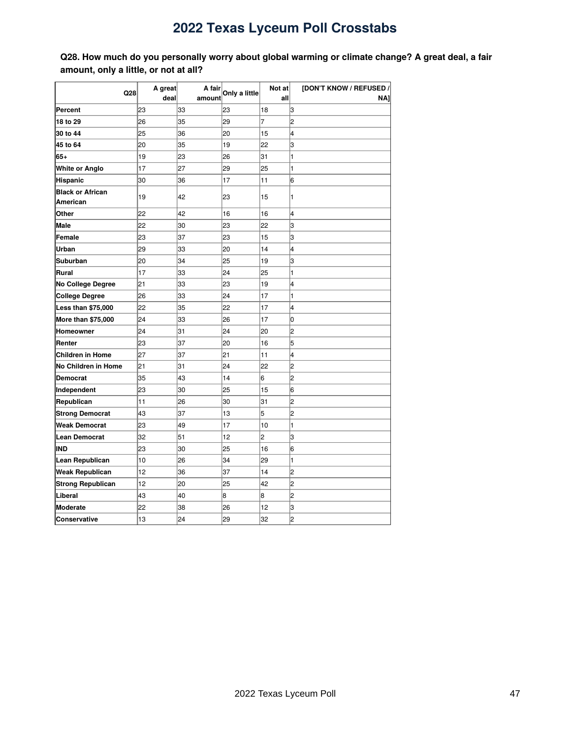# 2022 Texas Lyceum Poll Crosstabs

**Q28. How much do you personally worry about global warming or climate change? A great deal, a fair amount, only a little, or not at all?**

| Q28 | A great deal | A fair amount | Only a little | Not at all | [DON'T KNOW / REFUSED / NA] |
|---|---|---|---|---|---|
| **Percent** | 23 | 33 | 23 | 18 | 3 |
| **18 to 29** | 26 | 35 | 29 | 7 | 2 |
| **30 to 44** | 25 | 36 | 20 | 15 | 4 |
| **45 to 64** | 20 | 35 | 19 | 22 | 3 |
| **65+** | 19 | 23 | 26 | 31 | 1 |
| **White or Anglo** | 17 | 27 | 29 | 25 | 1 |
| **Hispanic** | 30 | 36 | 17 | 11 | 6 |
| **Black or African American** | 19 | 42 | 23 | 15 | 1 |
| **Other** | 22 | 42 | 16 | 16 | 4 |
| **Male** | 22 | 30 | 23 | 22 | 3 |
| **Female** | 23 | 37 | 23 | 15 | 3 |
| **Urban** | 29 | 33 | 20 | 14 | 4 |
| **Suburban** | 20 | 34 | 25 | 19 | 3 |
| **Rural** | 17 | 33 | 24 | 25 | 1 |
| **No College Degree** | 21 | 33 | 23 | 19 | 4 |
| **College Degree** | 26 | 33 | 24 | 17 | 1 |
| **Less than $75,000** | 22 | 35 | 22 | 17 | 4 |
| **More than $75,000** | 24 | 33 | 26 | 17 | 0 |
| **Homeowner** | 24 | 31 | 24 | 20 | 2 |
| **Renter** | 23 | 37 | 20 | 16 | 5 |
| **Children in Home** | 27 | 37 | 21 | 11 | 4 |
| **No Children in Home** | 21 | 31 | 24 | 22 | 2 |
| **Democrat** | 35 | 43 | 14 | 6 | 2 |
| **Independent** | 23 | 30 | 25 | 15 | 6 |
| **Republican** | 11 | 26 | 30 | 31 | 2 |
| **Strong Democrat** | 43 | 37 | 13 | 5 | 2 |
| **Weak Democrat** | 23 | 49 | 17 | 10 | 1 |
| **Lean Democrat** | 32 | 51 | 12 | 2 | 3 |
| **IND** | 23 | 30 | 25 | 16 | 6 |
| **Lean Republican** | 10 | 26 | 34 | 29 | 1 |
| **Weak Republican** | 12 | 36 | 37 | 14 | 2 |
| **Strong Republican** | 12 | 20 | 25 | 42 | 2 |
| **Liberal** | 43 | 40 | 8 | 8 | 2 |
| **Moderate** | 22 | 38 | 26 | 12 | 3 |
| **Conservative** | 13 | 24 | 29 | 32 | 2 |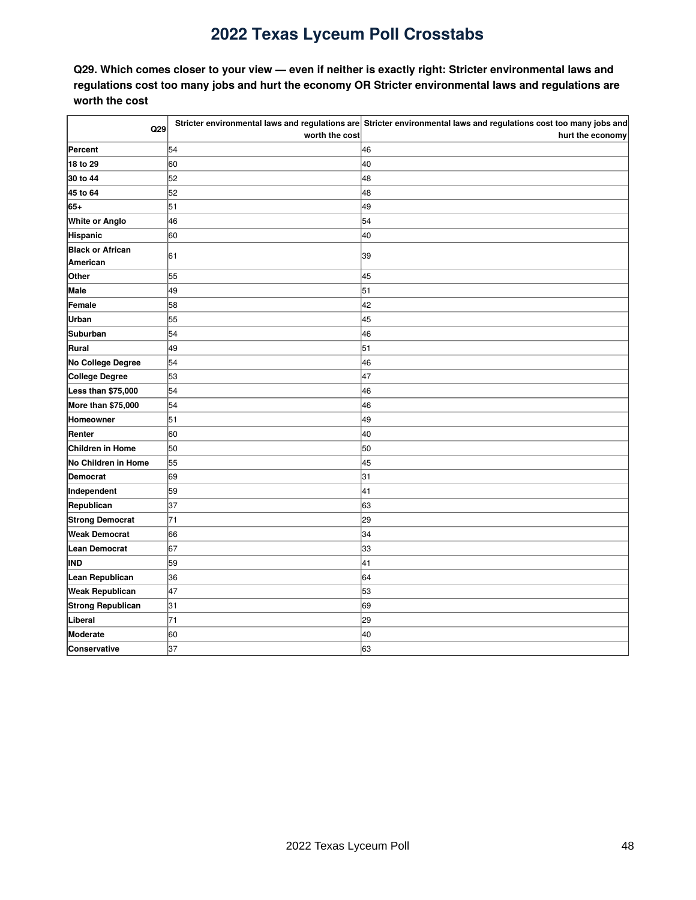# 2022 Texas Lyceum Poll Crosstabs

**Q29. Which comes closer to your view — even if neither is exactly right: Stricter environmental laws and regulations cost too many jobs and hurt the economy OR Stricter environmental laws and regulations are worth the cost**

| Q29 | Stricter environmental laws and regulations are worth the cost | Stricter environmental laws and regulations cost too many jobs and hurt the economy |
|---|---|---|
| **Percent** | 54 | 46 |
| **18 to 29** | 60 | 40 |
| **30 to 44** | 52 | 48 |
| **45 to 64** | 52 | 48 |
| **65+** | 51 | 49 |
| **White or Anglo** | 46 | 54 |
| **Hispanic** | 60 | 40 |
| **Black or African American** | 61 | 39 |
| **Other** | 55 | 45 |
| **Male** | 49 | 51 |
| **Female** | 58 | 42 |
| **Urban** | 55 | 45 |
| **Suburban** | 54 | 46 |
| **Rural** | 49 | 51 |
| **No College Degree** | 54 | 46 |
| **College Degree** | 53 | 47 |
| **Less than $75,000** | 54 | 46 |
| **More than $75,000** | 54 | 46 |
| **Homeowner** | 51 | 49 |
| **Renter** | 60 | 40 |
| **Children in Home** | 50 | 50 |
| **No Children in Home** | 55 | 45 |
| **Democrat** | 69 | 31 |
| **Independent** | 59 | 41 |
| **Republican** | 37 | 63 |
| **Strong Democrat** | 71 | 29 |
| **Weak Democrat** | 66 | 34 |
| **Lean Democrat** | 67 | 33 |
| **IND** | 59 | 41 |
| **Lean Republican** | 36 | 64 |
| **Weak Republican** | 47 | 53 |
| **Strong Republican** | 31 | 69 |
| **Liberal** | 71 | 29 |
| **Moderate** | 60 | 40 |
| **Conservative** | 37 | 63 |